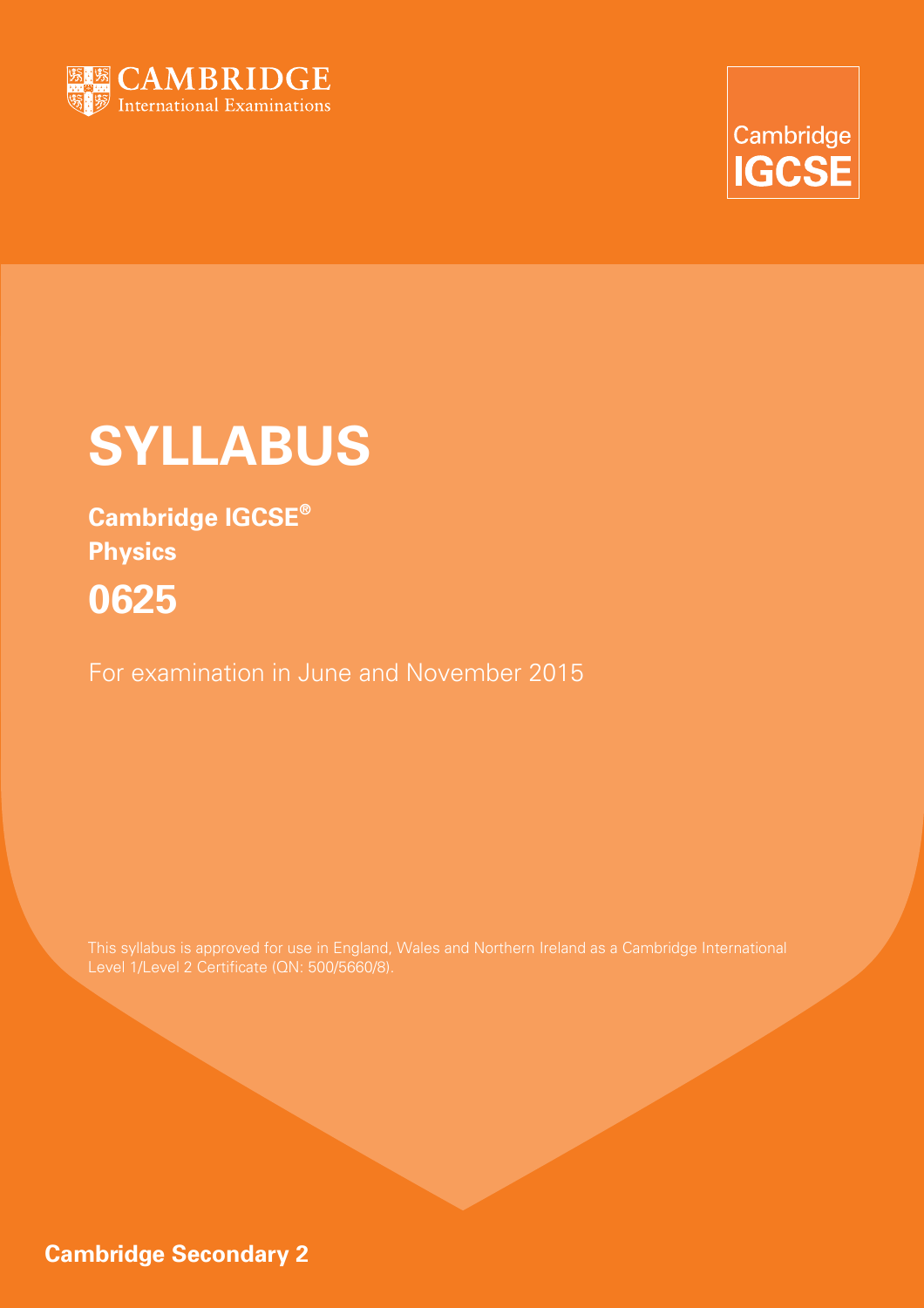CAMBRIDGE
International Examinations

Cambridge
IGCSE

# SYLLABUS

**Cambridge IGCSE®**
**Physics**

## 0625

For examination in June and November 2015

This syllabus is approved for use in England, Wales and Northern Ireland as a Cambridge International Level 1/Level 2 Certificate (QN: 500/5660/8).

**Cambridge Secondary 2**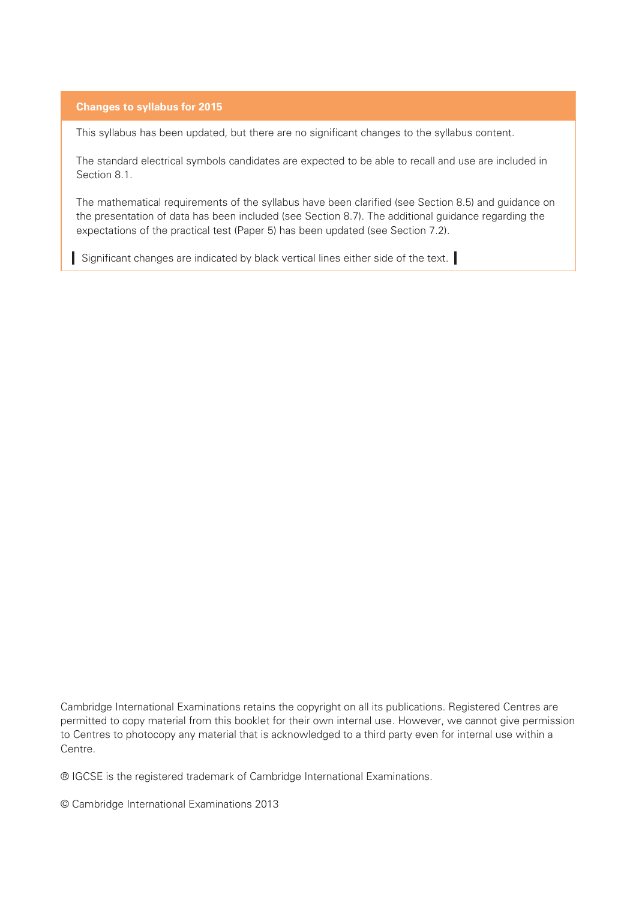## Changes to syllabus for 2015

This syllabus has been updated, but there are no significant changes to the syllabus content.

The standard electrical symbols candidates are expected to be able to recall and use are included in Section 8.1.

The mathematical requirements of the syllabus have been clarified (see Section 8.5) and guidance on the presentation of data has been included (see Section 8.7). The additional guidance regarding the expectations of the practical test (Paper 5) has been updated (see Section 7.2).

| Significant changes are indicated by black vertical lines either side of the text. |

Cambridge International Examinations retains the copyright on all its publications. Registered Centres are permitted to copy material from this booklet for their own internal use. However, we cannot give permission to Centres to photocopy any material that is acknowledged to a third party even for internal use within a Centre.

® IGCSE is the registered trademark of Cambridge International Examinations.

© Cambridge International Examinations 2013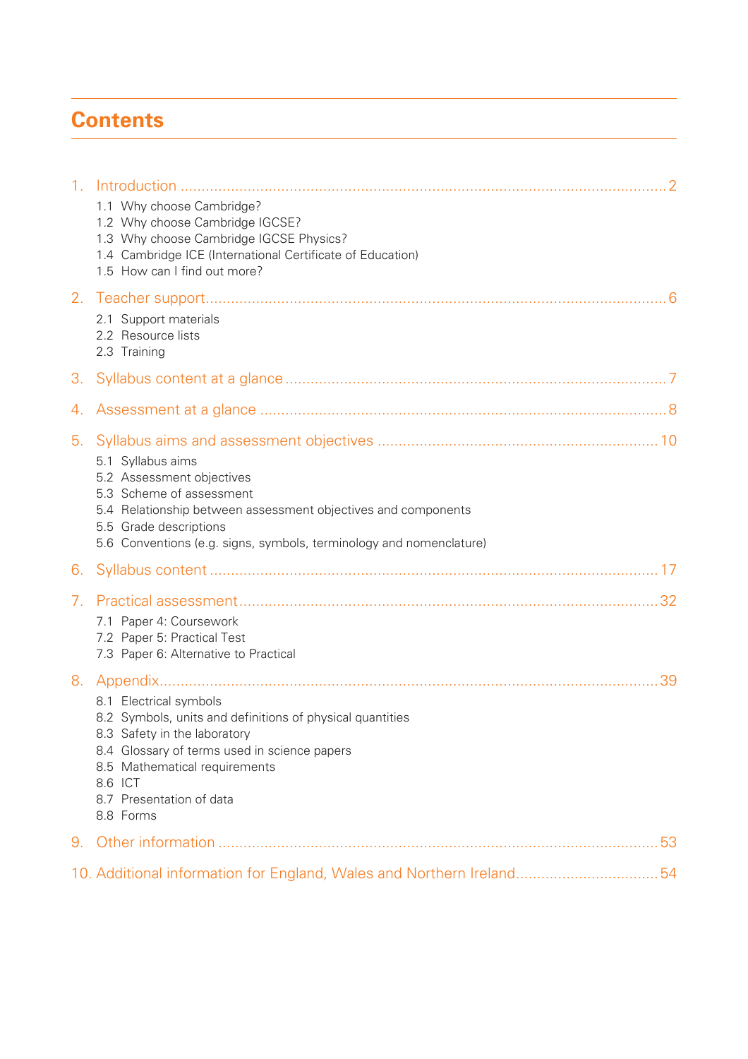# Contents

1. Introduction ... 2
   - 1.1 Why choose Cambridge?
   - 1.2 Why choose Cambridge IGCSE?
   - 1.3 Why choose Cambridge IGCSE Physics?
   - 1.4 Cambridge ICE (International Certificate of Education)
   - 1.5 How can I find out more?

2. Teacher support ... 6
   - 2.1 Support materials
   - 2.2 Resource lists
   - 2.3 Training

3. Syllabus content at a glance ... 7

4. Assessment at a glance ... 8

5. Syllabus aims and assessment objectives ... 10
   - 5.1 Syllabus aims
   - 5.2 Assessment objectives
   - 5.3 Scheme of assessment
   - 5.4 Relationship between assessment objectives and components
   - 5.5 Grade descriptions
   - 5.6 Conventions (e.g. signs, symbols, terminology and nomenclature)

6. Syllabus content ... 17

7. Practical assessment ... 32
   - 7.1 Paper 4: Coursework
   - 7.2 Paper 5: Practical Test
   - 7.3 Paper 6: Alternative to Practical

8. Appendix ... 39
   - 8.1 Electrical symbols
   - 8.2 Symbols, units and definitions of physical quantities
   - 8.3 Safety in the laboratory
   - 8.4 Glossary of terms used in science papers
   - 8.5 Mathematical requirements
   - 8.6 ICT
   - 8.7 Presentation of data
   - 8.8 Forms

9. Other information ... 53

10. Additional information for England, Wales and Northern Ireland ... 54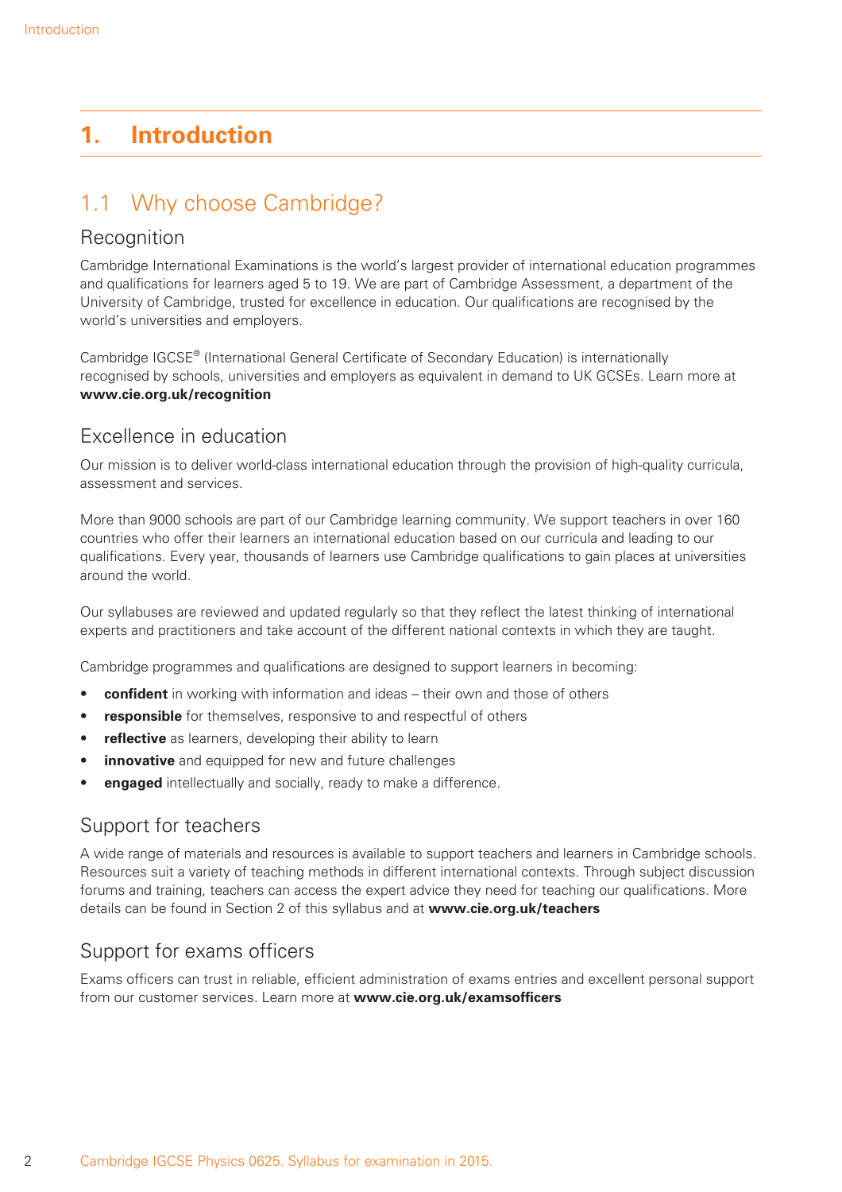# 1. Introduction

## 1.1 Why choose Cambridge?

### Recognition

Cambridge International Examinations is the world's largest provider of international education programmes and qualifications for learners aged 5 to 19. We are part of Cambridge Assessment, a department of the University of Cambridge, trusted for excellence in education. Our qualifications are recognised by the world's universities and employers.

Cambridge IGCSE® (International General Certificate of Secondary Education) is internationally recognised by schools, universities and employers as equivalent in demand to UK GCSEs. Learn more at **www.cie.org.uk/recognition**

### Excellence in education

Our mission is to deliver world-class international education through the provision of high-quality curricula, assessment and services.

More than 9000 schools are part of our Cambridge learning community. We support teachers in over 160 countries who offer their learners an international education based on our curricula and leading to our qualifications. Every year, thousands of learners use Cambridge qualifications to gain places at universities around the world.

Our syllabuses are reviewed and updated regularly so that they reflect the latest thinking of international experts and practitioners and take account of the different national contexts in which they are taught.

Cambridge programmes and qualifications are designed to support learners in becoming:

- **confident** in working with information and ideas – their own and those of others
- **responsible** for themselves, responsive to and respectful of others
- **reflective** as learners, developing their ability to learn
- **innovative** and equipped for new and future challenges
- **engaged** intellectually and socially, ready to make a difference.

### Support for teachers

A wide range of materials and resources is available to support teachers and learners in Cambridge schools. Resources suit a variety of teaching methods in different international contexts. Through subject discussion forums and training, teachers can access the expert advice they need for teaching our qualifications. More details can be found in Section 2 of this syllabus and at **www.cie.org.uk/teachers**

### Support for exams officers

Exams officers can trust in reliable, efficient administration of exams entries and excellent personal support from our customer services. Learn more at **www.cie.org.uk/examsofficers**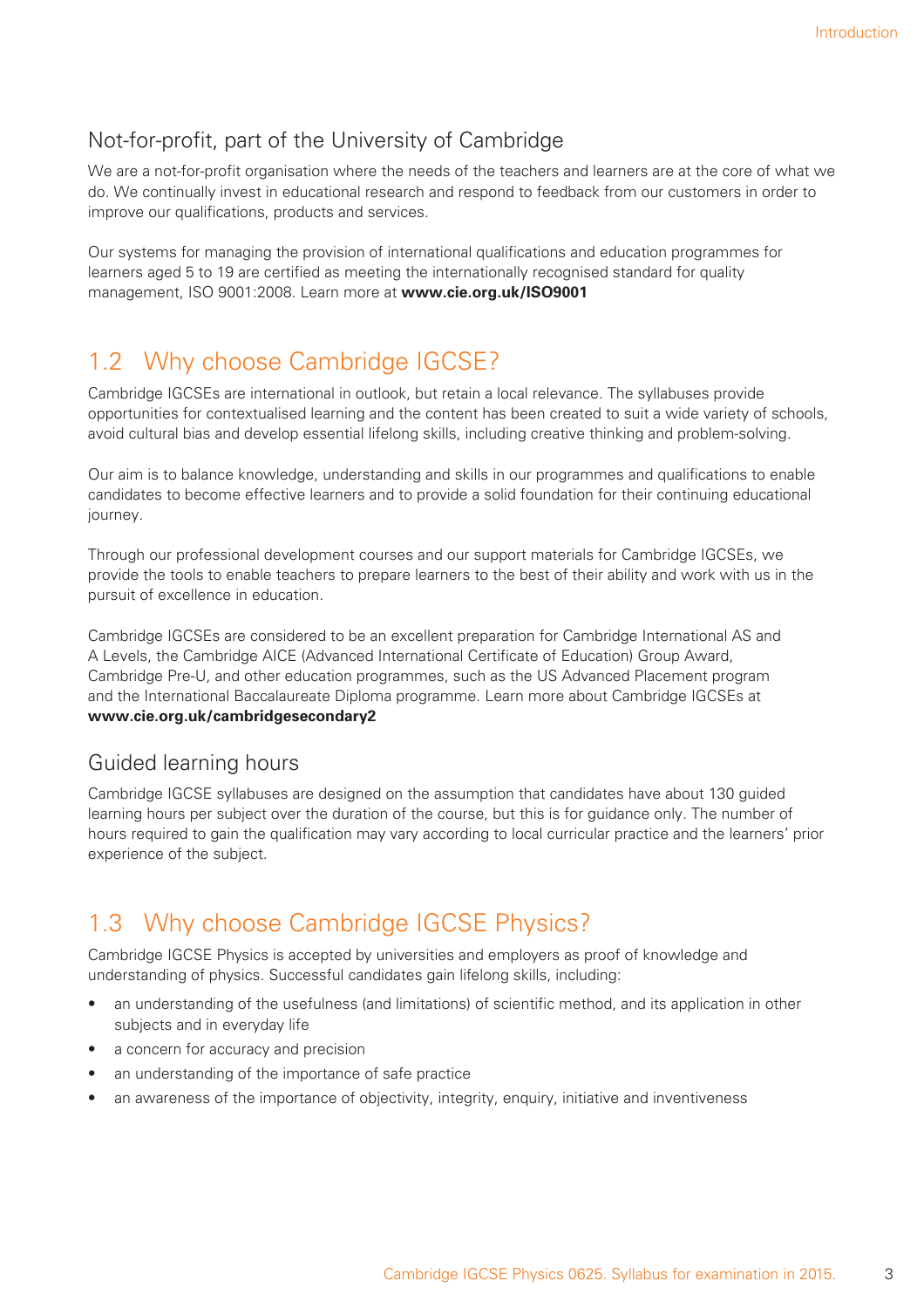### Not-for-profit, part of the University of Cambridge

We are a not-for-profit organisation where the needs of the teachers and learners are at the core of what we do. We continually invest in educational research and respond to feedback from our customers in order to improve our qualifications, products and services.

Our systems for managing the provision of international qualifications and education programmes for learners aged 5 to 19 are certified as meeting the internationally recognised standard for quality management, ISO 9001:2008. Learn more at **www.cie.org.uk/ISO9001**

## 1.2 Why choose Cambridge IGCSE?

Cambridge IGCSEs are international in outlook, but retain a local relevance. The syllabuses provide opportunities for contextualised learning and the content has been created to suit a wide variety of schools, avoid cultural bias and develop essential lifelong skills, including creative thinking and problem-solving.

Our aim is to balance knowledge, understanding and skills in our programmes and qualifications to enable candidates to become effective learners and to provide a solid foundation for their continuing educational journey.

Through our professional development courses and our support materials for Cambridge IGCSEs, we provide the tools to enable teachers to prepare learners to the best of their ability and work with us in the pursuit of excellence in education.

Cambridge IGCSEs are considered to be an excellent preparation for Cambridge International AS and A Levels, the Cambridge AICE (Advanced International Certificate of Education) Group Award, Cambridge Pre-U, and other education programmes, such as the US Advanced Placement program and the International Baccalaureate Diploma programme. Learn more about Cambridge IGCSEs at **www.cie.org.uk/cambridgesecondary2**

### Guided learning hours

Cambridge IGCSE syllabuses are designed on the assumption that candidates have about 130 guided learning hours per subject over the duration of the course, but this is for guidance only. The number of hours required to gain the qualification may vary according to local curricular practice and the learners' prior experience of the subject.

## 1.3 Why choose Cambridge IGCSE Physics?

Cambridge IGCSE Physics is accepted by universities and employers as proof of knowledge and understanding of physics. Successful candidates gain lifelong skills, including:

- an understanding of the usefulness (and limitations) of scientific method, and its application in other subjects and in everyday life
- a concern for accuracy and precision
- an understanding of the importance of safe practice
- an awareness of the importance of objectivity, integrity, enquiry, initiative and inventiveness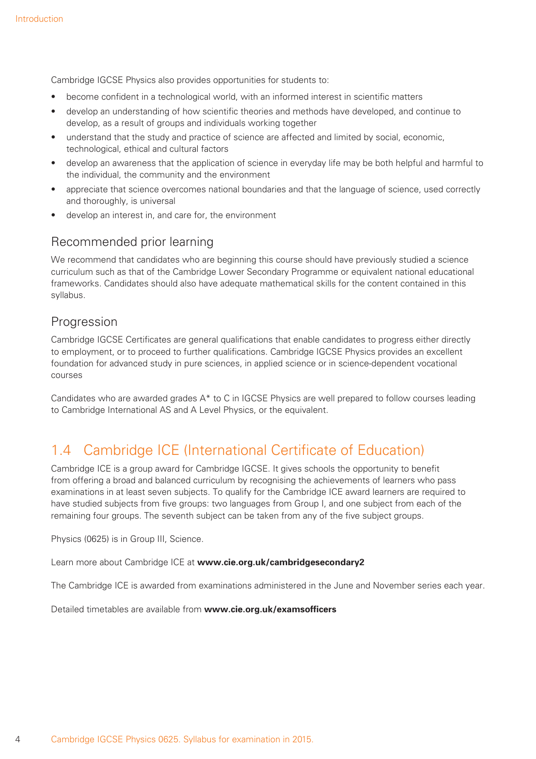Cambridge IGCSE Physics also provides opportunities for students to:

- become confident in a technological world, with an informed interest in scientific matters
- develop an understanding of how scientific theories and methods have developed, and continue to develop, as a result of groups and individuals working together
- understand that the study and practice of science are affected and limited by social, economic, technological, ethical and cultural factors
- develop an awareness that the application of science in everyday life may be both helpful and harmful to the individual, the community and the environment
- appreciate that science overcomes national boundaries and that the language of science, used correctly and thoroughly, is universal
- develop an interest in, and care for, the environment

### Recommended prior learning

We recommend that candidates who are beginning this course should have previously studied a science curriculum such as that of the Cambridge Lower Secondary Programme or equivalent national educational frameworks. Candidates should also have adequate mathematical skills for the content contained in this syllabus.

### Progression

Cambridge IGCSE Certificates are general qualifications that enable candidates to progress either directly to employment, or to proceed to further qualifications. Cambridge IGCSE Physics provides an excellent foundation for advanced study in pure sciences, in applied science or in science-dependent vocational courses

Candidates who are awarded grades A* to C in IGCSE Physics are well prepared to follow courses leading to Cambridge International AS and A Level Physics, or the equivalent.

## 1.4 Cambridge ICE (International Certificate of Education)

Cambridge ICE is a group award for Cambridge IGCSE. It gives schools the opportunity to benefit from offering a broad and balanced curriculum by recognising the achievements of learners who pass examinations in at least seven subjects. To qualify for the Cambridge ICE award learners are required to have studied subjects from five groups: two languages from Group I, and one subject from each of the remaining four groups. The seventh subject can be taken from any of the five subject groups.

Physics (0625) is in Group III, Science.

Learn more about Cambridge ICE at **www.cie.org.uk/cambridgesecondary2**

The Cambridge ICE is awarded from examinations administered in the June and November series each year.

Detailed timetables are available from **www.cie.org.uk/examsofficers**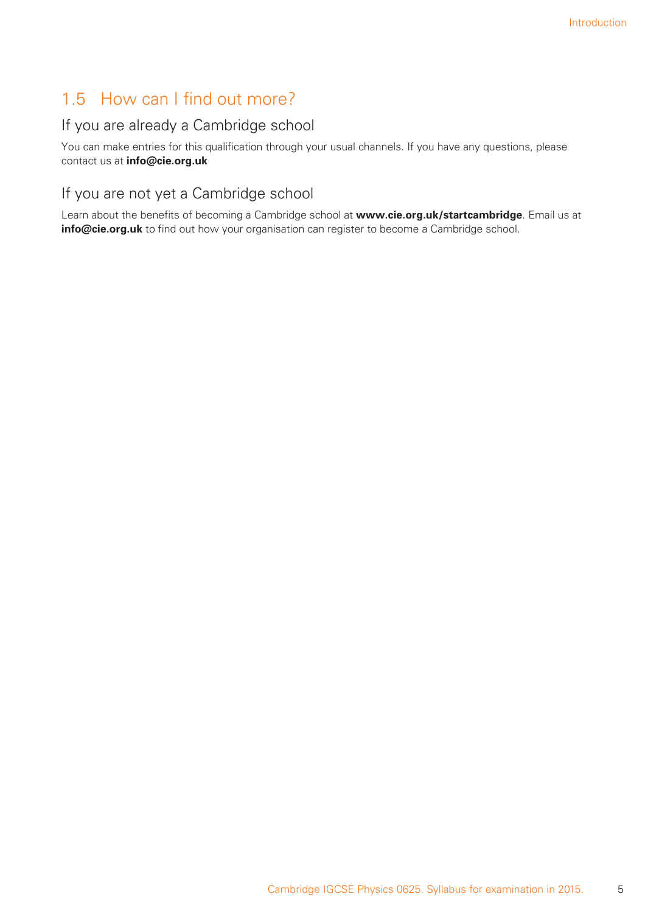## 1.5 How can I find out more?

### If you are already a Cambridge school

You can make entries for this qualification through your usual channels. If you have any questions, please contact us at **info@cie.org.uk**

### If you are not yet a Cambridge school

Learn about the benefits of becoming a Cambridge school at **www.cie.org.uk/startcambridge**. Email us at **info@cie.org.uk** to find out how your organisation can register to become a Cambridge school.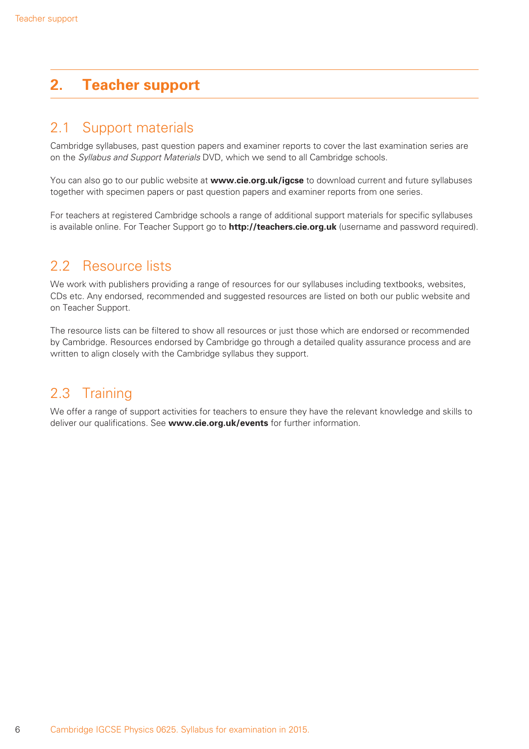# 2. Teacher support

## 2.1 Support materials

Cambridge syllabuses, past question papers and examiner reports to cover the last examination series are on the *Syllabus and Support Materials* DVD, which we send to all Cambridge schools.

You can also go to our public website at **www.cie.org.uk/igcse** to download current and future syllabuses together with specimen papers or past question papers and examiner reports from one series.

For teachers at registered Cambridge schools a range of additional support materials for specific syllabuses is available online. For Teacher Support go to **http://teachers.cie.org.uk** (username and password required).

## 2.2 Resource lists

We work with publishers providing a range of resources for our syllabuses including textbooks, websites, CDs etc. Any endorsed, recommended and suggested resources are listed on both our public website and on Teacher Support.

The resource lists can be filtered to show all resources or just those which are endorsed or recommended by Cambridge. Resources endorsed by Cambridge go through a detailed quality assurance process and are written to align closely with the Cambridge syllabus they support.

## 2.3 Training

We offer a range of support activities for teachers to ensure they have the relevant knowledge and skills to deliver our qualifications. See **www.cie.org.uk/events** for further information.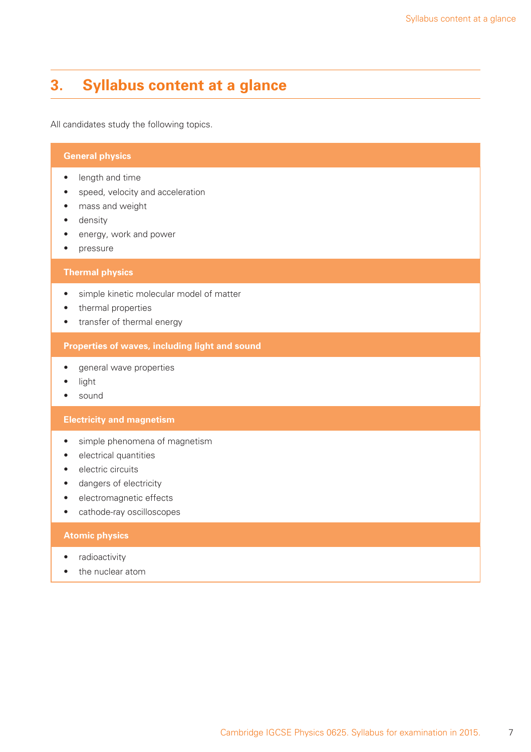# 3. Syllabus content at a glance

All candidates study the following topics.

**General physics**

- length and time
- speed, velocity and acceleration
- mass and weight
- density
- energy, work and power
- pressure

**Thermal physics**

- simple kinetic molecular model of matter
- thermal properties
- transfer of thermal energy

**Properties of waves, including light and sound**

- general wave properties
- light
- sound

**Electricity and magnetism**

- simple phenomena of magnetism
- electrical quantities
- electric circuits
- dangers of electricity
- electromagnetic effects
- cathode-ray oscilloscopes

**Atomic physics**

- radioactivity
- the nuclear atom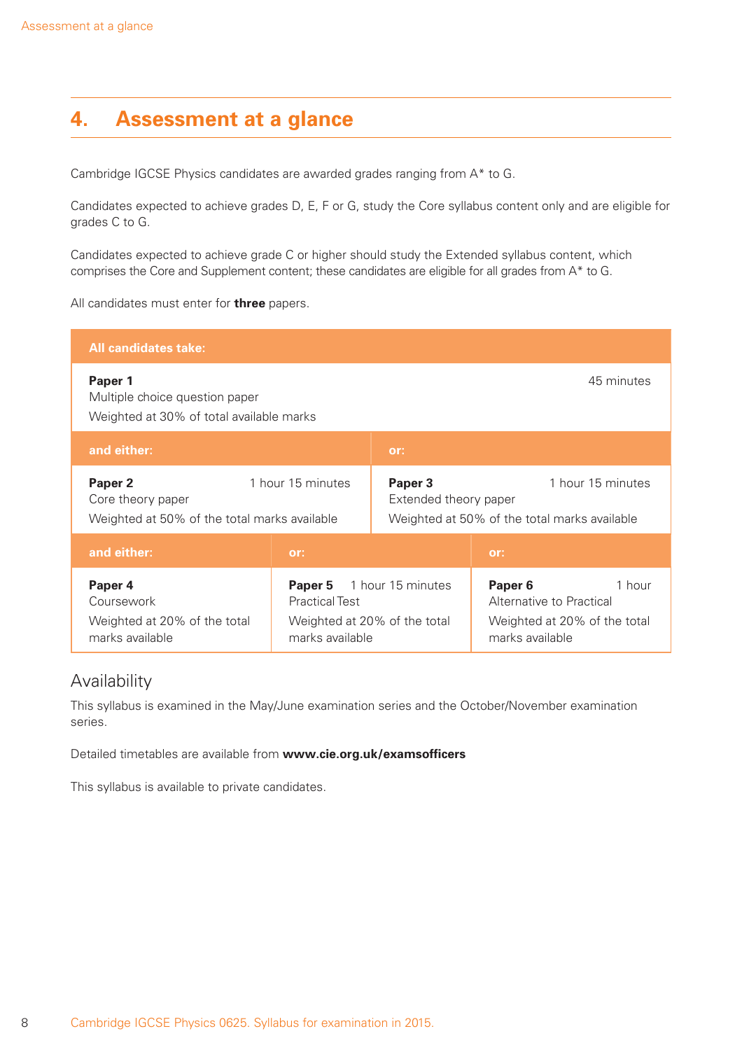# 4. Assessment at a glance

Cambridge IGCSE Physics candidates are awarded grades ranging from A* to G.

Candidates expected to achieve grades D, E, F or G, study the Core syllabus content only and are eligible for grades C to G.

Candidates expected to achieve grade C or higher should study the Extended syllabus content, which comprises the Core and Supplement content; these candidates are eligible for all grades from A* to G.

All candidates must enter for **three** papers.

**All candidates take:**

| Paper | Title | Duration | Weighting |
|---|---|---|---|
| **Paper 1** | Multiple choice question paper | 45 minutes | Weighted at 30% of total available marks |

**and either:**

| Paper | Title | Duration | Weighting |
|---|---|---|---|
| **Paper 2** | Core theory paper | 1 hour 15 minutes | Weighted at 50% of the total marks available |

**or:**

| Paper | Title | Duration | Weighting |
|---|---|---|---|
| **Paper 3** | Extended theory paper | 1 hour 15 minutes | Weighted at 50% of the total marks available |

**and either:**

| Paper | Title | Duration | Weighting |
|---|---|---|---|
| **Paper 4** | Coursework | | Weighted at 20% of the total marks available |

**or:**

| Paper | Title | Duration | Weighting |
|---|---|---|---|
| **Paper 5** | Practical Test | 1 hour 15 minutes | Weighted at 20% of the total marks available |

**or:**

| Paper | Title | Duration | Weighting |
|---|---|---|---|
| **Paper 6** | Alternative to Practical | 1 hour | Weighted at 20% of the total marks available |

## Availability

This syllabus is examined in the May/June examination series and the October/November examination series.

Detailed timetables are available from **www.cie.org.uk/examsofficers**

This syllabus is available to private candidates.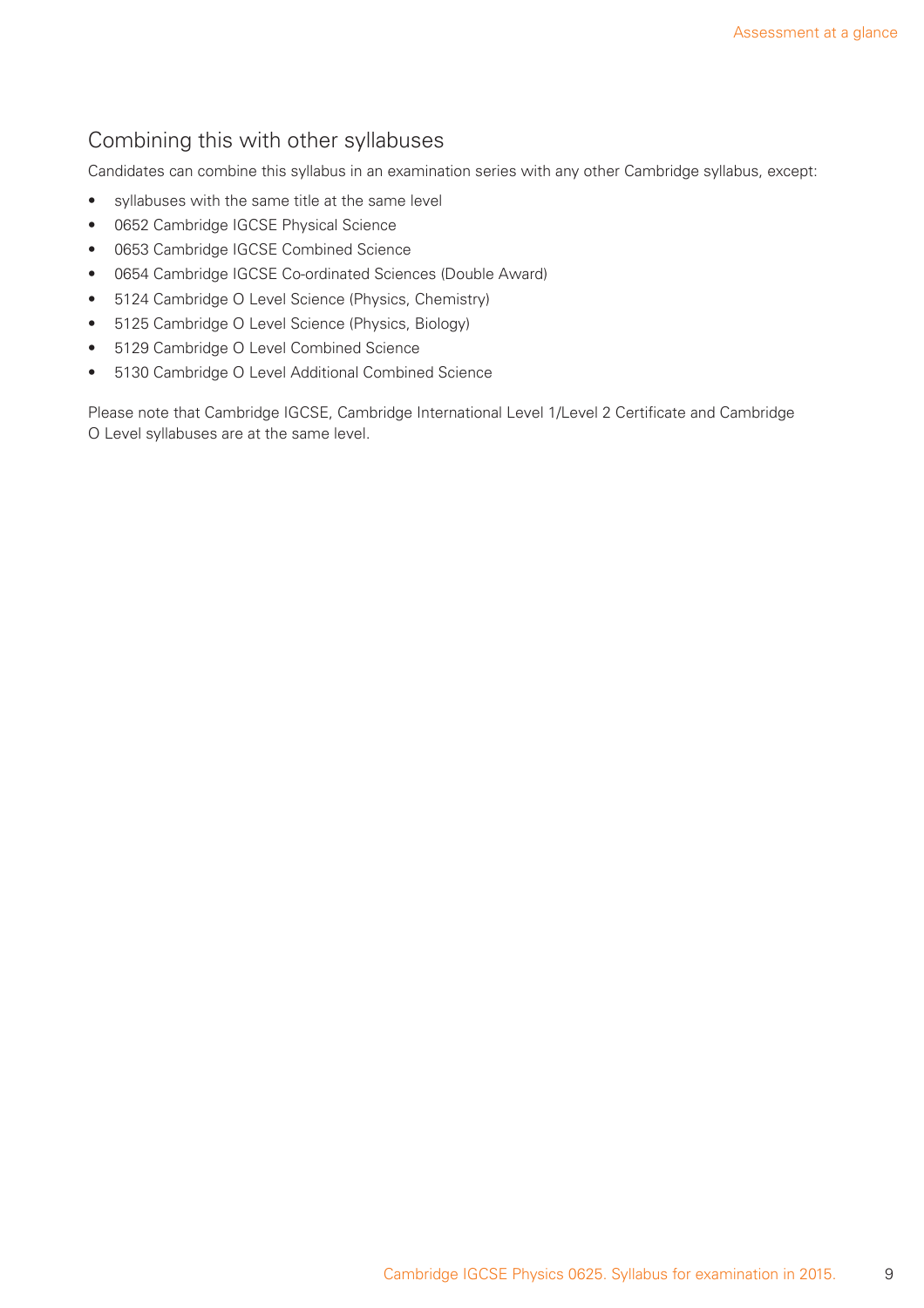## Combining this with other syllabuses

Candidates can combine this syllabus in an examination series with any other Cambridge syllabus, except:

- syllabuses with the same title at the same level
- 0652 Cambridge IGCSE Physical Science
- 0653 Cambridge IGCSE Combined Science
- 0654 Cambridge IGCSE Co-ordinated Sciences (Double Award)
- 5124 Cambridge O Level Science (Physics, Chemistry)
- 5125 Cambridge O Level Science (Physics, Biology)
- 5129 Cambridge O Level Combined Science
- 5130 Cambridge O Level Additional Combined Science

Please note that Cambridge IGCSE, Cambridge International Level 1/Level 2 Certificate and Cambridge O Level syllabuses are at the same level.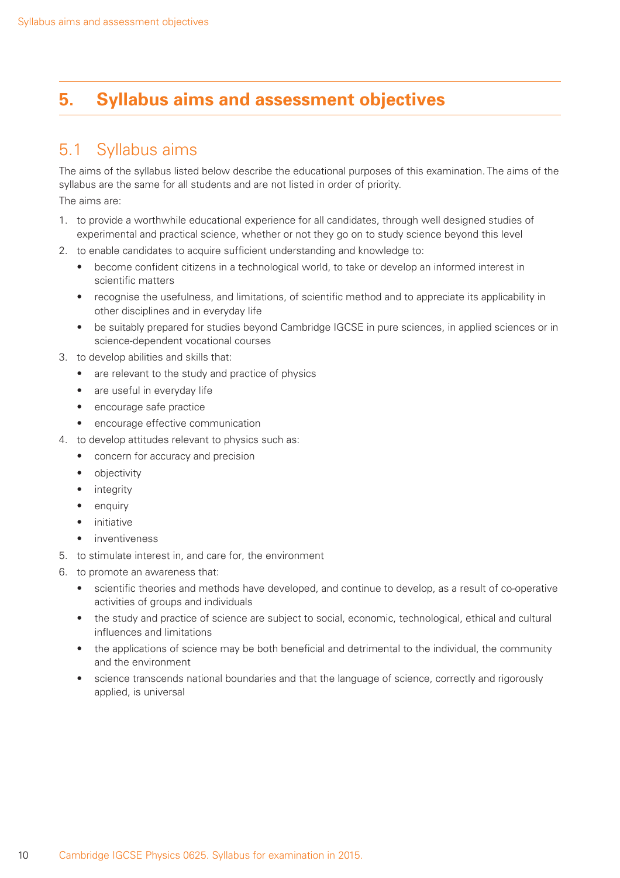# 5. Syllabus aims and assessment objectives

## 5.1 Syllabus aims

The aims of the syllabus listed below describe the educational purposes of this examination. The aims of the syllabus are the same for all students and are not listed in order of priority.

The aims are:

1. to provide a worthwhile educational experience for all candidates, through well designed studies of experimental and practical science, whether or not they go on to study science beyond this level
2. to enable candidates to acquire sufficient understanding and knowledge to:
   - become confident citizens in a technological world, to take or develop an informed interest in scientific matters
   - recognise the usefulness, and limitations, of scientific method and to appreciate its applicability in other disciplines and in everyday life
   - be suitably prepared for studies beyond Cambridge IGCSE in pure sciences, in applied sciences or in science-dependent vocational courses
3. to develop abilities and skills that:
   - are relevant to the study and practice of physics
   - are useful in everyday life
   - encourage safe practice
   - encourage effective communication
4. to develop attitudes relevant to physics such as:
   - concern for accuracy and precision
   - objectivity
   - integrity
   - enquiry
   - initiative
   - inventiveness
5. to stimulate interest in, and care for, the environment
6. to promote an awareness that:
   - scientific theories and methods have developed, and continue to develop, as a result of co-operative activities of groups and individuals
   - the study and practice of science are subject to social, economic, technological, ethical and cultural influences and limitations
   - the applications of science may be both beneficial and detrimental to the individual, the community and the environment
   - science transcends national boundaries and that the language of science, correctly and rigorously applied, is universal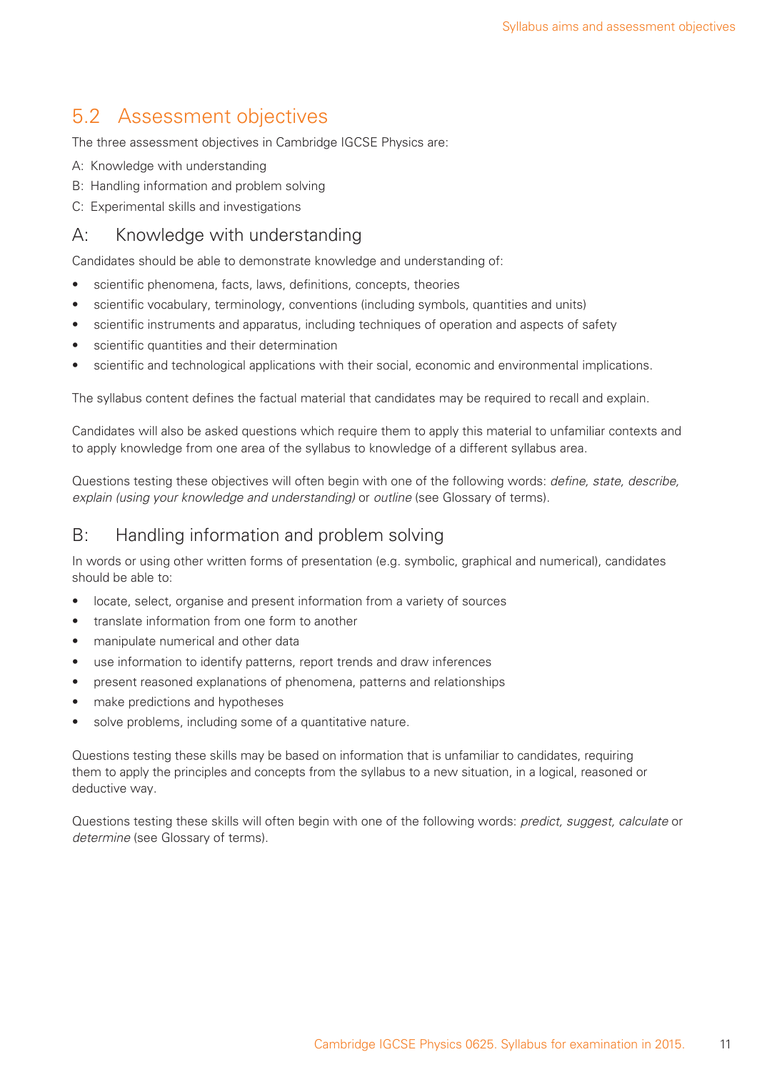## 5.2 Assessment objectives

The three assessment objectives in Cambridge IGCSE Physics are:

A: Knowledge with understanding

B: Handling information and problem solving

C: Experimental skills and investigations

### A: Knowledge with understanding

Candidates should be able to demonstrate knowledge and understanding of:

- scientific phenomena, facts, laws, definitions, concepts, theories
- scientific vocabulary, terminology, conventions (including symbols, quantities and units)
- scientific instruments and apparatus, including techniques of operation and aspects of safety
- scientific quantities and their determination
- scientific and technological applications with their social, economic and environmental implications.

The syllabus content defines the factual material that candidates may be required to recall and explain.

Candidates will also be asked questions which require them to apply this material to unfamiliar contexts and to apply knowledge from one area of the syllabus to knowledge of a different syllabus area.

Questions testing these objectives will often begin with one of the following words: *define, state, describe, explain (using your knowledge and understanding)* or *outline* (see Glossary of terms).

### B: Handling information and problem solving

In words or using other written forms of presentation (e.g. symbolic, graphical and numerical), candidates should be able to:

- locate, select, organise and present information from a variety of sources
- translate information from one form to another
- manipulate numerical and other data
- use information to identify patterns, report trends and draw inferences
- present reasoned explanations of phenomena, patterns and relationships
- make predictions and hypotheses
- solve problems, including some of a quantitative nature.

Questions testing these skills may be based on information that is unfamiliar to candidates, requiring them to apply the principles and concepts from the syllabus to a new situation, in a logical, reasoned or deductive way.

Questions testing these skills will often begin with one of the following words: *predict, suggest, calculate* or *determine* (see Glossary of terms).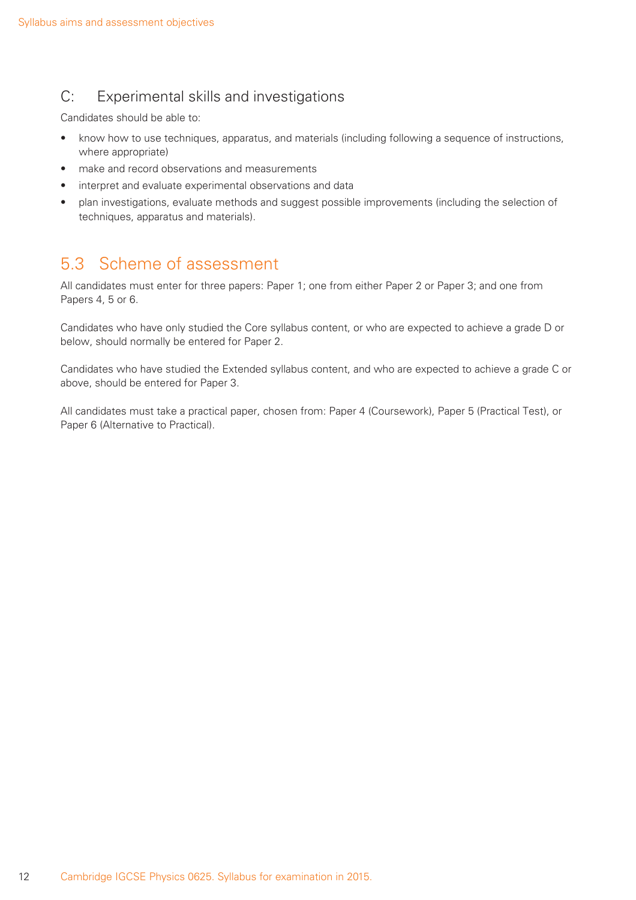### C: Experimental skills and investigations

Candidates should be able to:

- know how to use techniques, apparatus, and materials (including following a sequence of instructions, where appropriate)
- make and record observations and measurements
- interpret and evaluate experimental observations and data
- plan investigations, evaluate methods and suggest possible improvements (including the selection of techniques, apparatus and materials).

## 5.3 Scheme of assessment

All candidates must enter for three papers: Paper 1; one from either Paper 2 or Paper 3; and one from Papers 4, 5 or 6.

Candidates who have only studied the Core syllabus content, or who are expected to achieve a grade D or below, should normally be entered for Paper 2.

Candidates who have studied the Extended syllabus content, and who are expected to achieve a grade C or above, should be entered for Paper 3.

All candidates must take a practical paper, chosen from: Paper 4 (Coursework), Paper 5 (Practical Test), or Paper 6 (Alternative to Practical).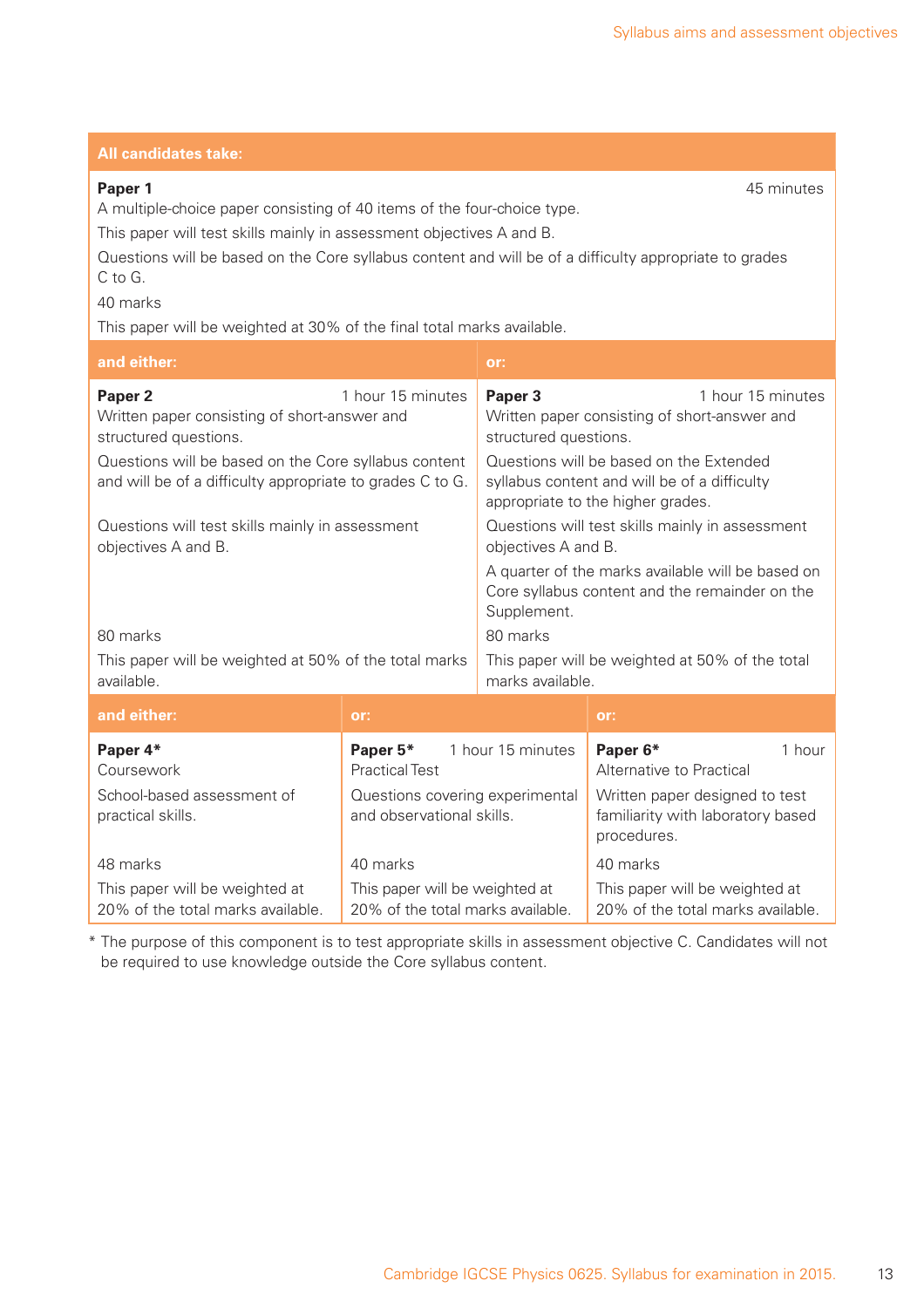**All candidates take:**

**Paper 1** — 45 minutes

A multiple-choice paper consisting of 40 items of the four-choice type.

This paper will test skills mainly in assessment objectives A and B.

Questions will be based on the Core syllabus content and will be of a difficulty appropriate to grades C to G.

40 marks

This paper will be weighted at 30% of the final total marks available.

| and either: | or: |
|---|---|
| **Paper 2** — 1 hour 15 minutes<br>Written paper consisting of short-answer and structured questions.<br>Questions will be based on the Core syllabus content and will be of a difficulty appropriate to grades C to G.<br>Questions will test skills mainly in assessment objectives A and B.<br>80 marks<br>This paper will be weighted at 50% of the total marks available. | **Paper 3** — 1 hour 15 minutes<br>Written paper consisting of short-answer and structured questions.<br>Questions will be based on the Extended syllabus content and will be of a difficulty appropriate to the higher grades.<br>Questions will test skills mainly in assessment objectives A and B.<br>A quarter of the marks available will be based on Core syllabus content and the remainder on the Supplement.<br>80 marks<br>This paper will be weighted at 50% of the total marks available. |

| and either: | or: | or: |
|---|---|---|
| **Paper 4*** <br>Coursework<br>School-based assessment of practical skills.<br>48 marks<br>This paper will be weighted at 20% of the total marks available. | **Paper 5*** — 1 hour 15 minutes<br>Practical Test<br>Questions covering experimental and observational skills.<br>40 marks<br>This paper will be weighted at 20% of the total marks available. | **Paper 6*** — 1 hour<br>Alternative to Practical<br>Written paper designed to test familiarity with laboratory based procedures.<br>40 marks<br>This paper will be weighted at 20% of the total marks available. |

* The purpose of this component is to test appropriate skills in assessment objective C. Candidates will not be required to use knowledge outside the Core syllabus content.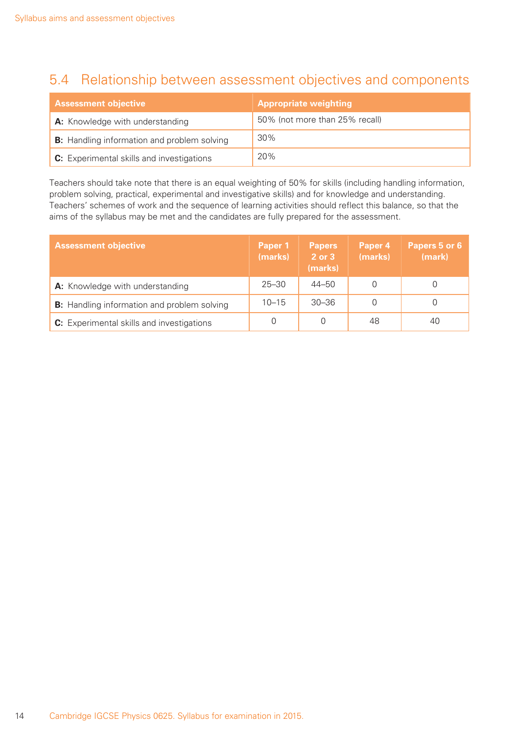## 5.4 Relationship between assessment objectives and components

| Assessment objective | Appropriate weighting |
| --- | --- |
| **A:** Knowledge with understanding | 50% (not more than 25% recall) |
| **B:** Handling information and problem solving | 30% |
| **C:** Experimental skills and investigations | 20% |

Teachers should take note that there is an equal weighting of 50% for skills (including handling information, problem solving, practical, experimental and investigative skills) and for knowledge and understanding. Teachers' schemes of work and the sequence of learning activities should reflect this balance, so that the aims of the syllabus may be met and the candidates are fully prepared for the assessment.

| Assessment objective | Paper 1 (marks) | Papers 2 or 3 (marks) | Paper 4 (marks) | Papers 5 or 6 (mark) |
| --- | --- | --- | --- | --- |
| **A:** Knowledge with understanding | 25–30 | 44–50 | 0 | 0 |
| **B:** Handling information and problem solving | 10–15 | 30–36 | 0 | 0 |
| **C:** Experimental skills and investigations | 0 | 0 | 48 | 40 |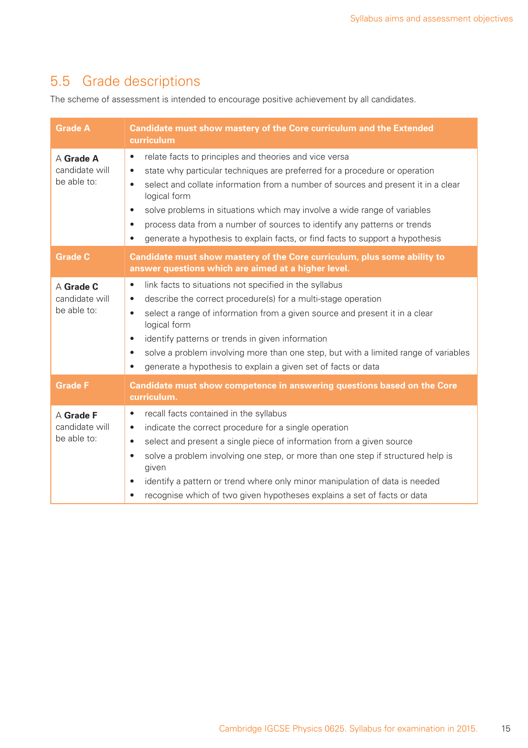## 5.5 Grade descriptions

The scheme of assessment is intended to encourage positive achievement by all candidates.

| Grade A | Candidate must show mastery of the Core curriculum and the Extended curriculum |
|---|---|
| A **Grade A** candidate will be able to: | • relate facts to principles and theories and vice versa<br>• state why particular techniques are preferred for a procedure or operation<br>• select and collate information from a number of sources and present it in a clear logical form<br>• solve problems in situations which may involve a wide range of variables<br>• process data from a number of sources to identify any patterns or trends<br>• generate a hypothesis to explain facts, or find facts to support a hypothesis |
| **Grade C** | **Candidate must show mastery of the Core curriculum, plus some ability to answer questions which are aimed at a higher level.** |
| A **Grade C** candidate will be able to: | • link facts to situations not specified in the syllabus<br>• describe the correct procedure(s) for a multi-stage operation<br>• select a range of information from a given source and present it in a clear logical form<br>• identify patterns or trends in given information<br>• solve a problem involving more than one step, but with a limited range of variables<br>• generate a hypothesis to explain a given set of facts or data |
| **Grade F** | **Candidate must show competence in answering questions based on the Core curriculum.** |
| A **Grade F** candidate will be able to: | • recall facts contained in the syllabus<br>• indicate the correct procedure for a single operation<br>• select and present a single piece of information from a given source<br>• solve a problem involving one step, or more than one step if structured help is given<br>• identify a pattern or trend where only minor manipulation of data is needed<br>• recognise which of two given hypotheses explains a set of facts or data |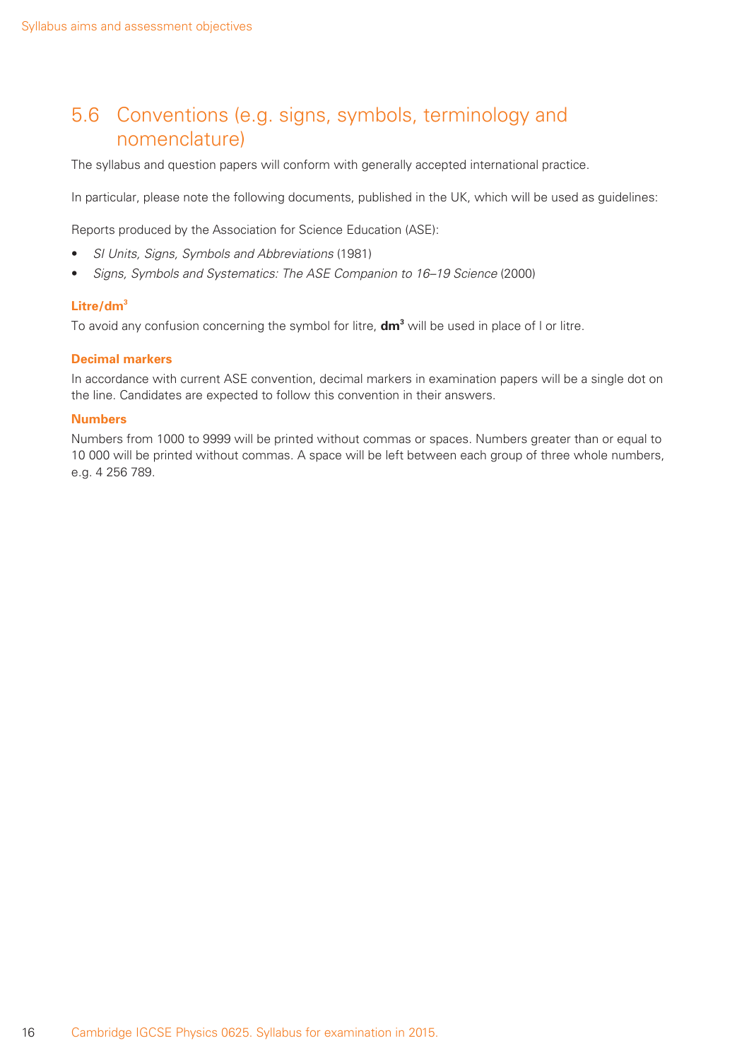## 5.6 Conventions (e.g. signs, symbols, terminology and nomenclature)

The syllabus and question papers will conform with generally accepted international practice.

In particular, please note the following documents, published in the UK, which will be used as guidelines:

Reports produced by the Association for Science Education (ASE):

- *SI Units, Signs, Symbols and Abbreviations* (1981)
- *Signs, Symbols and Systematics: The ASE Companion to 16–19 Science* (2000)

### Litre/$dm^3$

To avoid any confusion concerning the symbol for litre, $\mathbf{dm^3}$ will be used in place of l or litre.

### Decimal markers

In accordance with current ASE convention, decimal markers in examination papers will be a single dot on the line. Candidates are expected to follow this convention in their answers.

### Numbers

Numbers from 1000 to 9999 will be printed without commas or spaces. Numbers greater than or equal to 10 000 will be printed without commas. A space will be left between each group of three whole numbers, e.g. 4 256 789.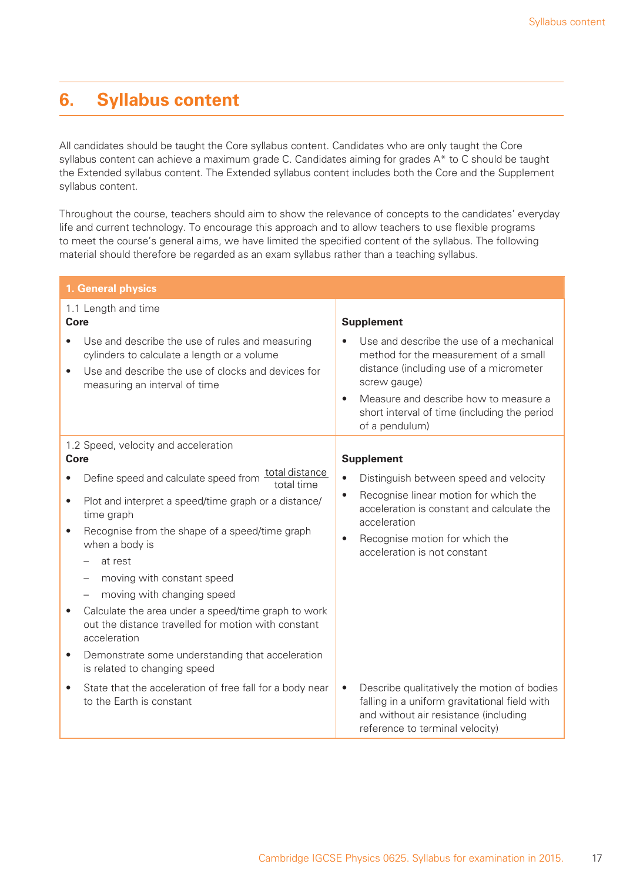# 6. Syllabus content

All candidates should be taught the Core syllabus content. Candidates who are only taught the Core syllabus content can achieve a maximum grade C. Candidates aiming for grades A* to C should be taught the Extended syllabus content. The Extended syllabus content includes both the Core and the Supplement syllabus content.

Throughout the course, teachers should aim to show the relevance of concepts to the candidates' everyday life and current technology. To encourage this approach and to allow teachers to use flexible programs to meet the course's general aims, we have limited the specified content of the syllabus. The following material should therefore be regarded as an exam syllabus rather than a teaching syllabus.

| **1. General physics** | |
|---|---|
| 1.1 Length and time<br>**Core**<br>• Use and describe the use of rules and measuring cylinders to calculate a length or a volume<br>• Use and describe the use of clocks and devices for measuring an interval of time | **Supplement**<br>• Use and describe the use of a mechanical method for the measurement of a small distance (including use of a micrometer screw gauge)<br>• Measure and describe how to measure a short interval of time (including the period of a pendulum) |
| 1.2 Speed, velocity and acceleration<br>**Core**<br>• Define speed and calculate speed from $\frac{\text{total distance}}{\text{total time}}$<br>• Plot and interpret a speed/time graph or a distance/time graph<br>• Recognise from the shape of a speed/time graph when a body is<br>– at rest<br>– moving with constant speed<br>– moving with changing speed<br>• Calculate the area under a speed/time graph to work out the distance travelled for motion with constant acceleration<br>• Demonstrate some understanding that acceleration is related to changing speed | **Supplement**<br>• Distinguish between speed and velocity<br>• Recognise linear motion for which the acceleration is constant and calculate the acceleration<br>• Recognise motion for which the acceleration is not constant |
| • State that the acceleration of free fall for a body near to the Earth is constant | • Describe qualitatively the motion of bodies falling in a uniform gravitational field with and without air resistance (including reference to terminal velocity) |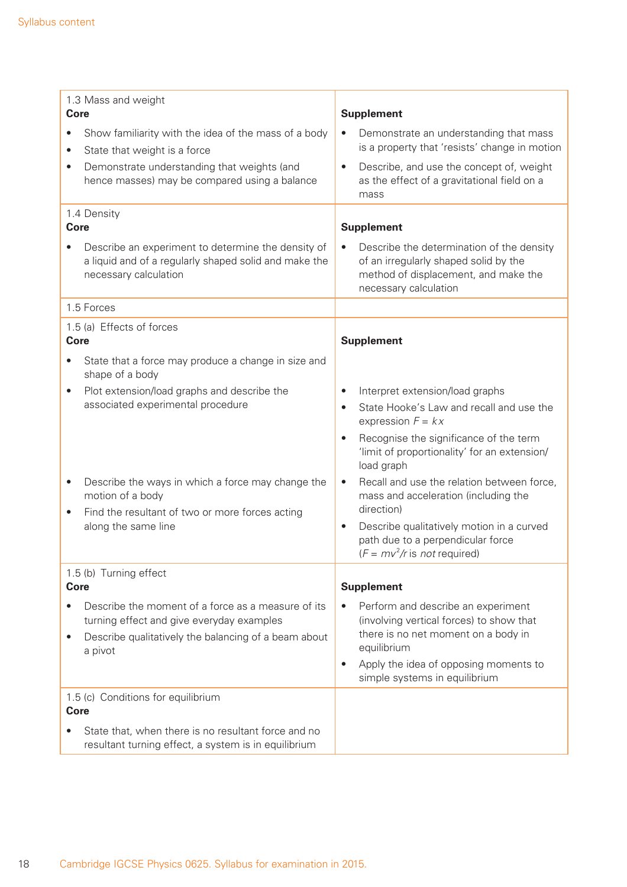| 1.3 Mass and weight<br>**Core** | **Supplement** |
|---|---|
| • Show familiarity with the idea of the mass of a body<br>• State that weight is a force<br>• Demonstrate understanding that weights (and hence masses) may be compared using a balance | • Demonstrate an understanding that mass is a property that 'resists' change in motion<br>• Describe, and use the concept of, weight as the effect of a gravitational field on a mass |
| 1.4 Density<br>**Core** | **Supplement** |
| • Describe an experiment to determine the density of a liquid and of a regularly shaped solid and make the necessary calculation | • Describe the determination of the density of an irregularly shaped solid by the method of displacement, and make the necessary calculation |
| 1.5 Forces | |
| 1.5 (a) Effects of forces<br>**Core** | **Supplement** |
| • State that a force may produce a change in size and shape of a body<br>• Plot extension/load graphs and describe the associated experimental procedure | • Interpret extension/load graphs<br>• State Hooke's Law and recall and use the expression $F = kx$<br>• Recognise the significance of the term 'limit of proportionality' for an extension/load graph |
| • Describe the ways in which a force may change the motion of a body<br>• Find the resultant of two or more forces acting along the same line | • Recall and use the relation between force, mass and acceleration (including the direction)<br>• Describe qualitatively motion in a curved path due to a perpendicular force ($F = mv^2/r$ is *not* required) |
| 1.5 (b) Turning effect<br>**Core** | **Supplement** |
| • Describe the moment of a force as a measure of its turning effect and give everyday examples<br>• Describe qualitatively the balancing of a beam about a pivot | • Perform and describe an experiment (involving vertical forces) to show that there is no net moment on a body in equilibrium<br>• Apply the idea of opposing moments to simple systems in equilibrium |
| 1.5 (c) Conditions for equilibrium<br>**Core** | |
| • State that, when there is no resultant force and no resultant turning effect, a system is in equilibrium | |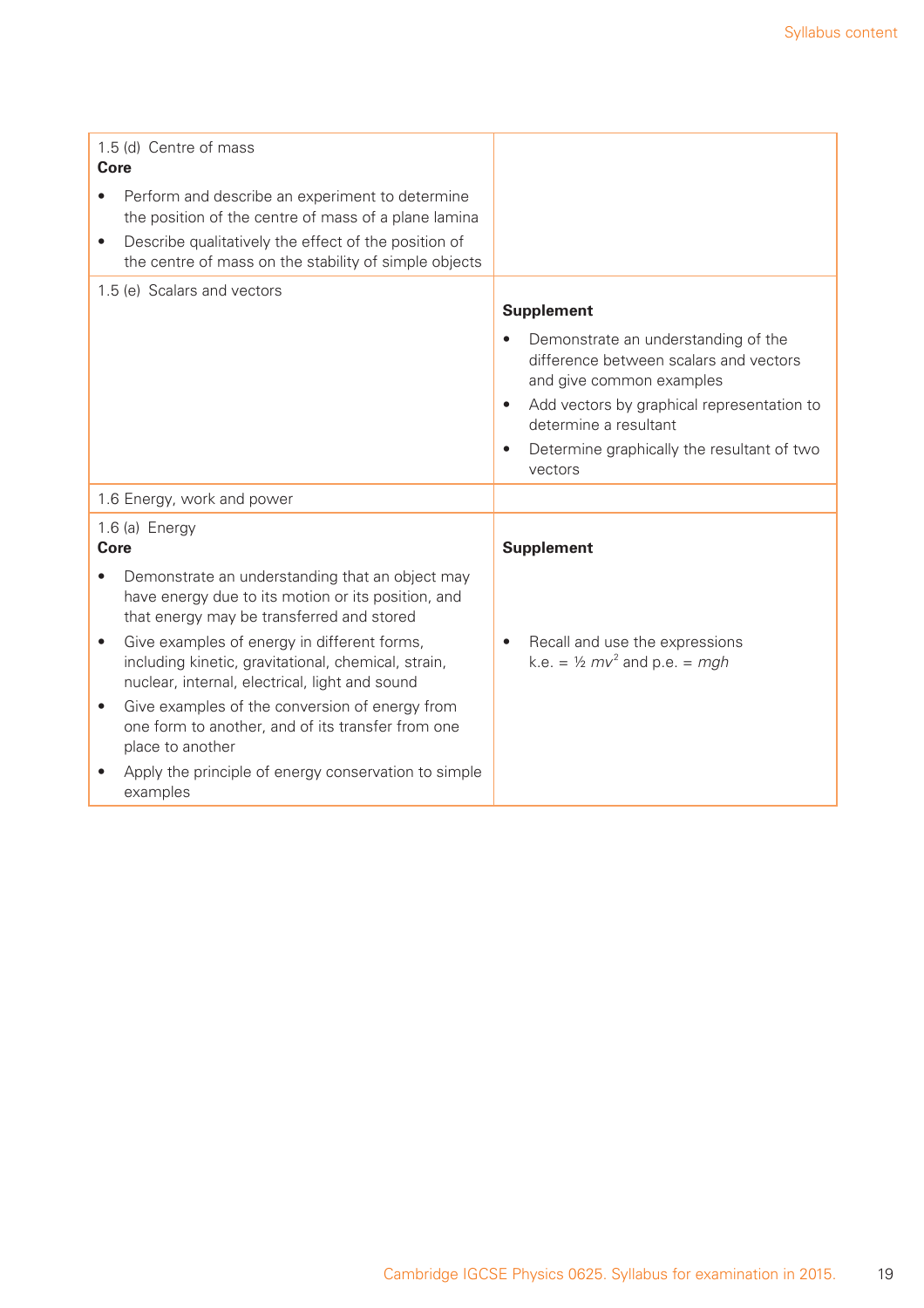| | |
|---|---|
| 1.5 (d) Centre of mass<br>**Core**<br>• Perform and describe an experiment to determine the position of the centre of mass of a plane lamina<br>• Describe qualitatively the effect of the position of the centre of mass on the stability of simple objects | |
| 1.5 (e) Scalars and vectors | **Supplement**<br>• Demonstrate an understanding of the difference between scalars and vectors and give common examples<br>• Add vectors by graphical representation to determine a resultant<br>• Determine graphically the resultant of two vectors |
| 1.6 Energy, work and power | |
| 1.6 (a) Energy<br>**Core**<br>• Demonstrate an understanding that an object may have energy due to its motion or its position, and that energy may be transferred and stored<br>• Give examples of energy in different forms, including kinetic, gravitational, chemical, strain, nuclear, internal, electrical, light and sound<br>• Give examples of the conversion of energy from one form to another, and of its transfer from one place to another<br>• Apply the principle of energy conservation to simple examples | **Supplement**<br>• Recall and use the expressions k.e. = ½ $mv^2$ and p.e. = $mgh$ |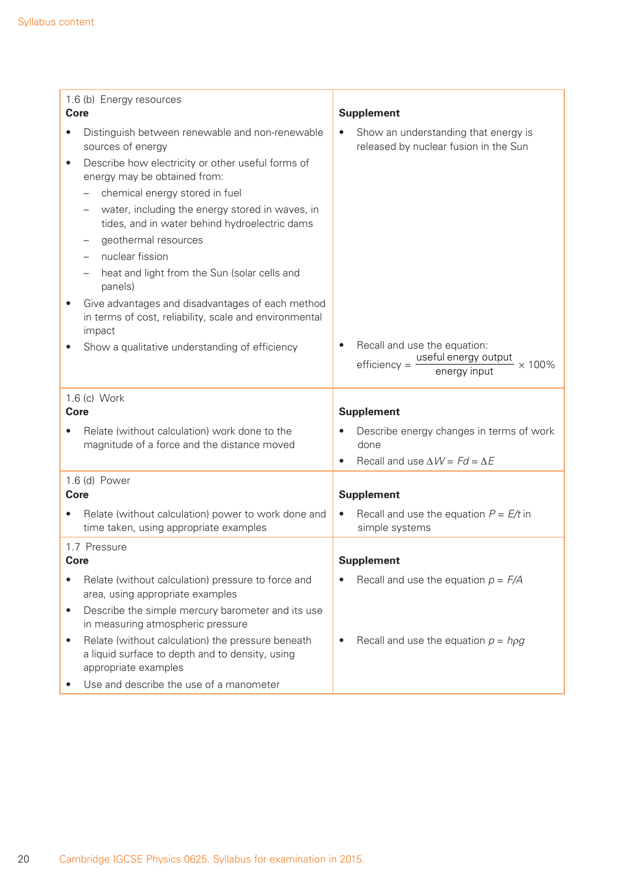| 1.6 (b) Energy resources<br>**Core** | **Supplement** |
| --- | --- |
| • Distinguish between renewable and non-renewable sources of energy<br>• Describe how electricity or other useful forms of energy may be obtained from:<br>– chemical energy stored in fuel<br>– water, including the energy stored in waves, in tides, and in water behind hydroelectric dams<br>– geothermal resources<br>– nuclear fission<br>– heat and light from the Sun (solar cells and panels)<br>• Give advantages and disadvantages of each method in terms of cost, reliability, scale and environmental impact | • Show an understanding that energy is released by nuclear fusion in the Sun |
| • Show a qualitative understanding of efficiency | • Recall and use the equation:<br>$\text{efficiency} = \dfrac{\text{useful energy output}}{\text{energy input}} \times 100\%$ |

| 1.6 (c) Work<br>**Core** | **Supplement** |
| --- | --- |
| • Relate (without calculation) work done to the magnitude of a force and the distance moved | • Describe energy changes in terms of work done<br>• Recall and use $\Delta W = Fd = \Delta E$ |

| 1.6 (d) Power<br>**Core** | **Supplement** |
| --- | --- |
| • Relate (without calculation) power to work done and time taken, using appropriate examples | • Recall and use the equation $P = E/t$ in simple systems |

| 1.7 Pressure<br>**Core** | **Supplement** |
| --- | --- |
| • Relate (without calculation) pressure to force and area, using appropriate examples<br>• Describe the simple mercury barometer and its use in measuring atmospheric pressure | • Recall and use the equation $p = F/A$ |
| • Relate (without calculation) the pressure beneath a liquid surface to depth and to density, using appropriate examples<br>• Use and describe the use of a manometer | • Recall and use the equation $p = h\rho g$ |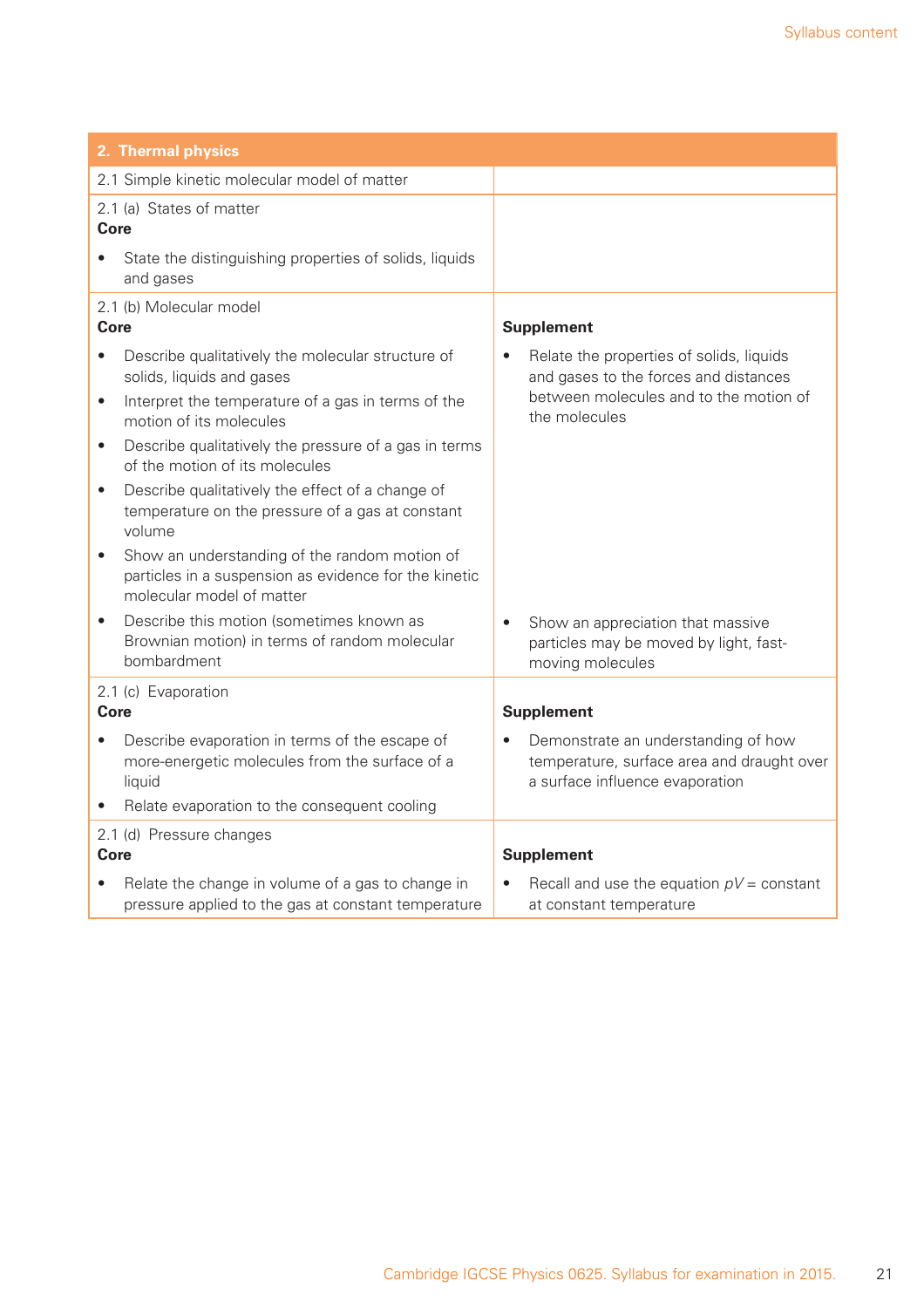| 2. Thermal physics | |
|---|---|
| 2.1 Simple kinetic molecular model of matter | |
| 2.1 (a) States of matter<br>**Core**<br>• State the distinguishing properties of solids, liquids and gases | |
| 2.1 (b) Molecular model<br>**Core**<br>• Describe qualitatively the molecular structure of solids, liquids and gases<br>• Interpret the temperature of a gas in terms of the motion of its molecules<br>• Describe qualitatively the pressure of a gas in terms of the motion of its molecules<br>• Describe qualitatively the effect of a change of temperature on the pressure of a gas at constant volume<br>• Show an understanding of the random motion of particles in a suspension as evidence for the kinetic molecular model of matter<br>• Describe this motion (sometimes known as Brownian motion) in terms of random molecular bombardment | **Supplement**<br>• Relate the properties of solids, liquids and gases to the forces and distances between molecules and to the motion of the molecules<br>• Show an appreciation that massive particles may be moved by light, fast-moving molecules |
| 2.1 (c) Evaporation<br>**Core**<br>• Describe evaporation in terms of the escape of more-energetic molecules from the surface of a liquid<br>• Relate evaporation to the consequent cooling | **Supplement**<br>• Demonstrate an understanding of how temperature, surface area and draught over a surface influence evaporation |
| 2.1 (d) Pressure changes<br>**Core**<br>• Relate the change in volume of a gas to change in pressure applied to the gas at constant temperature | **Supplement**<br>• Recall and use the equation $pV$ = constant at constant temperature |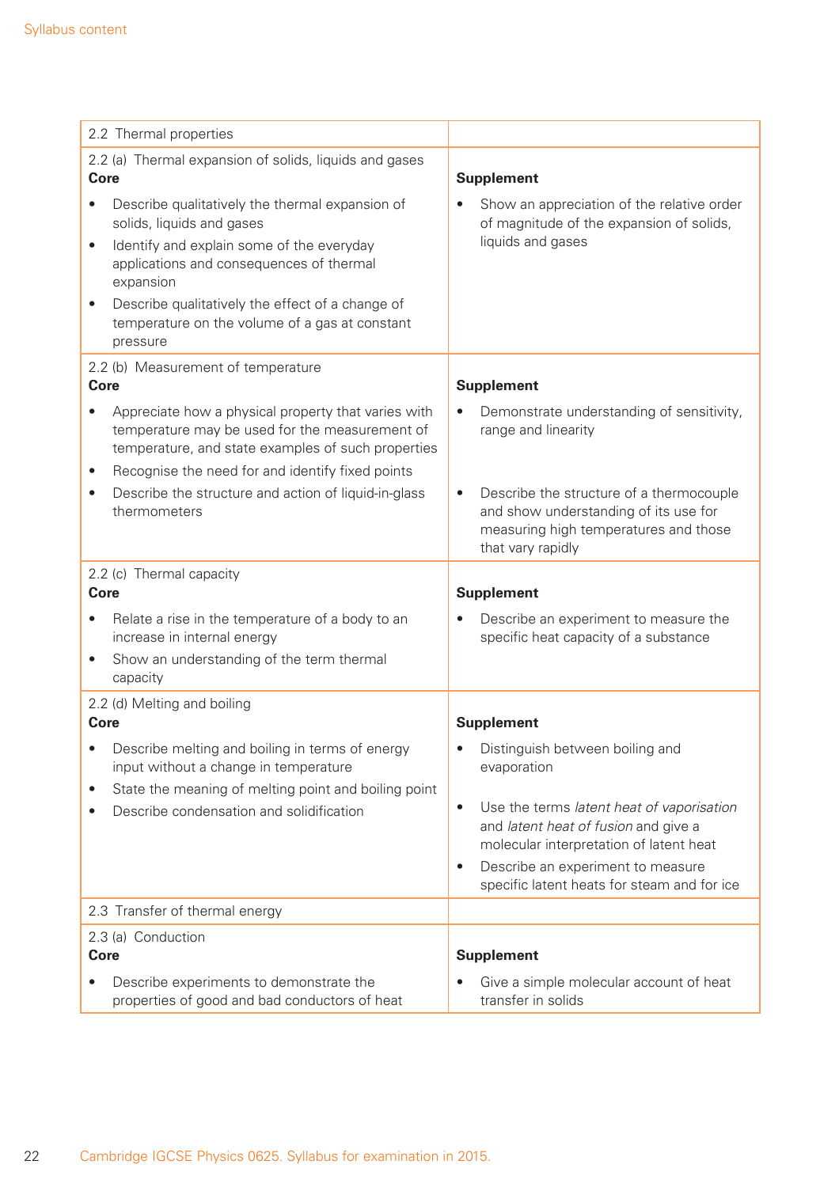| 2.2 Thermal properties | |
| --- | --- |
| 2.2 (a) Thermal expansion of solids, liquids and gases<br>**Core**<br>• Describe qualitatively the thermal expansion of solids, liquids and gases<br>• Identify and explain some of the everyday applications and consequences of thermal expansion<br>• Describe qualitatively the effect of a change of temperature on the volume of a gas at constant pressure | **Supplement**<br>• Show an appreciation of the relative order of magnitude of the expansion of solids, liquids and gases |
| 2.2 (b) Measurement of temperature<br>**Core**<br>• Appreciate how a physical property that varies with temperature may be used for the measurement of temperature, and state examples of such properties<br>• Recognise the need for and identify fixed points<br>• Describe the structure and action of liquid-in-glass thermometers | **Supplement**<br>• Demonstrate understanding of sensitivity, range and linearity<br>• Describe the structure of a thermocouple and show understanding of its use for measuring high temperatures and those that vary rapidly |
| 2.2 (c) Thermal capacity<br>**Core**<br>• Relate a rise in the temperature of a body to an increase in internal energy<br>• Show an understanding of the term thermal capacity | **Supplement**<br>• Describe an experiment to measure the specific heat capacity of a substance |
| 2.2 (d) Melting and boiling<br>**Core**<br>• Describe melting and boiling in terms of energy input without a change in temperature<br>• State the meaning of melting point and boiling point<br>• Describe condensation and solidification | **Supplement**<br>• Distinguish between boiling and evaporation<br>• Use the terms *latent heat of vaporisation* and *latent heat of fusion* and give a molecular interpretation of latent heat<br>• Describe an experiment to measure specific latent heats for steam and for ice |
| 2.3 Transfer of thermal energy | |
| 2.3 (a) Conduction<br>**Core**<br>• Describe experiments to demonstrate the properties of good and bad conductors of heat | **Supplement**<br>• Give a simple molecular account of heat transfer in solids |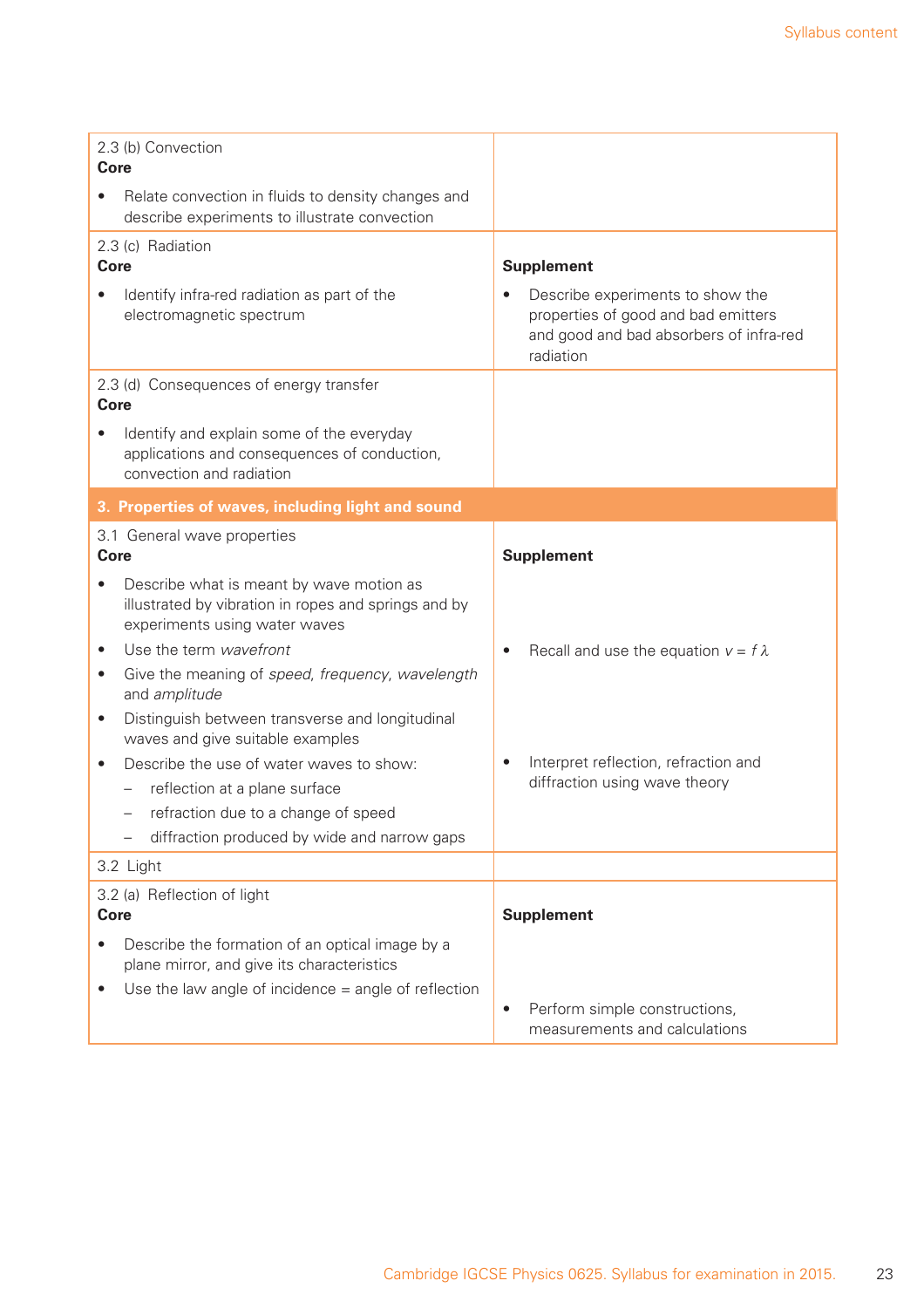| 2.3 (b) Convection<br>**Core**<br>• Relate convection in fluids to density changes and describe experiments to illustrate convection | |
|---|---|
| 2.3 (c) Radiation<br>**Core**<br>• Identify infra-red radiation as part of the electromagnetic spectrum | **Supplement**<br>• Describe experiments to show the properties of good and bad emitters and good and bad absorbers of infra-red radiation |
| 2.3 (d) Consequences of energy transfer<br>**Core**<br>• Identify and explain some of the everyday applications and consequences of conduction, convection and radiation | |
| **3. Properties of waves, including light and sound** | |
| 3.1 General wave properties<br>**Core**<br>• Describe what is meant by wave motion as illustrated by vibration in ropes and springs and by experiments using water waves<br>• Use the term *wavefront*<br>• Give the meaning of *speed*, *frequency*, *wavelength* and *amplitude*<br>• Distinguish between transverse and longitudinal waves and give suitable examples<br>• Describe the use of water waves to show:<br>– reflection at a plane surface<br>– refraction due to a change of speed<br>– diffraction produced by wide and narrow gaps | **Supplement**<br>• Recall and use the equation $v = f\lambda$<br>• Interpret reflection, refraction and diffraction using wave theory |
| 3.2 Light | |
| 3.2 (a) Reflection of light<br>**Core**<br>• Describe the formation of an optical image by a plane mirror, and give its characteristics<br>• Use the law angle of incidence = angle of reflection | **Supplement**<br>• Perform simple constructions, measurements and calculations |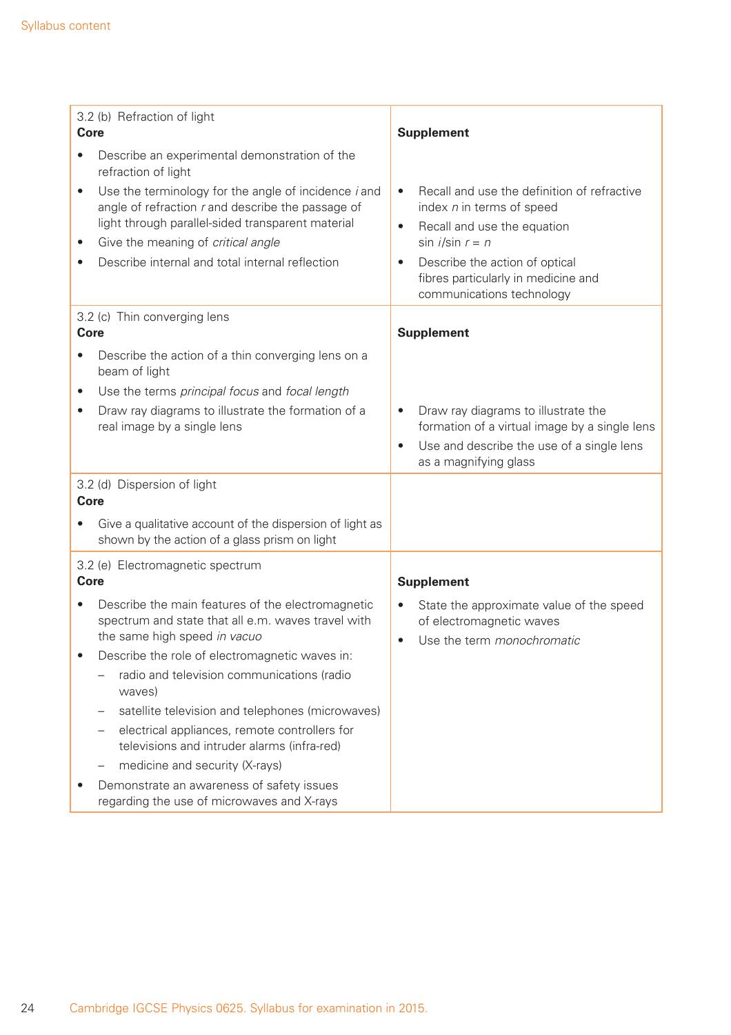| 3.2 (b) Refraction of light<br>**Core** | **Supplement** |
| --- | --- |
| • Describe an experimental demonstration of the refraction of light<br>• Use the terminology for the angle of incidence *i* and angle of refraction *r* and describe the passage of light through parallel-sided transparent material<br>• Give the meaning of *critical angle*<br>• Describe internal and total internal reflection | • Recall and use the definition of refractive index *n* in terms of speed<br>• Recall and use the equation $\sin i / \sin r = n$<br>• Describe the action of optical fibres particularly in medicine and communications technology |
| **3.2 (c) Thin converging lens**<br>**Core** | **Supplement** |
| • Describe the action of a thin converging lens on a beam of light<br>• Use the terms *principal focus* and *focal length*<br>• Draw ray diagrams to illustrate the formation of a real image by a single lens | • Draw ray diagrams to illustrate the formation of a virtual image by a single lens<br>• Use and describe the use of a single lens as a magnifying glass |
| **3.2 (d) Dispersion of light**<br>**Core** | |
| • Give a qualitative account of the dispersion of light as shown by the action of a glass prism on light | |
| **3.2 (e) Electromagnetic spectrum**<br>**Core** | **Supplement** |
| • Describe the main features of the electromagnetic spectrum and state that all e.m. waves travel with the same high speed *in vacuo*<br>• Describe the role of electromagnetic waves in:<br>– radio and television communications (radio waves)<br>– satellite television and telephones (microwaves)<br>– electrical appliances, remote controllers for televisions and intruder alarms (infra-red)<br>– medicine and security (X-rays)<br>• Demonstrate an awareness of safety issues regarding the use of microwaves and X-rays | • State the approximate value of the speed of electromagnetic waves<br>• Use the term *monochromatic* |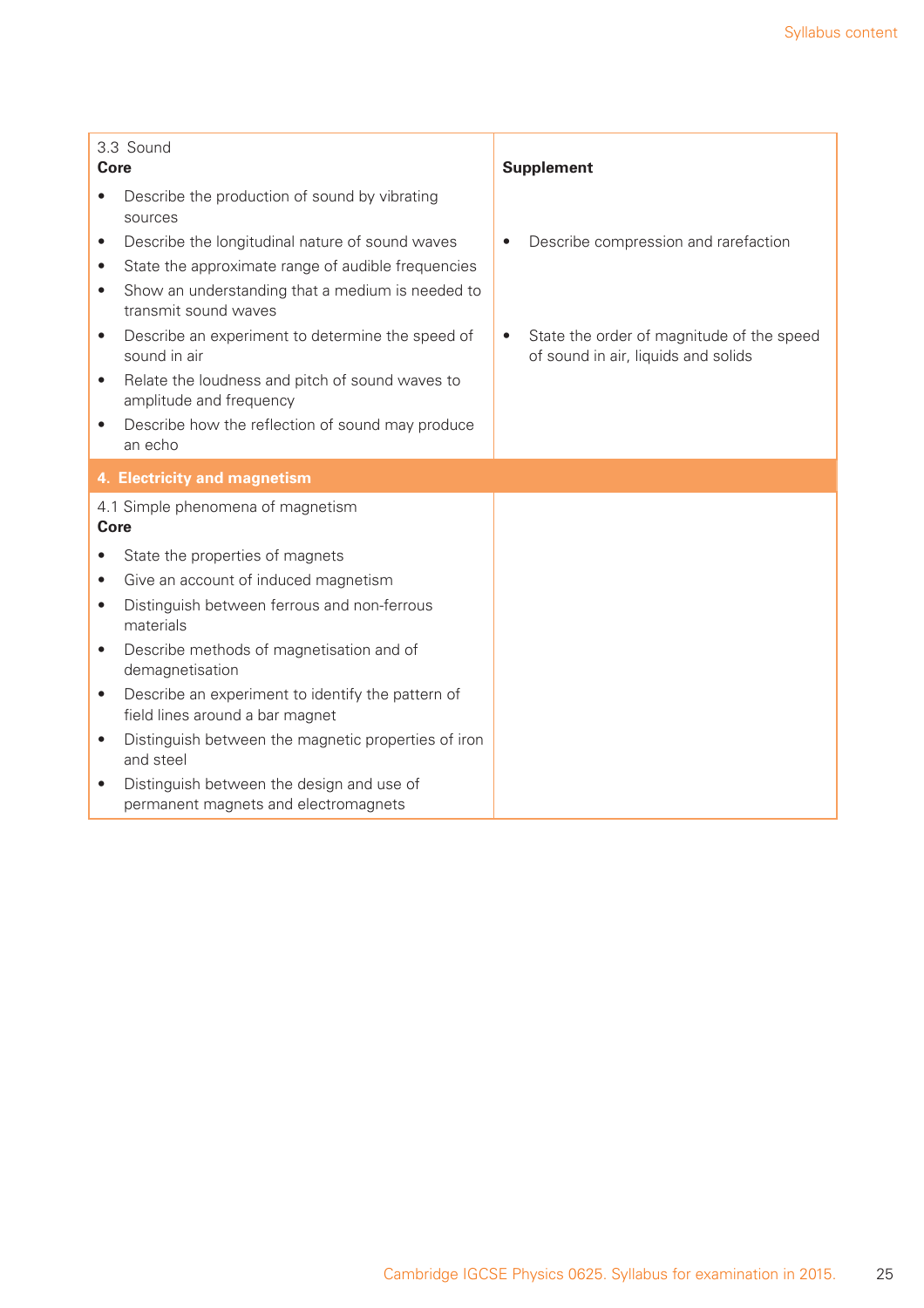| 3.3 Sound<br>**Core** | **Supplement** |
|---|---|
| • Describe the production of sound by vibrating sources | |
| • Describe the longitudinal nature of sound waves | • Describe compression and rarefaction |
| • State the approximate range of audible frequencies | |
| • Show an understanding that a medium is needed to transmit sound waves | |
| • Describe an experiment to determine the speed of sound in air | • State the order of magnitude of the speed of sound in air, liquids and solids |
| • Relate the loudness and pitch of sound waves to amplitude and frequency | |
| • Describe how the reflection of sound may produce an echo | |
| **4. Electricity and magnetism** | |
| 4.1 Simple phenomena of magnetism<br>**Core** | |
| • State the properties of magnets | |
| • Give an account of induced magnetism | |
| • Distinguish between ferrous and non-ferrous materials | |
| • Describe methods of magnetisation and of demagnetisation | |
| • Describe an experiment to identify the pattern of field lines around a bar magnet | |
| • Distinguish between the magnetic properties of iron and steel | |
| • Distinguish between the design and use of permanent magnets and electromagnets | |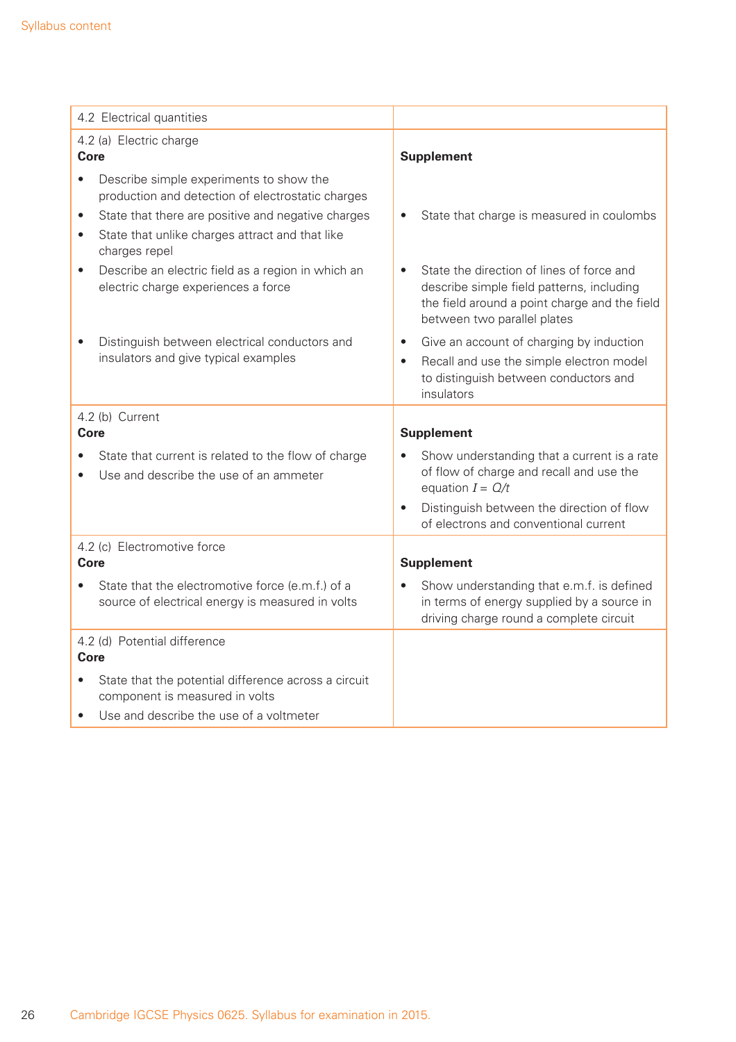| 4.2 Electrical quantities | |
|---|---|
| 4.2 (a) Electric charge<br>**Core**<br>• Describe simple experiments to show the production and detection of electrostatic charges<br>• State that there are positive and negative charges<br>• State that unlike charges attract and that like charges repel<br>• Describe an electric field as a region in which an electric charge experiences a force<br>• Distinguish between electrical conductors and insulators and give typical examples | **Supplement**<br>• State that charge is measured in coulombs<br>• State the direction of lines of force and describe simple field patterns, including the field around a point charge and the field between two parallel plates<br>• Give an account of charging by induction<br>• Recall and use the simple electron model to distinguish between conductors and insulators |
| 4.2 (b) Current<br>**Core**<br>• State that current is related to the flow of charge<br>• Use and describe the use of an ammeter | **Supplement**<br>• Show understanding that a current is a rate of flow of charge and recall and use the equation $I = Q/t$<br>• Distinguish between the direction of flow of electrons and conventional current |
| 4.2 (c) Electromotive force<br>**Core**<br>• State that the electromotive force (e.m.f.) of a source of electrical energy is measured in volts | **Supplement**<br>• Show understanding that e.m.f. is defined in terms of energy supplied by a source in driving charge round a complete circuit |
| 4.2 (d) Potential difference<br>**Core**<br>• State that the potential difference across a circuit component is measured in volts<br>• Use and describe the use of a voltmeter | |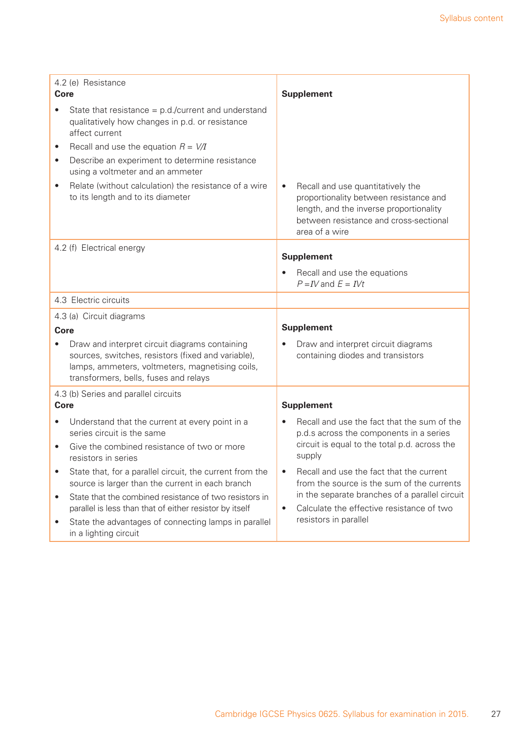| 4.2 (e) Resistance<br>**Core** | **Supplement** |
|---|---|
| • State that resistance = p.d./current and understand qualitatively how changes in p.d. or resistance affect current<br>• Recall and use the equation $R = V/I$<br>• Describe an experiment to determine resistance using a voltmeter and an ammeter<br>• Relate (without calculation) the resistance of a wire to its length and to its diameter | • Recall and use quantitatively the proportionality between resistance and length, and the inverse proportionality between resistance and cross-sectional area of a wire |
| 4.2 (f) Electrical energy | **Supplement**<br>• Recall and use the equations $P = IV$ and $E = IVt$ |
| 4.3 Electric circuits | |
| 4.3 (a) Circuit diagrams<br>**Core**<br>• Draw and interpret circuit diagrams containing sources, switches, resistors (fixed and variable), lamps, ammeters, voltmeters, magnetising coils, transformers, bells, fuses and relays | **Supplement**<br>• Draw and interpret circuit diagrams containing diodes and transistors |
| 4.3 (b) Series and parallel circuits<br>**Core**<br>• Understand that the current at every point in a series circuit is the same<br>• Give the combined resistance of two or more resistors in series<br>• State that, for a parallel circuit, the current from the source is larger than the current in each branch<br>• State that the combined resistance of two resistors in parallel is less than that of either resistor by itself<br>• State the advantages of connecting lamps in parallel in a lighting circuit | **Supplement**<br>• Recall and use the fact that the sum of the p.d.s across the components in a series circuit is equal to the total p.d. across the supply<br>• Recall and use the fact that the current from the source is the sum of the currents in the separate branches of a parallel circuit<br>• Calculate the effective resistance of two resistors in parallel |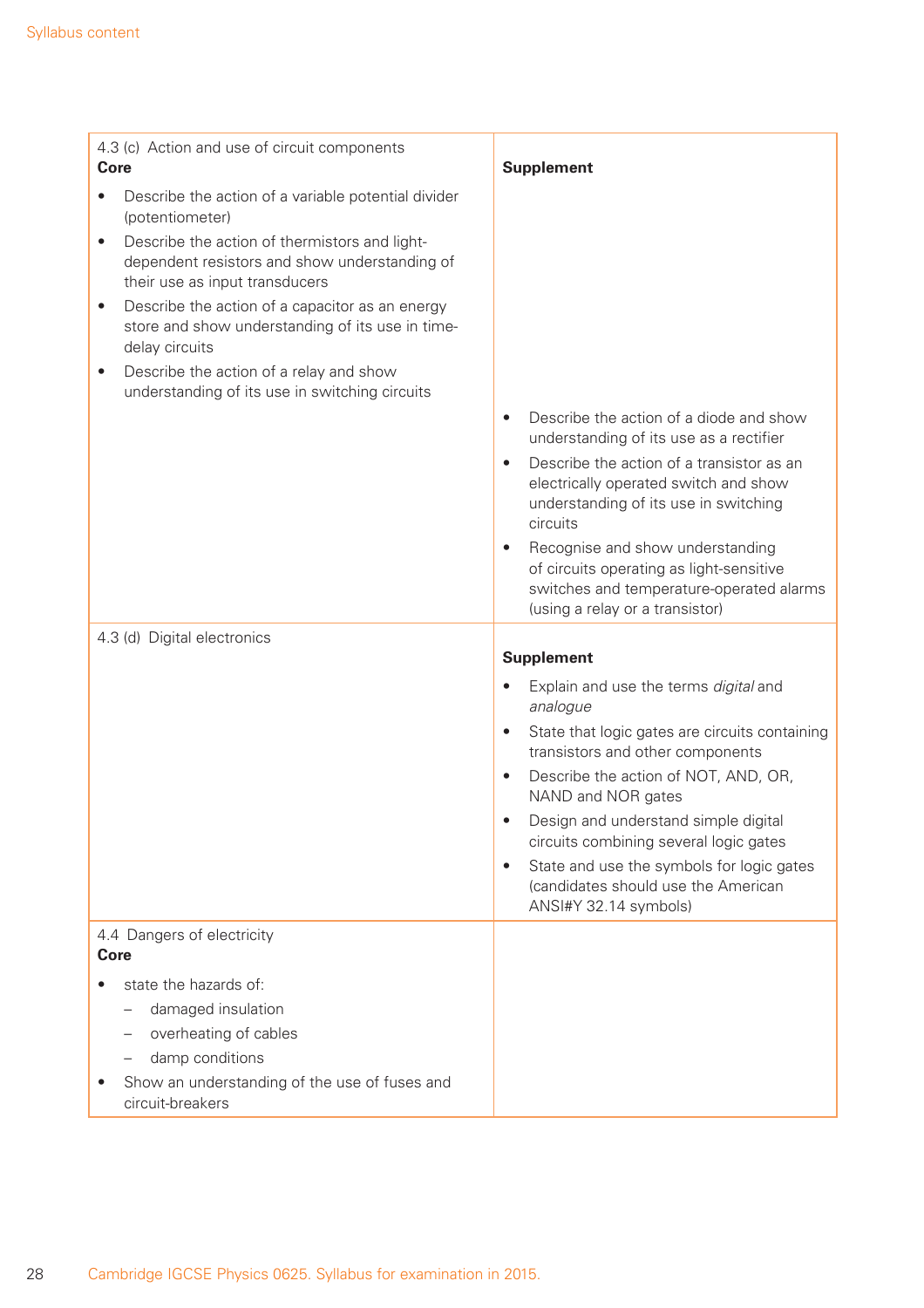| 4.3 (c) Action and use of circuit components<br>**Core** | **Supplement** |
|---|---|
| • Describe the action of a variable potential divider (potentiometer)<br>• Describe the action of thermistors and light-dependent resistors and show understanding of their use as input transducers<br>• Describe the action of a capacitor as an energy store and show understanding of its use in time-delay circuits<br>• Describe the action of a relay and show understanding of its use in switching circuits | • Describe the action of a diode and show understanding of its use as a rectifier<br>• Describe the action of a transistor as an electrically operated switch and show understanding of its use in switching circuits<br>• Recognise and show understanding of circuits operating as light-sensitive switches and temperature-operated alarms (using a relay or a transistor) |
| 4.3 (d) Digital electronics | **Supplement**<br>• Explain and use the terms *digital* and *analogue*<br>• State that logic gates are circuits containing transistors and other components<br>• Describe the action of NOT, AND, OR, NAND and NOR gates<br>• Design and understand simple digital circuits combining several logic gates<br>• State and use the symbols for logic gates (candidates should use the American ANSI#Y 32.14 symbols) |
| 4.4 Dangers of electricity<br>**Core**<br>• state the hazards of:<br>– damaged insulation<br>– overheating of cables<br>– damp conditions<br>• Show an understanding of the use of fuses and circuit-breakers | |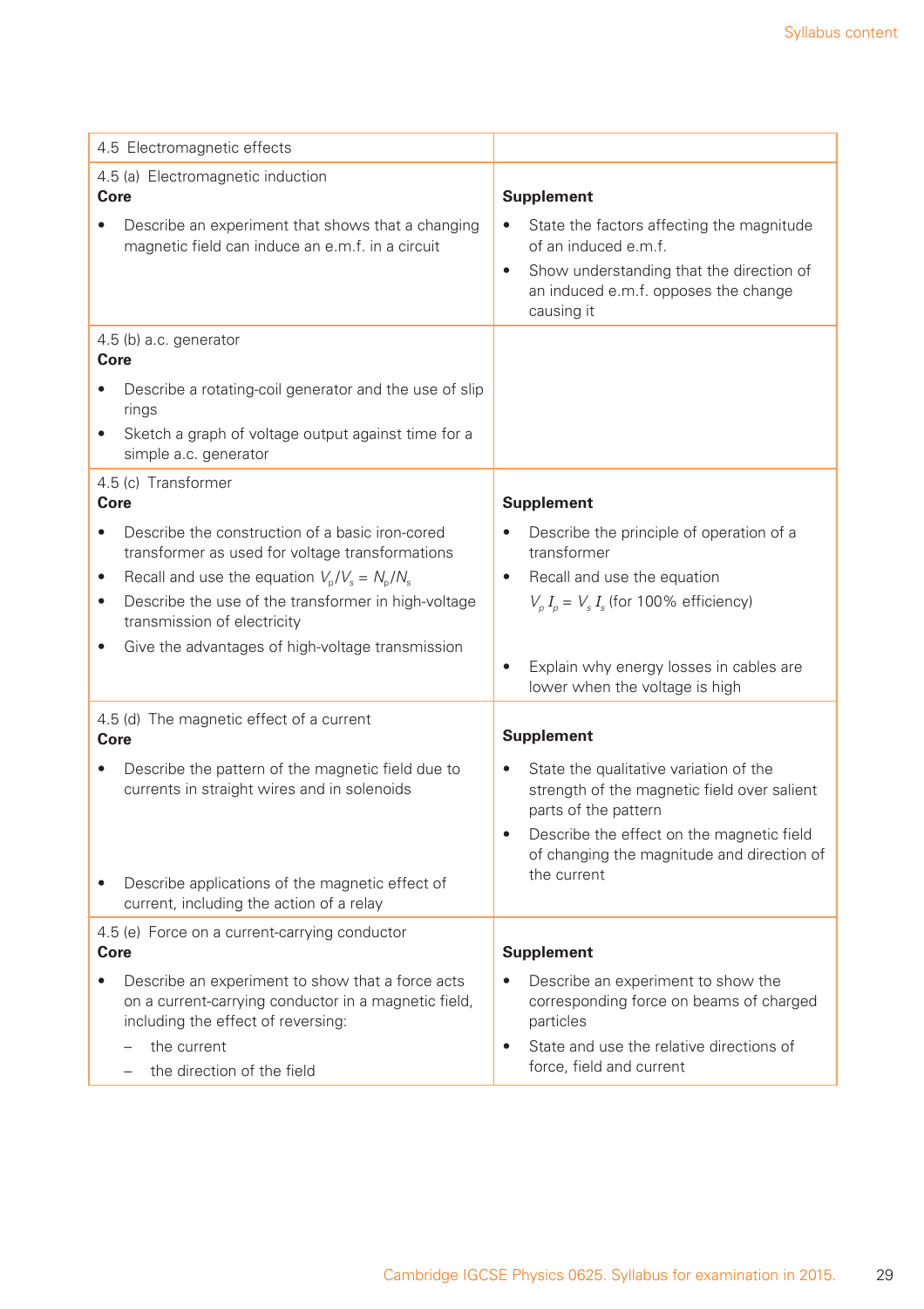| 4.5 Electromagnetic effects | |
|---|---|
| 4.5 (a) Electromagnetic induction<br>**Core**<br>• Describe an experiment that shows that a changing magnetic field can induce an e.m.f. in a circuit | **Supplement**<br>• State the factors affecting the magnitude of an induced e.m.f.<br>• Show understanding that the direction of an induced e.m.f. opposes the change causing it |
| 4.5 (b) a.c. generator<br>**Core**<br>• Describe a rotating-coil generator and the use of slip rings<br>• Sketch a graph of voltage output against time for a simple a.c. generator | |
| 4.5 (c) Transformer<br>**Core**<br>• Describe the construction of a basic iron-cored transformer as used for voltage transformations<br>• Recall and use the equation $V_p/V_s = N_p/N_s$<br>• Describe the use of the transformer in high-voltage transmission of electricity<br>• Give the advantages of high-voltage transmission | **Supplement**<br>• Describe the principle of operation of a transformer<br>• Recall and use the equation $V_p I_p = V_s I_s$ (for 100% efficiency)<br>• Explain why energy losses in cables are lower when the voltage is high |
| 4.5 (d) The magnetic effect of a current<br>**Core**<br>• Describe the pattern of the magnetic field due to currents in straight wires and in solenoids<br>• Describe applications of the magnetic effect of current, including the action of a relay | **Supplement**<br>• State the qualitative variation of the strength of the magnetic field over salient parts of the pattern<br>• Describe the effect on the magnetic field of changing the magnitude and direction of the current |
| 4.5 (e) Force on a current-carrying conductor<br>**Core**<br>• Describe an experiment to show that a force acts on a current-carrying conductor in a magnetic field, including the effect of reversing:<br>– the current<br>– the direction of the field | **Supplement**<br>• Describe an experiment to show the corresponding force on beams of charged particles<br>• State and use the relative directions of force, field and current |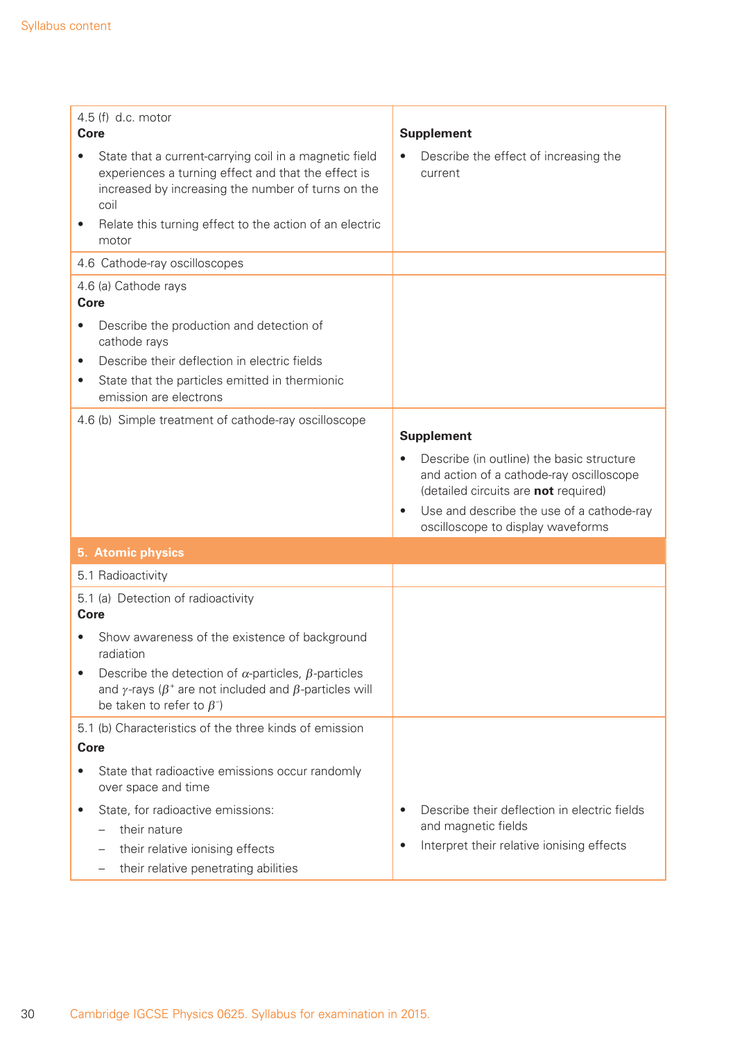| 4.5 (f) d.c. motor<br>**Core**<br>• State that a current-carrying coil in a magnetic field experiences a turning effect and that the effect is increased by increasing the number of turns on the coil<br>• Relate this turning effect to the action of an electric motor | **Supplement**<br>• Describe the effect of increasing the current |
|---|---|
| 4.6 Cathode-ray oscilloscopes | |
| 4.6 (a) Cathode rays<br>**Core**<br>• Describe the production and detection of cathode rays<br>• Describe their deflection in electric fields<br>• State that the particles emitted in thermionic emission are electrons | |
| 4.6 (b) Simple treatment of cathode-ray oscilloscope | **Supplement**<br>• Describe (in outline) the basic structure and action of a cathode-ray oscilloscope (detailed circuits are **not** required)<br>• Use and describe the use of a cathode-ray oscilloscope to display waveforms |
| **5. Atomic physics** | |
| 5.1 Radioactivity | |
| 5.1 (a) Detection of radioactivity<br>**Core**<br>• Show awareness of the existence of background radiation<br>• Describe the detection of $\alpha$-particles, $\beta$-particles and $\gamma$-rays ($\beta^+$ are not included and $\beta$-particles will be taken to refer to $\beta^-$) | |
| 5.1 (b) Characteristics of the three kinds of emission<br>**Core**<br>• State that radioactive emissions occur randomly over space and time<br>• State, for radioactive emissions:<br>– their nature<br>– their relative ionising effects<br>– their relative penetrating abilities | • Describe their deflection in electric fields and magnetic fields<br>• Interpret their relative ionising effects |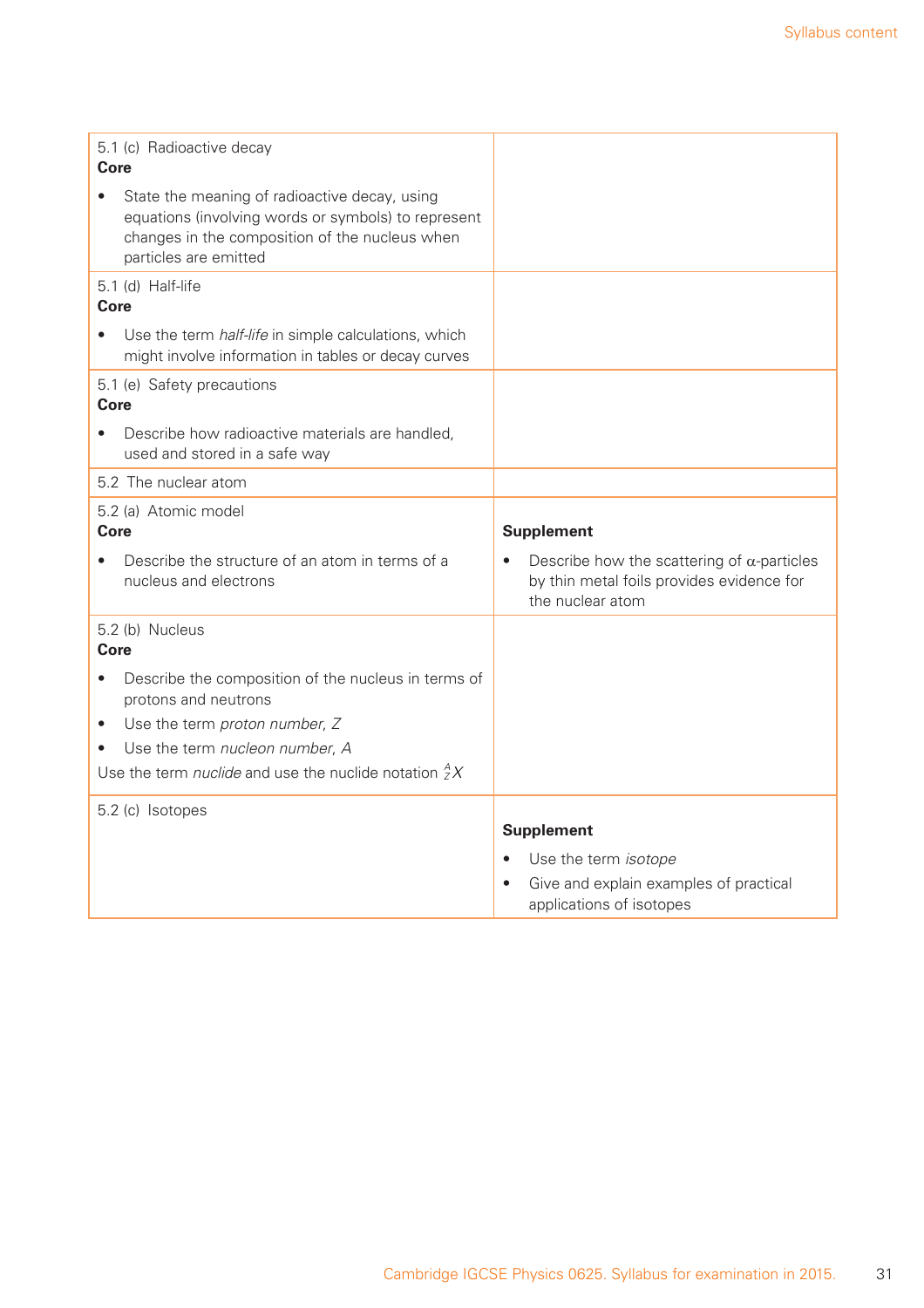| | |
|---|---|
| 5.1 (c) Radioactive decay<br>**Core**<br>• State the meaning of radioactive decay, using equations (involving words or symbols) to represent changes in the composition of the nucleus when particles are emitted | |
| 5.1 (d) Half-life<br>**Core**<br>• Use the term *half-life* in simple calculations, which might involve information in tables or decay curves | |
| 5.1 (e) Safety precautions<br>**Core**<br>• Describe how radioactive materials are handled, used and stored in a safe way | |
| 5.2 The nuclear atom | |
| 5.2 (a) Atomic model<br>**Core**<br>• Describe the structure of an atom in terms of a nucleus and electrons | **Supplement**<br>• Describe how the scattering of $\alpha$-particles by thin metal foils provides evidence for the nuclear atom |
| 5.2 (b) Nucleus<br>**Core**<br>• Describe the composition of the nucleus in terms of protons and neutrons<br>• Use the term *proton number*, *Z*<br>• Use the term *nucleon number*, *A*<br>Use the term *nuclide* and use the nuclide notation $^{A}_{Z}X$ | |
| 5.2 (c) Isotopes | **Supplement**<br>• Use the term *isotope*<br>• Give and explain examples of practical applications of isotopes |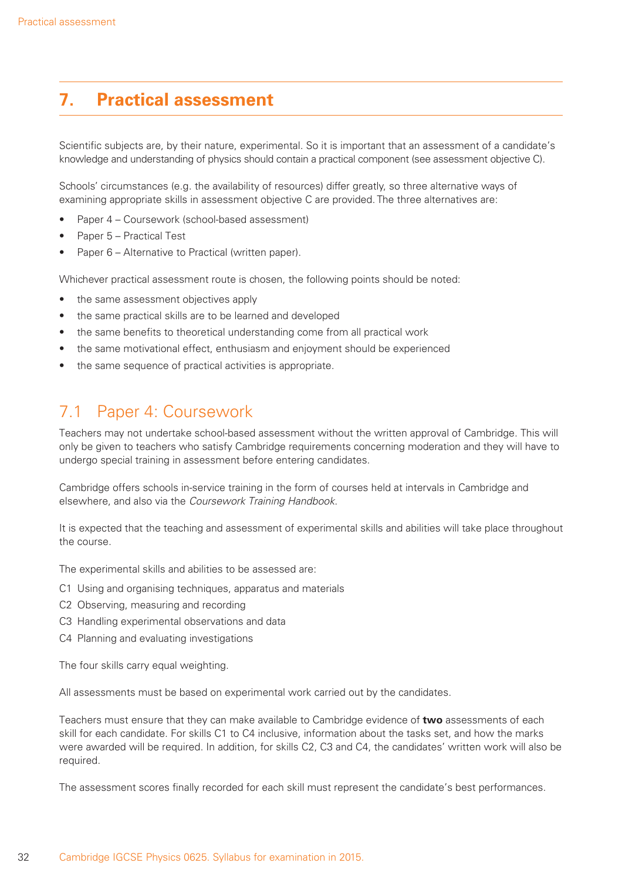# 7. Practical assessment

Scientific subjects are, by their nature, experimental. So it is important that an assessment of a candidate's knowledge and understanding of physics should contain a practical component (see assessment objective C).

Schools' circumstances (e.g. the availability of resources) differ greatly, so three alternative ways of examining appropriate skills in assessment objective C are provided. The three alternatives are:

- Paper 4 – Coursework (school-based assessment)
- Paper 5 – Practical Test
- Paper 6 – Alternative to Practical (written paper).

Whichever practical assessment route is chosen, the following points should be noted:

- the same assessment objectives apply
- the same practical skills are to be learned and developed
- the same benefits to theoretical understanding come from all practical work
- the same motivational effect, enthusiasm and enjoyment should be experienced
- the same sequence of practical activities is appropriate.

## 7.1 Paper 4: Coursework

Teachers may not undertake school-based assessment without the written approval of Cambridge. This will only be given to teachers who satisfy Cambridge requirements concerning moderation and they will have to undergo special training in assessment before entering candidates.

Cambridge offers schools in-service training in the form of courses held at intervals in Cambridge and elsewhere, and also via the *Coursework Training Handbook*.

It is expected that the teaching and assessment of experimental skills and abilities will take place throughout the course.

The experimental skills and abilities to be assessed are:

C1 Using and organising techniques, apparatus and materials
C2 Observing, measuring and recording
C3 Handling experimental observations and data
C4 Planning and evaluating investigations

The four skills carry equal weighting.

All assessments must be based on experimental work carried out by the candidates.

Teachers must ensure that they can make available to Cambridge evidence of **two** assessments of each skill for each candidate. For skills C1 to C4 inclusive, information about the tasks set, and how the marks were awarded will be required. In addition, for skills C2, C3 and C4, the candidates' written work will also be required.

The assessment scores finally recorded for each skill must represent the candidate's best performances.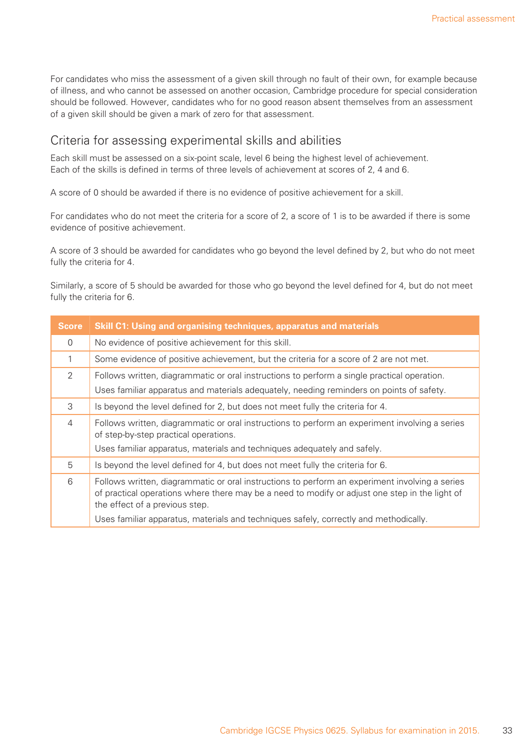For candidates who miss the assessment of a given skill through no fault of their own, for example because of illness, and who cannot be assessed on another occasion, Cambridge procedure for special consideration should be followed. However, candidates who for no good reason absent themselves from an assessment of a given skill should be given a mark of zero for that assessment.

## Criteria for assessing experimental skills and abilities

Each skill must be assessed on a six-point scale, level 6 being the highest level of achievement. Each of the skills is defined in terms of three levels of achievement at scores of 2, 4 and 6.

A score of 0 should be awarded if there is no evidence of positive achievement for a skill.

For candidates who do not meet the criteria for a score of 2, a score of 1 is to be awarded if there is some evidence of positive achievement.

A score of 3 should be awarded for candidates who go beyond the level defined by 2, but who do not meet fully the criteria for 4.

Similarly, a score of 5 should be awarded for those who go beyond the level defined for 4, but do not meet fully the criteria for 6.

| Score | Skill C1: Using and organising techniques, apparatus and materials |
| --- | --- |
| 0 | No evidence of positive achievement for this skill. |
| 1 | Some evidence of positive achievement, but the criteria for a score of 2 are not met. |
| 2 | Follows written, diagrammatic or oral instructions to perform a single practical operation.<br>Uses familiar apparatus and materials adequately, needing reminders on points of safety. |
| 3 | Is beyond the level defined for 2, but does not meet fully the criteria for 4. |
| 4 | Follows written, diagrammatic or oral instructions to perform an experiment involving a series of step-by-step practical operations.<br>Uses familiar apparatus, materials and techniques adequately and safely. |
| 5 | Is beyond the level defined for 4, but does not meet fully the criteria for 6. |
| 6 | Follows written, diagrammatic or oral instructions to perform an experiment involving a series of practical operations where there may be a need to modify or adjust one step in the light of the effect of a previous step.<br>Uses familiar apparatus, materials and techniques safely, correctly and methodically. |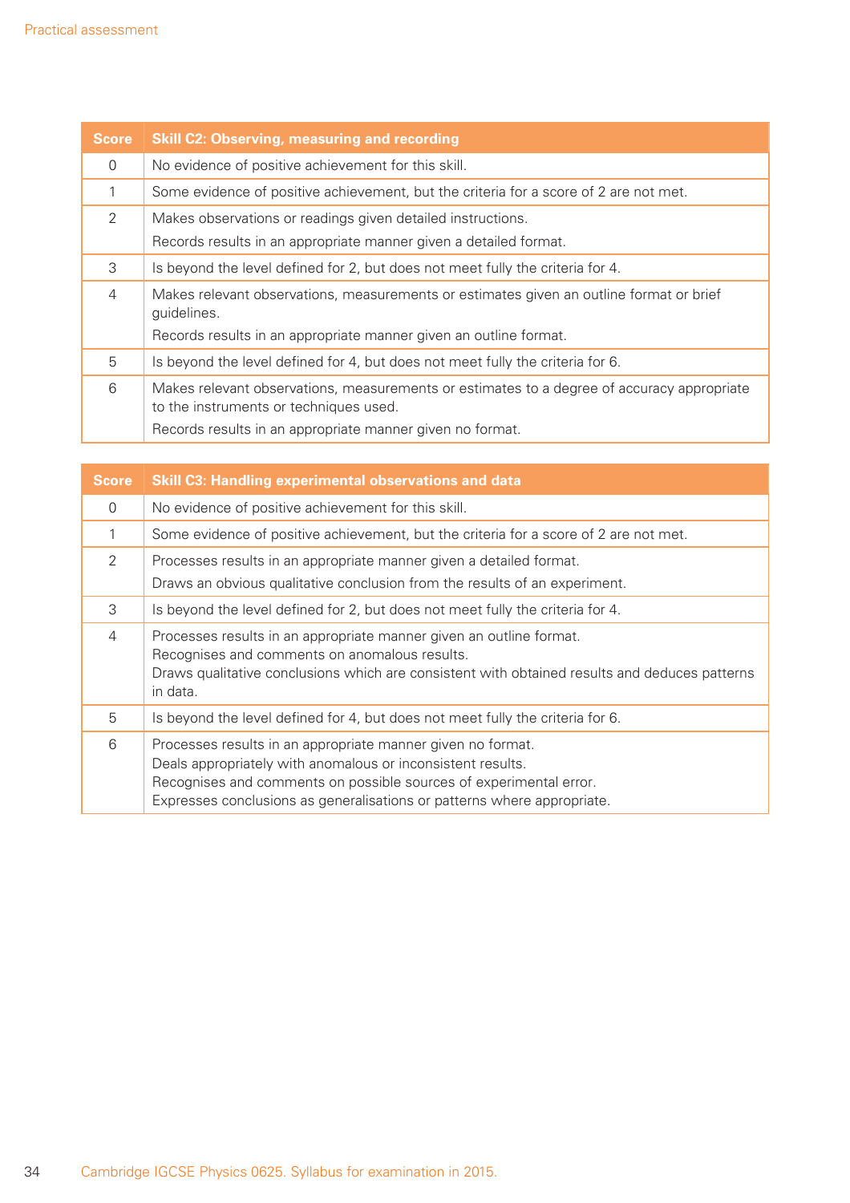| Score | Skill C2: Observing, measuring and recording |
|---|---|
| 0 | No evidence of positive achievement for this skill. |
| 1 | Some evidence of positive achievement, but the criteria for a score of 2 are not met. |
| 2 | Makes observations or readings given detailed instructions.<br>Records results in an appropriate manner given a detailed format. |
| 3 | Is beyond the level defined for 2, but does not meet fully the criteria for 4. |
| 4 | Makes relevant observations, measurements or estimates given an outline format or brief guidelines.<br>Records results in an appropriate manner given an outline format. |
| 5 | Is beyond the level defined for 4, but does not meet fully the criteria for 6. |
| 6 | Makes relevant observations, measurements or estimates to a degree of accuracy appropriate to the instruments or techniques used.<br>Records results in an appropriate manner given no format. |

| Score | Skill C3: Handling experimental observations and data |
|---|---|
| 0 | No evidence of positive achievement for this skill. |
| 1 | Some evidence of positive achievement, but the criteria for a score of 2 are not met. |
| 2 | Processes results in an appropriate manner given a detailed format.<br>Draws an obvious qualitative conclusion from the results of an experiment. |
| 3 | Is beyond the level defined for 2, but does not meet fully the criteria for 4. |
| 4 | Processes results in an appropriate manner given an outline format.<br>Recognises and comments on anomalous results.<br>Draws qualitative conclusions which are consistent with obtained results and deduces patterns in data. |
| 5 | Is beyond the level defined for 4, but does not meet fully the criteria for 6. |
| 6 | Processes results in an appropriate manner given no format.<br>Deals appropriately with anomalous or inconsistent results.<br>Recognises and comments on possible sources of experimental error.<br>Expresses conclusions as generalisations or patterns where appropriate. |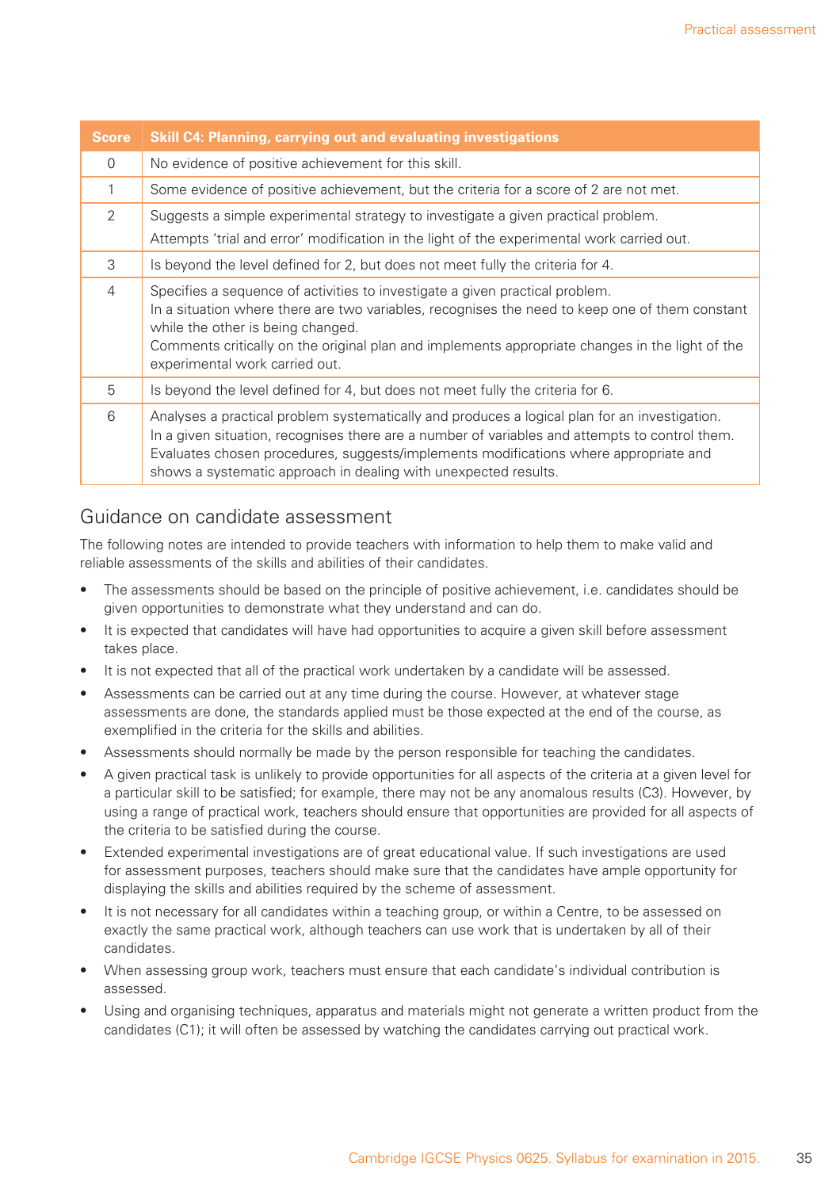| Score | Skill C4: Planning, carrying out and evaluating investigations |
|---|---|
| 0 | No evidence of positive achievement for this skill. |
| 1 | Some evidence of positive achievement, but the criteria for a score of 2 are not met. |
| 2 | Suggests a simple experimental strategy to investigate a given practical problem.<br>Attempts 'trial and error' modification in the light of the experimental work carried out. |
| 3 | Is beyond the level defined for 2, but does not meet fully the criteria for 4. |
| 4 | Specifies a sequence of activities to investigate a given practical problem.<br>In a situation where there are two variables, recognises the need to keep one of them constant while the other is being changed.<br>Comments critically on the original plan and implements appropriate changes in the light of the experimental work carried out. |
| 5 | Is beyond the level defined for 4, but does not meet fully the criteria for 6. |
| 6 | Analyses a practical problem systematically and produces a logical plan for an investigation.<br>In a given situation, recognises there are a number of variables and attempts to control them.<br>Evaluates chosen procedures, suggests/implements modifications where appropriate and shows a systematic approach in dealing with unexpected results. |

## Guidance on candidate assessment

The following notes are intended to provide teachers with information to help them to make valid and reliable assessments of the skills and abilities of their candidates.

- The assessments should be based on the principle of positive achievement, i.e. candidates should be given opportunities to demonstrate what they understand and can do.
- It is expected that candidates will have had opportunities to acquire a given skill before assessment takes place.
- It is not expected that all of the practical work undertaken by a candidate will be assessed.
- Assessments can be carried out at any time during the course. However, at whatever stage assessments are done, the standards applied must be those expected at the end of the course, as exemplified in the criteria for the skills and abilities.
- Assessments should normally be made by the person responsible for teaching the candidates.
- A given practical task is unlikely to provide opportunities for all aspects of the criteria at a given level for a particular skill to be satisfied; for example, there may not be any anomalous results (C3). However, by using a range of practical work, teachers should ensure that opportunities are provided for all aspects of the criteria to be satisfied during the course.
- Extended experimental investigations are of great educational value. If such investigations are used for assessment purposes, teachers should make sure that the candidates have ample opportunity for displaying the skills and abilities required by the scheme of assessment.
- It is not necessary for all candidates within a teaching group, or within a Centre, to be assessed on exactly the same practical work, although teachers can use work that is undertaken by all of their candidates.
- When assessing group work, teachers must ensure that each candidate's individual contribution is assessed.
- Using and organising techniques, apparatus and materials might not generate a written product from the candidates (C1); it will often be assessed by watching the candidates carrying out practical work.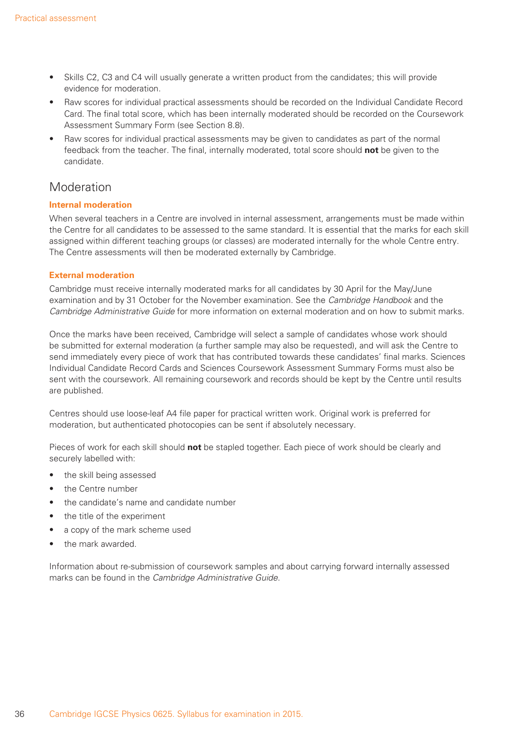- Skills C2, C3 and C4 will usually generate a written product from the candidates; this will provide evidence for moderation.
- Raw scores for individual practical assessments should be recorded on the Individual Candidate Record Card. The final total score, which has been internally moderated should be recorded on the Coursework Assessment Summary Form (see Section 8.8).
- Raw scores for individual practical assessments may be given to candidates as part of the normal feedback from the teacher. The final, internally moderated, total score should **not** be given to the candidate.

## Moderation

### Internal moderation

When several teachers in a Centre are involved in internal assessment, arrangements must be made within the Centre for all candidates to be assessed to the same standard. It is essential that the marks for each skill assigned within different teaching groups (or classes) are moderated internally for the whole Centre entry. The Centre assessments will then be moderated externally by Cambridge.

### External moderation

Cambridge must receive internally moderated marks for all candidates by 30 April for the May/June examination and by 31 October for the November examination. See the *Cambridge Handbook* and the *Cambridge Administrative Guide* for more information on external moderation and on how to submit marks.

Once the marks have been received, Cambridge will select a sample of candidates whose work should be submitted for external moderation (a further sample may also be requested), and will ask the Centre to send immediately every piece of work that has contributed towards these candidates' final marks. Sciences Individual Candidate Record Cards and Sciences Coursework Assessment Summary Forms must also be sent with the coursework. All remaining coursework and records should be kept by the Centre until results are published.

Centres should use loose-leaf A4 file paper for practical written work. Original work is preferred for moderation, but authenticated photocopies can be sent if absolutely necessary.

Pieces of work for each skill should **not** be stapled together. Each piece of work should be clearly and securely labelled with:

- the skill being assessed
- the Centre number
- the candidate's name and candidate number
- the title of the experiment
- a copy of the mark scheme used
- the mark awarded.

Information about re-submission of coursework samples and about carrying forward internally assessed marks can be found in the *Cambridge Administrative Guide*.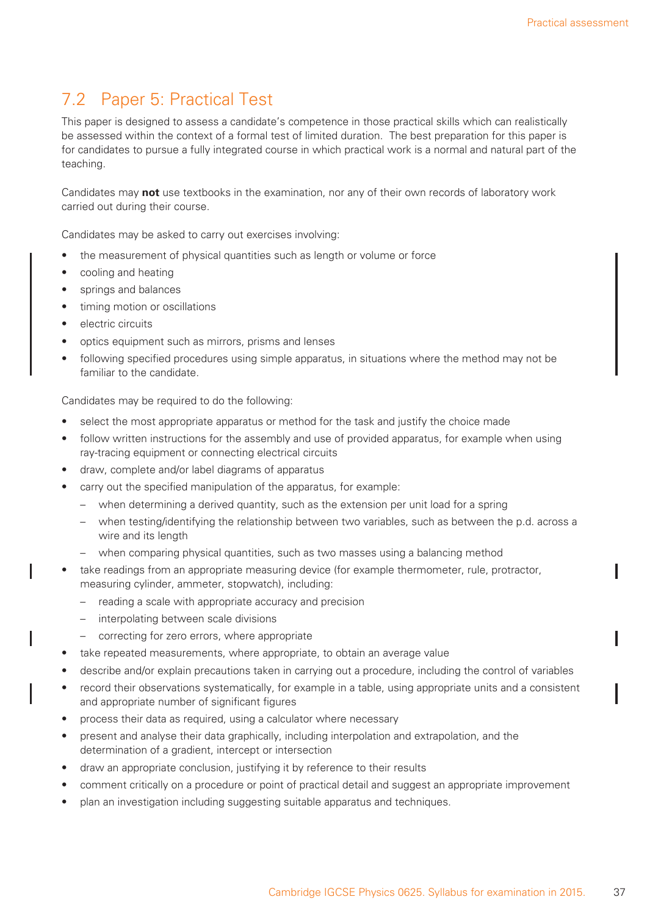## 7.2 Paper 5: Practical Test

This paper is designed to assess a candidate's competence in those practical skills which can realistically be assessed within the context of a formal test of limited duration. The best preparation for this paper is for candidates to pursue a fully integrated course in which practical work is a normal and natural part of the teaching.

Candidates may **not** use textbooks in the examination, nor any of their own records of laboratory work carried out during their course.

Candidates may be asked to carry out exercises involving:

- the measurement of physical quantities such as length or volume or force
- cooling and heating
- springs and balances
- timing motion or oscillations
- electric circuits
- optics equipment such as mirrors, prisms and lenses
- following specified procedures using simple apparatus, in situations where the method may not be familiar to the candidate.

Candidates may be required to do the following:

- select the most appropriate apparatus or method for the task and justify the choice made
- follow written instructions for the assembly and use of provided apparatus, for example when using ray-tracing equipment or connecting electrical circuits
- draw, complete and/or label diagrams of apparatus
- carry out the specified manipulation of the apparatus, for example:
  - when determining a derived quantity, such as the extension per unit load for a spring
  - when testing/identifying the relationship between two variables, such as between the p.d. across a wire and its length
  - when comparing physical quantities, such as two masses using a balancing method
- take readings from an appropriate measuring device (for example thermometer, rule, protractor, measuring cylinder, ammeter, stopwatch), including:
  - reading a scale with appropriate accuracy and precision
  - interpolating between scale divisions
  - correcting for zero errors, where appropriate
- take repeated measurements, where appropriate, to obtain an average value
- describe and/or explain precautions taken in carrying out a procedure, including the control of variables
- record their observations systematically, for example in a table, using appropriate units and a consistent and appropriate number of significant figures
- process their data as required, using a calculator where necessary
- present and analyse their data graphically, including interpolation and extrapolation, and the determination of a gradient, intercept or intersection
- draw an appropriate conclusion, justifying it by reference to their results
- comment critically on a procedure or point of practical detail and suggest an appropriate improvement
- plan an investigation including suggesting suitable apparatus and techniques.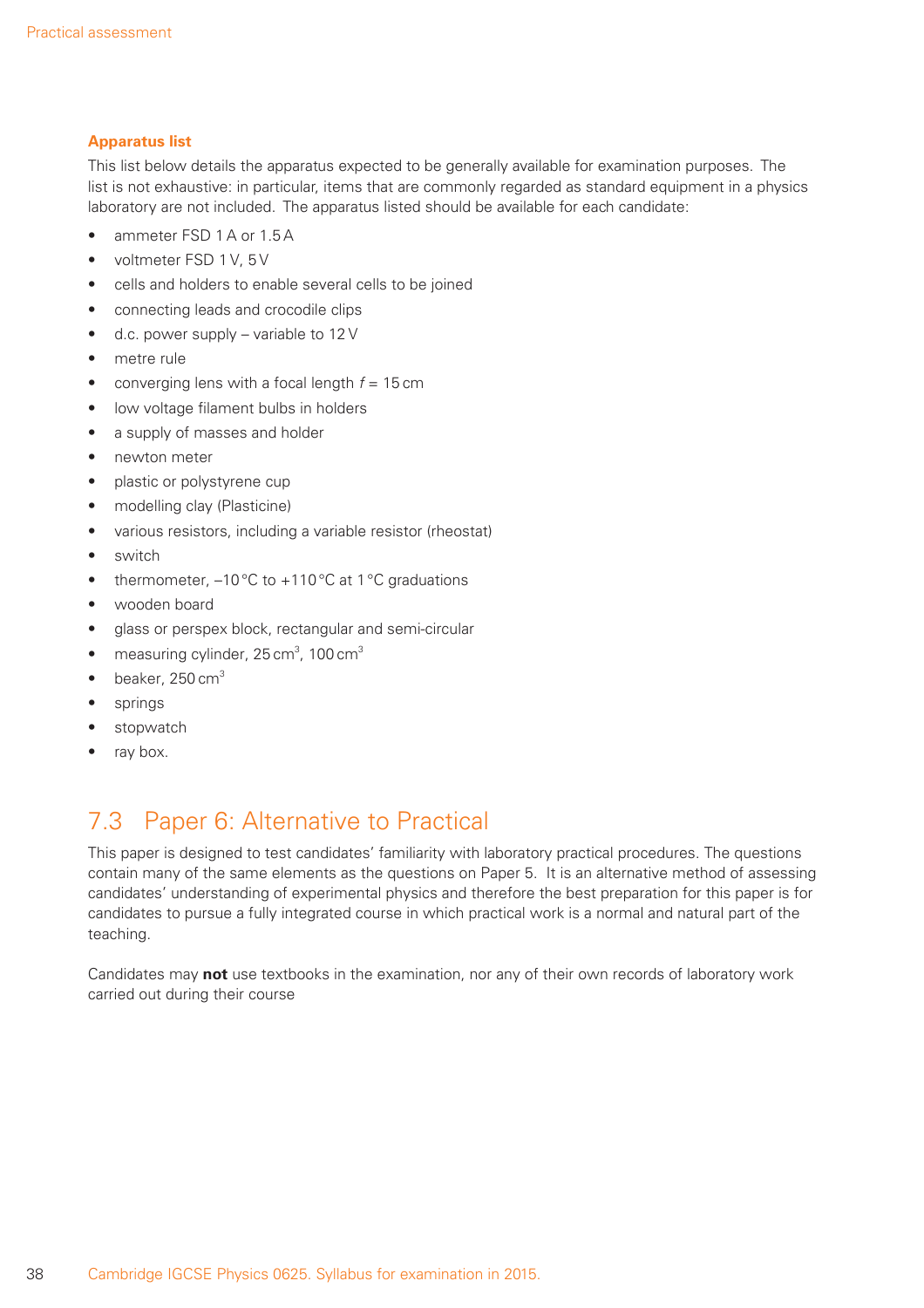### Apparatus list

This list below details the apparatus expected to be generally available for examination purposes. The list is not exhaustive: in particular, items that are commonly regarded as standard equipment in a physics laboratory are not included. The apparatus listed should be available for each candidate:

- ammeter FSD 1 A or 1.5 A
- voltmeter FSD 1 V, 5 V
- cells and holders to enable several cells to be joined
- connecting leads and crocodile clips
- d.c. power supply – variable to 12 V
- metre rule
- converging lens with a focal length $f$ = 15 cm
- low voltage filament bulbs in holders
- a supply of masses and holder
- newton meter
- plastic or polystyrene cup
- modelling clay (Plasticine)
- various resistors, including a variable resistor (rheostat)
- switch
- thermometer, –10 °C to +110 °C at 1 °C graduations
- wooden board
- glass or perspex block, rectangular and semi-circular
- measuring cylinder, 25 $cm^3$, 100 $cm^3$
- beaker, 250 $cm^3$
- springs
- stopwatch
- ray box.

## 7.3 Paper 6: Alternative to Practical

This paper is designed to test candidates' familiarity with laboratory practical procedures. The questions contain many of the same elements as the questions on Paper 5. It is an alternative method of assessing candidates' understanding of experimental physics and therefore the best preparation for this paper is for candidates to pursue a fully integrated course in which practical work is a normal and natural part of the teaching.

Candidates may **not** use textbooks in the examination, nor any of their own records of laboratory work carried out during their course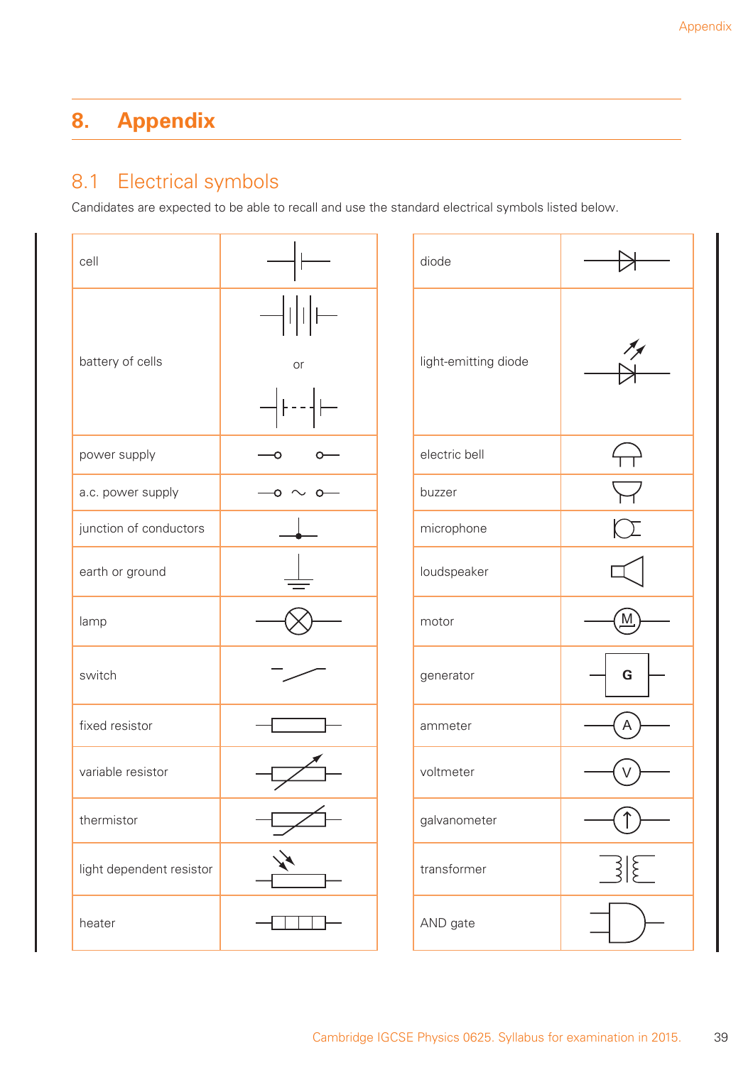# 8. Appendix

## 8.1 Electrical symbols

Candidates are expected to be able to recall and use the standard electrical symbols listed below.

| | |
|---|---|
| cell | |
| battery of cells | or |
| power supply | |
| a.c. power supply | |
| junction of conductors | |
| earth or ground | |
| lamp | |
| switch | |
| fixed resistor | |
| variable resistor | |
| thermistor | |
| light dependent resistor | |
| heater | |

| | |
|---|---|
| diode | |
| light-emitting diode | |
| electric bell | |
| buzzer | |
| microphone | |
| loudspeaker | |
| motor | M |
| generator | G |
| ammeter | A |
| voltmeter | V |
| galvanometer | |
| transformer | |
| AND gate | |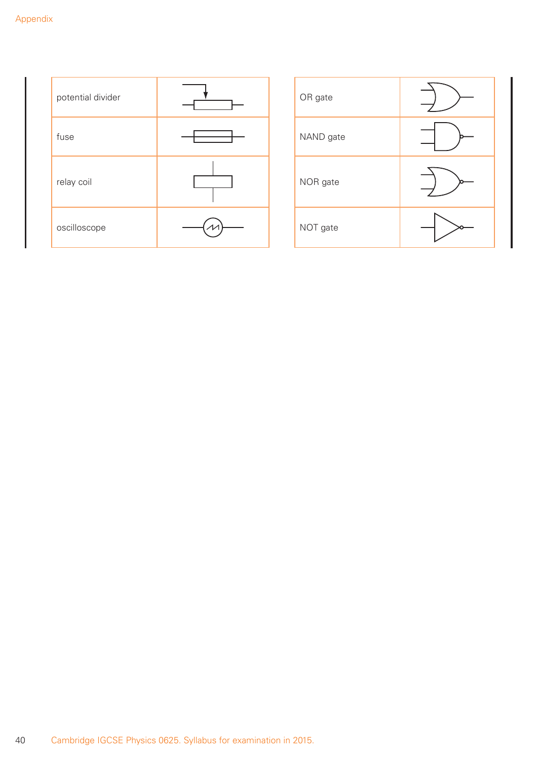| | |
|---|---|
| potential divider | |
| fuse | |
| relay coil | |
| oscilloscope | |

| | |
|---|---|
| OR gate | |
| NAND gate | |
| NOR gate | |
| NOT gate | |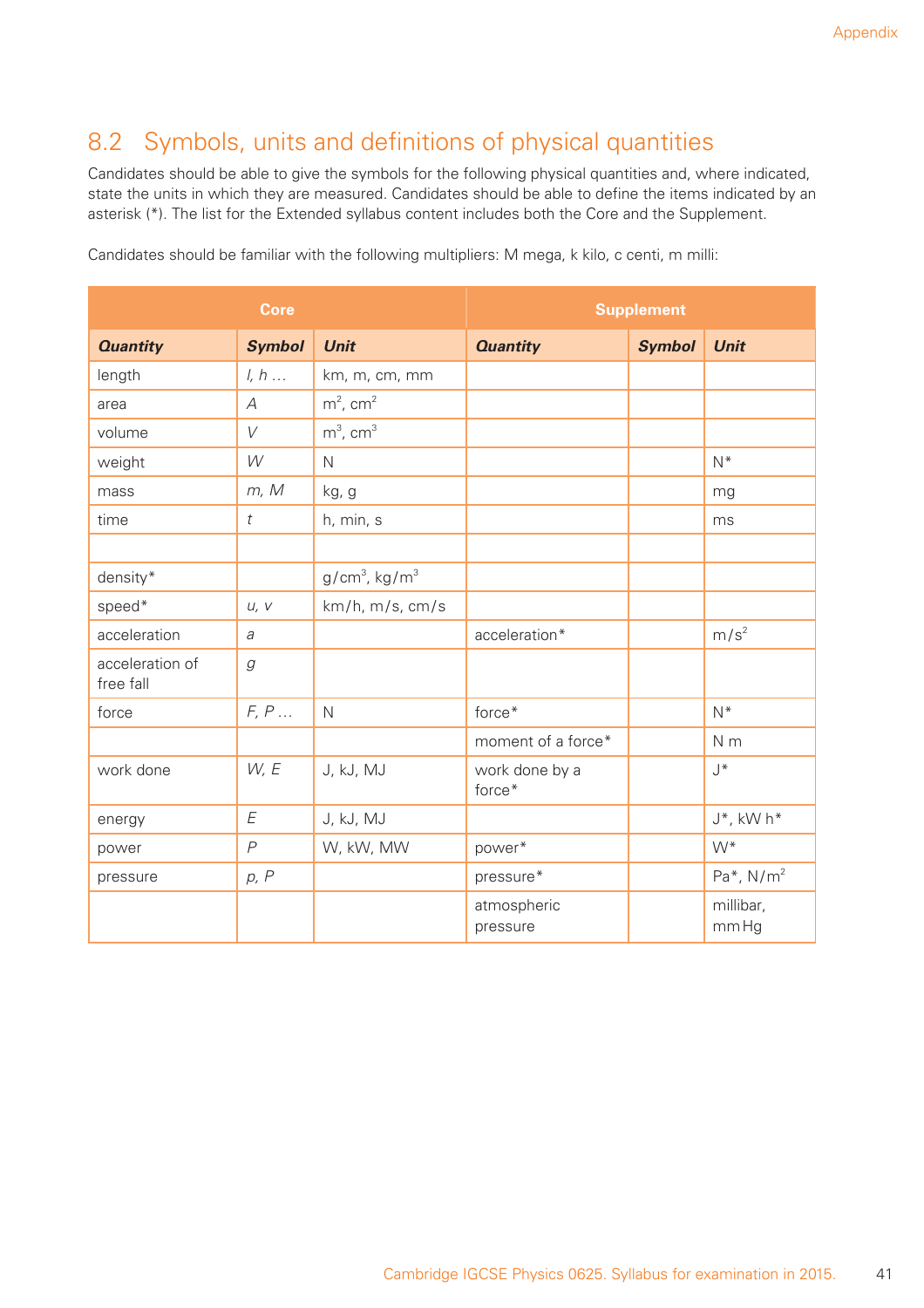## 8.2 Symbols, units and definitions of physical quantities

Candidates should be able to give the symbols for the following physical quantities and, where indicated, state the units in which they are measured. Candidates should be able to define the items indicated by an asterisk (*). The list for the Extended syllabus content includes both the Core and the Supplement.

Candidates should be familiar with the following multipliers: M mega, k kilo, c centi, m milli:

| Core | | | Supplement | | |
|---|---|---|---|---|---|
| **Quantity** | **Symbol** | **Unit** | **Quantity** | **Symbol** | **Unit** |
| length | *l, h* … | km, m, cm, mm | | | |
| area | *A* | $m^2$, $cm^2$ | | | |
| volume | *V* | $m^3$, $cm^3$ | | | |
| weight | *W* | N | | | N* |
| mass | *m, M* | kg, g | | | mg |
| time | *t* | h, min, s | | | ms |
| | | | | | |
| density* | | $g/cm^3$, $kg/m^3$ | | | |
| speed* | *u, v* | km/h, m/s, cm/s | | | |
| acceleration | *a* | | acceleration* | | $m/s^2$ |
| acceleration of free fall | *g* | | | | |
| force | *F, P* … | N | force* | | N* |
| | | | moment of a force* | | N m |
| work done | *W, E* | J, kJ, MJ | work done by a force* | | J* |
| energy | *E* | J, kJ, MJ | | | J*, kW h* |
| power | *P* | W, kW, MW | power* | | W* |
| pressure | *p, P* | | pressure* | | Pa*, $N/m^2$ |
| | | | atmospheric pressure | | millibar, mm Hg |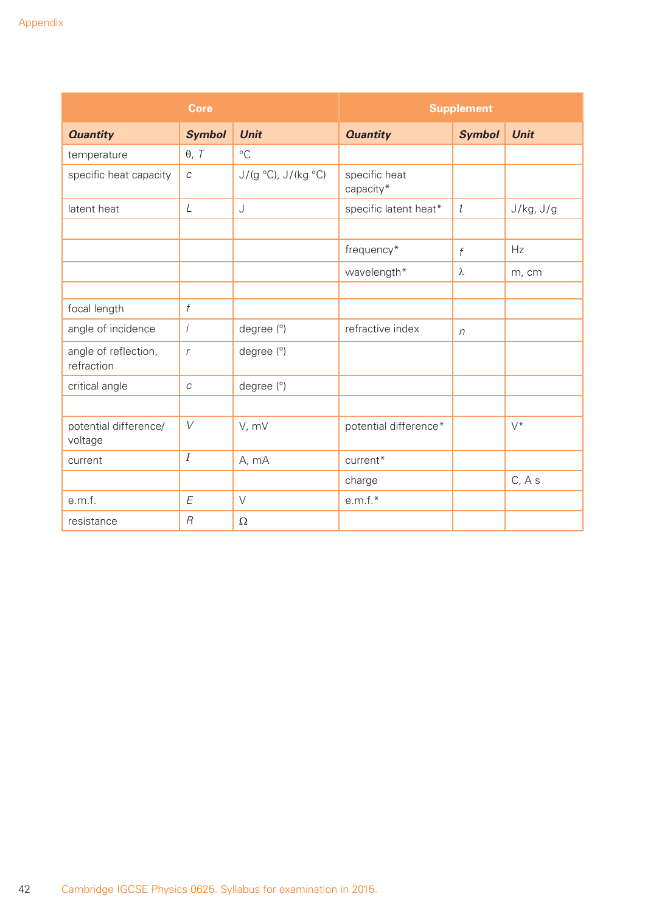| Core | | | Supplement | | |
|---|---|---|---|---|---|
| ***Quantity*** | ***Symbol*** | ***Unit*** | ***Quantity*** | ***Symbol*** | ***Unit*** |
| temperature | $\theta$, $T$ | °C | | | |
| specific heat capacity | $c$ | J/(g °C), J/(kg °C) | specific heat capacity* | | |
| latent heat | $L$ | J | specific latent heat* | $l$ | J/kg, J/g |
| | | | | | |
| | | | frequency* | $f$ | Hz |
| | | | wavelength* | $\lambda$ | m, cm |
| | | | | | |
| focal length | $f$ | | | | |
| angle of incidence | $i$ | degree (°) | refractive index | $n$ | |
| angle of reflection, refraction | $r$ | degree (°) | | | |
| critical angle | $c$ | degree (°) | | | |
| | | | | | |
| potential difference/ voltage | $V$ | V, mV | potential difference* | | V* |
| current | $I$ | A, mA | current* | | |
| | | | charge | | C, A s |
| e.m.f. | $E$ | V | e.m.f.* | | |
| resistance | $R$ | $\Omega$ | | | |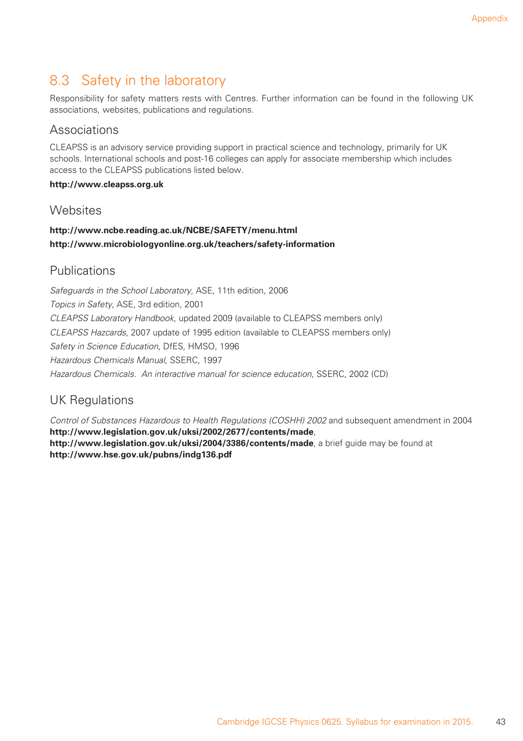## 8.3 Safety in the laboratory

Responsibility for safety matters rests with Centres. Further information can be found in the following UK associations, websites, publications and regulations.

### Associations

CLEAPSS is an advisory service providing support in practical science and technology, primarily for UK schools. International schools and post-16 colleges can apply for associate membership which includes access to the CLEAPSS publications listed below.

**http://www.cleapss.org.uk**

### Websites

**http://www.ncbe.reading.ac.uk/NCBE/SAFETY/menu.html**
**http://www.microbiologyonline.org.uk/teachers/safety-information**

### Publications

*Safeguards in the School Laboratory*, ASE, 11th edition, 2006
*Topics in Safety*, ASE, 3rd edition, 2001
*CLEAPSS Laboratory Handbook*, updated 2009 (available to CLEAPSS members only)
*CLEAPSS Hazcards*, 2007 update of 1995 edition (available to CLEAPSS members only)
*Safety in Science Education*, DfES, HMSO, 1996
*Hazardous Chemicals Manual*, SSERC, 1997
*Hazardous Chemicals. An interactive manual for science education*, SSERC, 2002 (CD)

### UK Regulations

*Control of Substances Hazardous to Health Regulations (COSHH) 2002* and subsequent amendment in 2004
**http://www.legislation.gov.uk/uksi/2002/2677/contents/made**,
**http://www.legislation.gov.uk/uksi/2004/3386/contents/made**, a brief guide may be found at
**http://www.hse.gov.uk/pubns/indg136.pdf**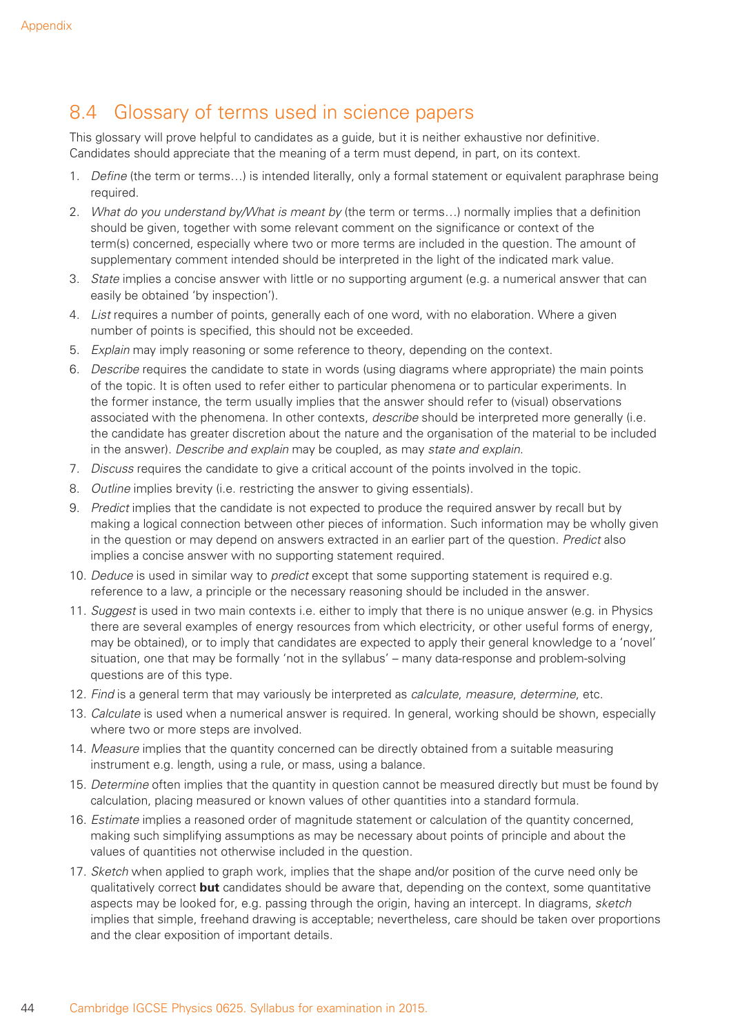## 8.4 Glossary of terms used in science papers

This glossary will prove helpful to candidates as a guide, but it is neither exhaustive nor definitive. Candidates should appreciate that the meaning of a term must depend, in part, on its context.

1. *Define* (the term or terms…) is intended literally, only a formal statement or equivalent paraphrase being required.
2. *What do you understand by/What is meant by* (the term or terms…) normally implies that a definition should be given, together with some relevant comment on the significance or context of the term(s) concerned, especially where two or more terms are included in the question. The amount of supplementary comment intended should be interpreted in the light of the indicated mark value.
3. *State* implies a concise answer with little or no supporting argument (e.g. a numerical answer that can easily be obtained 'by inspection').
4. *List* requires a number of points, generally each of one word, with no elaboration. Where a given number of points is specified, this should not be exceeded.
5. *Explain* may imply reasoning or some reference to theory, depending on the context.
6. *Describe* requires the candidate to state in words (using diagrams where appropriate) the main points of the topic. It is often used to refer either to particular phenomena or to particular experiments. In the former instance, the term usually implies that the answer should refer to (visual) observations associated with the phenomena. In other contexts, *describe* should be interpreted more generally (i.e. the candidate has greater discretion about the nature and the organisation of the material to be included in the answer). *Describe and explain* may be coupled, as may *state and explain*.
7. *Discuss* requires the candidate to give a critical account of the points involved in the topic.
8. *Outline* implies brevity (i.e. restricting the answer to giving essentials).
9. *Predict* implies that the candidate is not expected to produce the required answer by recall but by making a logical connection between other pieces of information. Such information may be wholly given in the question or may depend on answers extracted in an earlier part of the question. *Predict* also implies a concise answer with no supporting statement required.
10. *Deduce* is used in similar way to *predict* except that some supporting statement is required e.g. reference to a law, a principle or the necessary reasoning should be included in the answer.
11. *Suggest* is used in two main contexts i.e. either to imply that there is no unique answer (e.g. in Physics there are several examples of energy resources from which electricity, or other useful forms of energy, may be obtained), or to imply that candidates are expected to apply their general knowledge to a 'novel' situation, one that may be formally 'not in the syllabus' – many data-response and problem-solving questions are of this type.
12. *Find* is a general term that may variously be interpreted as *calculate*, *measure*, *determine*, etc.
13. *Calculate* is used when a numerical answer is required. In general, working should be shown, especially where two or more steps are involved.
14. *Measure* implies that the quantity concerned can be directly obtained from a suitable measuring instrument e.g. length, using a rule, or mass, using a balance.
15. *Determine* often implies that the quantity in question cannot be measured directly but must be found by calculation, placing measured or known values of other quantities into a standard formula.
16. *Estimate* implies a reasoned order of magnitude statement or calculation of the quantity concerned, making such simplifying assumptions as may be necessary about points of principle and about the values of quantities not otherwise included in the question.
17. *Sketch* when applied to graph work, implies that the shape and/or position of the curve need only be qualitatively correct **but** candidates should be aware that, depending on the context, some quantitative aspects may be looked for, e.g. passing through the origin, having an intercept. In diagrams, *sketch* implies that simple, freehand drawing is acceptable; nevertheless, care should be taken over proportions and the clear exposition of important details.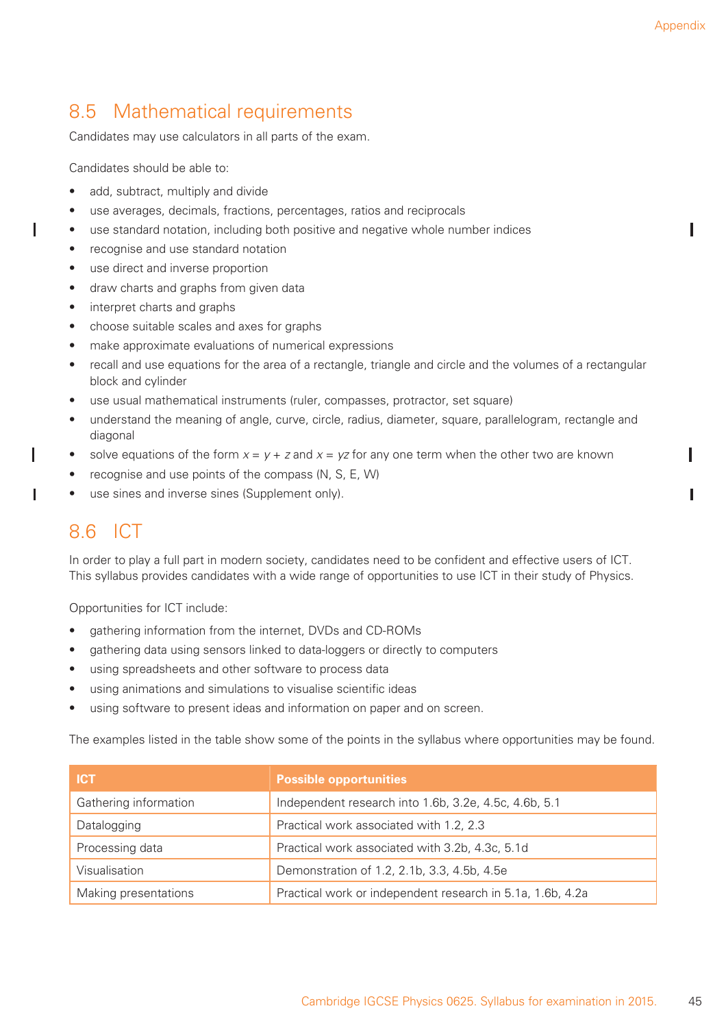## 8.5 Mathematical requirements

Candidates may use calculators in all parts of the exam.

Candidates should be able to:

- add, subtract, multiply and divide
- use averages, decimals, fractions, percentages, ratios and reciprocals
- use standard notation, including both positive and negative whole number indices
- recognise and use standard notation
- use direct and inverse proportion
- draw charts and graphs from given data
- interpret charts and graphs
- choose suitable scales and axes for graphs
- make approximate evaluations of numerical expressions
- recall and use equations for the area of a rectangle, triangle and circle and the volumes of a rectangular block and cylinder
- use usual mathematical instruments (ruler, compasses, protractor, set square)
- understand the meaning of angle, curve, circle, radius, diameter, square, parallelogram, rectangle and diagonal
- solve equations of the form $x = y + z$ and $x = yz$ for any one term when the other two are known
- recognise and use points of the compass (N, S, E, W)
- use sines and inverse sines (Supplement only).

## 8.6 ICT

In order to play a full part in modern society, candidates need to be confident and effective users of ICT. This syllabus provides candidates with a wide range of opportunities to use ICT in their study of Physics.

Opportunities for ICT include:

- gathering information from the internet, DVDs and CD-ROMs
- gathering data using sensors linked to data-loggers or directly to computers
- using spreadsheets and other software to process data
- using animations and simulations to visualise scientific ideas
- using software to present ideas and information on paper and on screen.

The examples listed in the table show some of the points in the syllabus where opportunities may be found.

| ICT | Possible opportunities |
|---|---|
| Gathering information | Independent research into 1.6b, 3.2e, 4.5c, 4.6b, 5.1 |
| Datalogging | Practical work associated with 1.2, 2.3 |
| Processing data | Practical work associated with 3.2b, 4.3c, 5.1d |
| Visualisation | Demonstration of 1.2, 2.1b, 3.3, 4.5b, 4.5e |
| Making presentations | Practical work or independent research in 5.1a, 1.6b, 4.2a |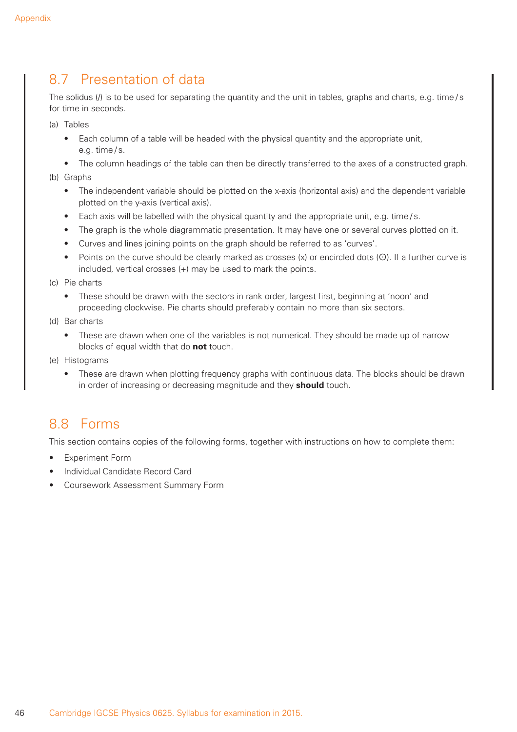## 8.7 Presentation of data

The solidus (/) is to be used for separating the quantity and the unit in tables, graphs and charts, e.g. time / s for time in seconds.

(a) Tables

- Each column of a table will be headed with the physical quantity and the appropriate unit, e.g. time / s.
- The column headings of the table can then be directly transferred to the axes of a constructed graph.

(b) Graphs

- The independent variable should be plotted on the x-axis (horizontal axis) and the dependent variable plotted on the y-axis (vertical axis).
- Each axis will be labelled with the physical quantity and the appropriate unit, e.g. time / s.
- The graph is the whole diagrammatic presentation. It may have one or several curves plotted on it.
- Curves and lines joining points on the graph should be referred to as 'curves'.
- Points on the curve should be clearly marked as crosses (x) or encircled dots (⊙). If a further curve is included, vertical crosses (+) may be used to mark the points.

(c) Pie charts

- These should be drawn with the sectors in rank order, largest first, beginning at 'noon' and proceeding clockwise. Pie charts should preferably contain no more than six sectors.

(d) Bar charts

- These are drawn when one of the variables is not numerical. They should be made up of narrow blocks of equal width that do **not** touch.

(e) Histograms

- These are drawn when plotting frequency graphs with continuous data. The blocks should be drawn in order of increasing or decreasing magnitude and they **should** touch.

## 8.8 Forms

This section contains copies of the following forms, together with instructions on how to complete them:

- Experiment Form
- Individual Candidate Record Card
- Coursework Assessment Summary Form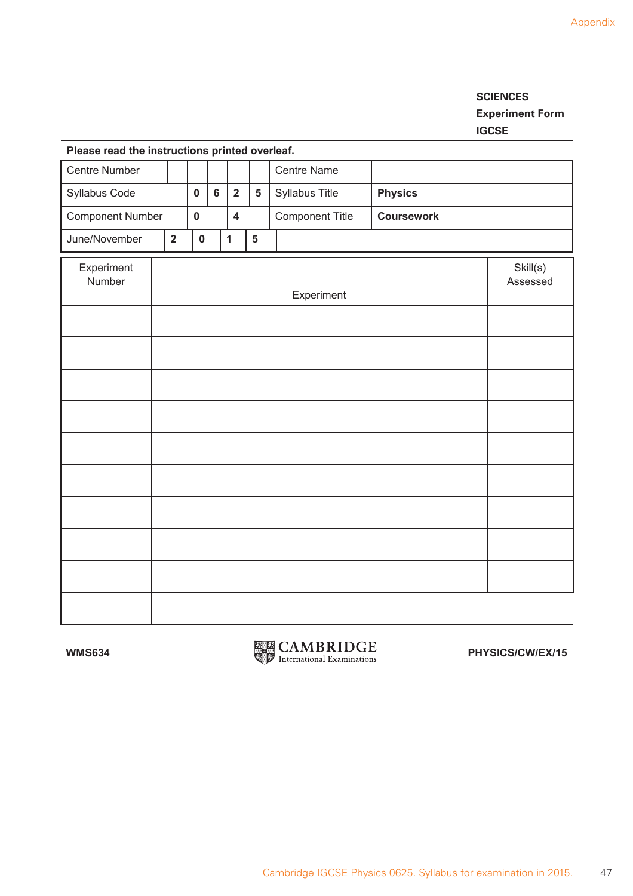**SCIENCES**
**Experiment Form**
**IGCSE**

**Please read the instructions printed overleaf.**

| Centre Number | | | | | | Centre Name | |
|---|---|---|---|---|---|---|---|
| Syllabus Code | | **0** | **6** | **2** | **5** | Syllabus Title | **Physics** |
| Component Number | | **0** | | **4** | | Component Title | **Coursework** |
| June/November | **2** | **0** | **1** | **5** | | | |

| Experiment Number | Experiment | Skill(s) Assessed |
|---|---|---|
| | | |
| | | |
| | | |
| | | |
| | | |
| | | |
| | | |
| | | |
| | | |
| | | |

**WMS634** CAMBRIDGE International Examinations **PHYSICS/CW/EX/15**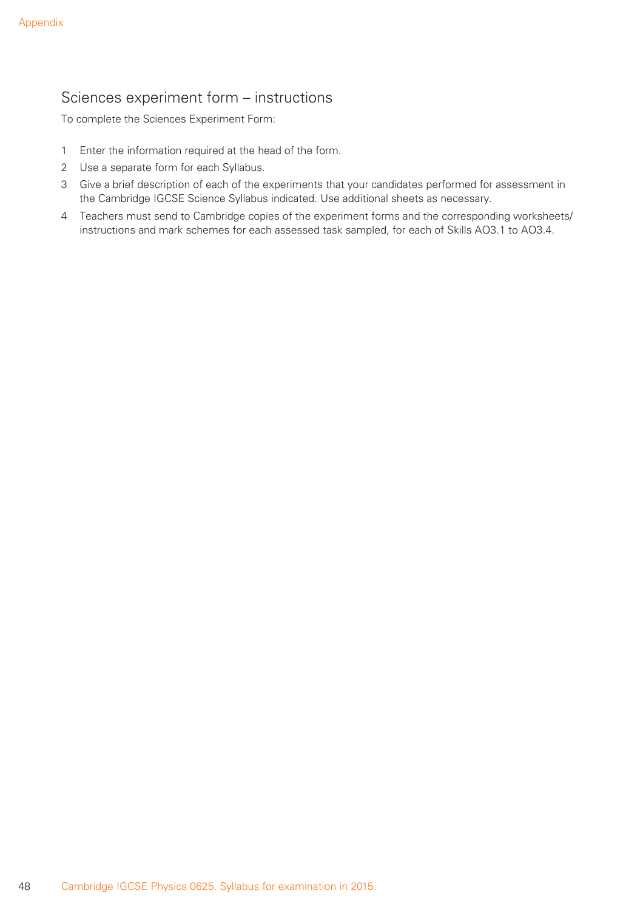## Sciences experiment form – instructions

To complete the Sciences Experiment Form:

1. Enter the information required at the head of the form.
2. Use a separate form for each Syllabus.
3. Give a brief description of each of the experiments that your candidates performed for assessment in the Cambridge IGCSE Science Syllabus indicated. Use additional sheets as necessary.
4. Teachers must send to Cambridge copies of the experiment forms and the corresponding worksheets/ instructions and mark schemes for each assessed task sampled, for each of Skills AO3.1 to AO3.4.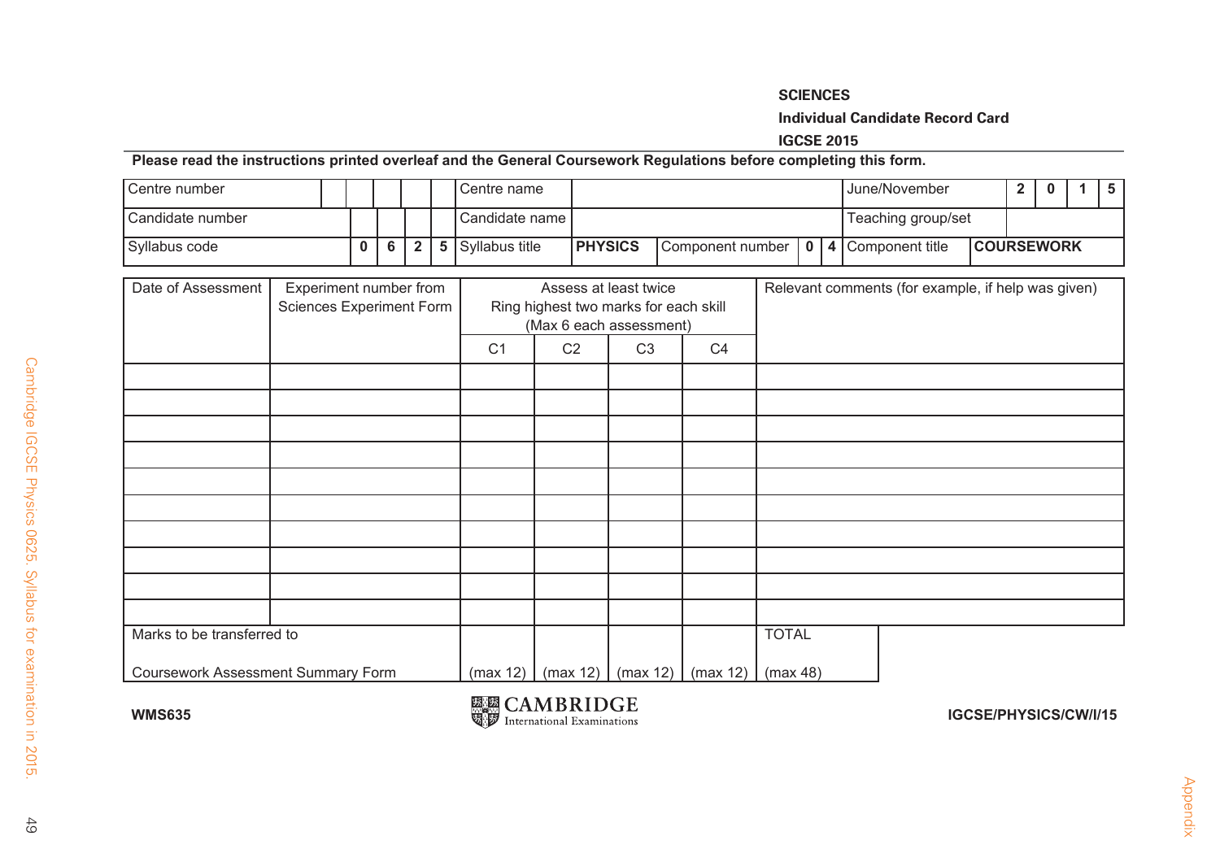**SCIENCES**

**Individual Candidate Record Card**

**IGCSE 2015**

**Please read the instructions printed overleaf and the General Coursework Regulations before completing this form.**

| Centre number | | Centre name | | June/November | **2 0 1 5** |
|---|---|---|---|---|---|
| Candidate number | | Candidate name | | Teaching group/set | |
| Syllabus code | **0 6 2 5** | Syllabus title | **PHYSICS** Component number **0 4** | Component title | **COURSEWORK** |

| Date of Assessment | Experiment number from Sciences Experiment Form | Assess at least twice Ring highest two marks for each skill (Max 6 each assessment) | | | | Relevant comments (for example, if help was given) |
|---|---|---|---|---|---|---|
| | | C1 | C2 | C3 | C4 | |
| | | | | | | |
| | | | | | | |
| | | | | | | |
| | | | | | | |
| | | | | | | |
| | | | | | | |
| | | | | | | |
| | | | | | | |
| | | | | | | |
| | | | | | | |
| Marks to be transferred to Coursework Assessment Summary Form | | (max 12) | (max 12) | (max 12) | (max 12) | TOTAL (max 48) |

WMS635

CAMBRIDGE International Examinations

IGCSE/PHYSICS/CW/I/15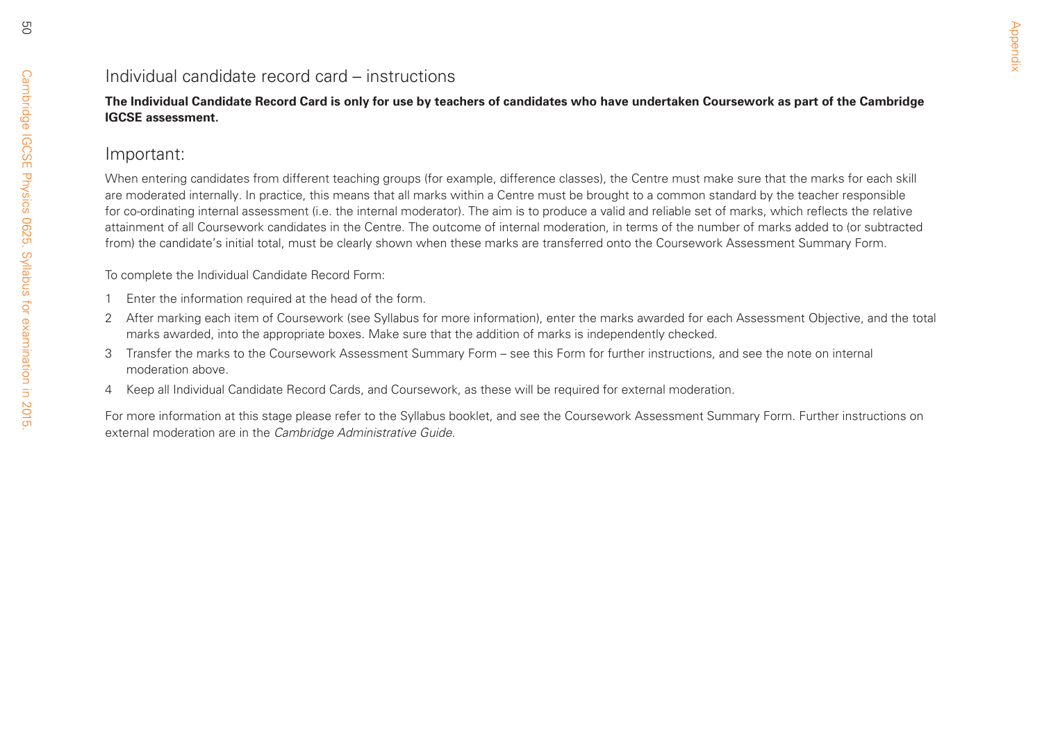## Individual candidate record card – instructions

**The Individual Candidate Record Card is only for use by teachers of candidates who have undertaken Coursework as part of the Cambridge IGCSE assessment.**

## Important:

When entering candidates from different teaching groups (for example, difference classes), the Centre must make sure that the marks for each skill are moderated internally. In practice, this means that all marks within a Centre must be brought to a common standard by the teacher responsible for co-ordinating internal assessment (i.e. the internal moderator). The aim is to produce a valid and reliable set of marks, which reflects the relative attainment of all Coursework candidates in the Centre. The outcome of internal moderation, in terms of the number of marks added to (or subtracted from) the candidate's initial total, must be clearly shown when these marks are transferred onto the Coursework Assessment Summary Form.

To complete the Individual Candidate Record Form:

1. Enter the information required at the head of the form.
2. After marking each item of Coursework (see Syllabus for more information), enter the marks awarded for each Assessment Objective, and the total marks awarded, into the appropriate boxes. Make sure that the addition of marks is independently checked.
3. Transfer the marks to the Coursework Assessment Summary Form – see this Form for further instructions, and see the note on internal moderation above.
4. Keep all Individual Candidate Record Cards, and Coursework, as these will be required for external moderation.

For more information at this stage please refer to the Syllabus booklet, and see the Coursework Assessment Summary Form. Further instructions on external moderation are in the *Cambridge Administrative Guide*.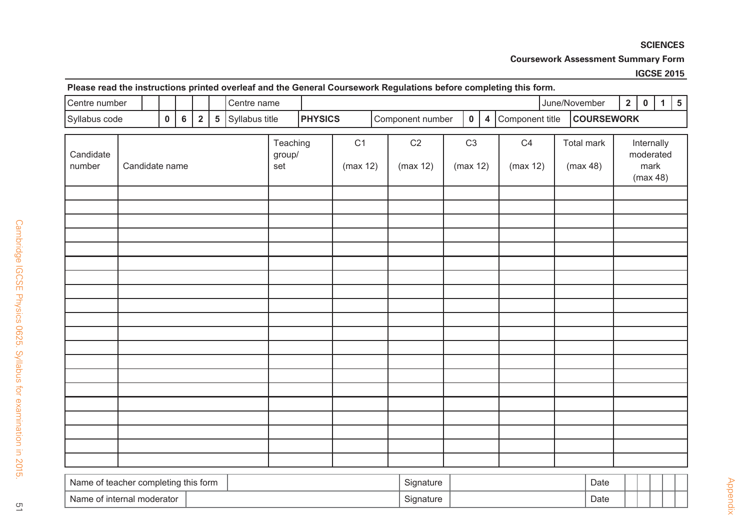**SCIENCES**

**Coursework Assessment Summary Form**

**IGCSE 2015**

**Please read the instructions printed overleaf and the General Coursework Regulations before completing this form.**

| Centre number | | | | | | Centre name | | June/November | 2 | 0 | 1 | 5 |
|---|---|---|---|---|---|---|---|---|---|---|---|---|
| Syllabus code | 0 | 6 | 2 | 5 | Syllabus title | **PHYSICS** | Component number | 0 | 4 | Component title | **COURSEWORK** | |

| Candidate number | Candidate name | Teaching group/ set | C1 (max 12) | C2 (max 12) | C3 (max 12) | C4 (max 12) | Total mark (max 48) | Internally moderated mark (max 48) |
|---|---|---|---|---|---|---|---|---|
| | | | | | | | | |
| | | | | | | | | |
| | | | | | | | | |
| | | | | | | | | |
| | | | | | | | | |
| | | | | | | | | |
| | | | | | | | | |
| | | | | | | | | |
| | | | | | | | | |
| | | | | | | | | |
| | | | | | | | | |
| | | | | | | | | |
| | | | | | | | | |
| | | | | | | | | |
| | | | | | | | | |
| | | | | | | | | |
| | | | | | | | | |
| | | | | | | | | |
| | | | | | | | | |
| | | | | | | | | |

| Name of teacher completing this form | | Signature | | Date | |
|---|---|---|---|---|---|
| Name of internal moderator | | Signature | | Date | |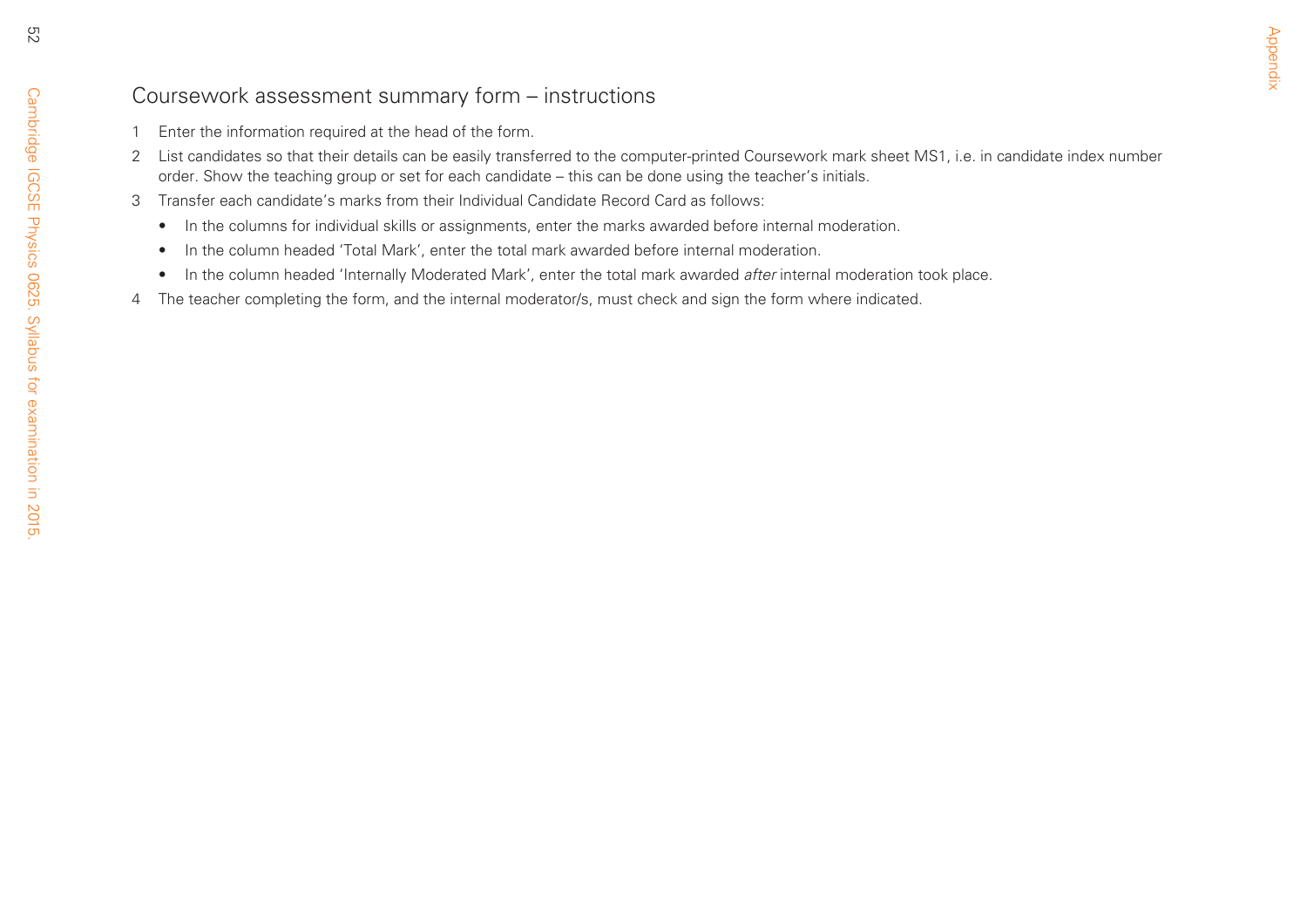## Coursework assessment summary form – instructions

1. Enter the information required at the head of the form.
2. List candidates so that their details can be easily transferred to the computer-printed Coursework mark sheet MS1, i.e. in candidate index number order. Show the teaching group or set for each candidate – this can be done using the teacher's initials.
3. Transfer each candidate's marks from their Individual Candidate Record Card as follows:
   - In the columns for individual skills or assignments, enter the marks awarded before internal moderation.
   - In the column headed 'Total Mark', enter the total mark awarded before internal moderation.
   - In the column headed 'Internally Moderated Mark', enter the total mark awarded *after* internal moderation took place.
4. The teacher completing the form, and the internal moderator/s, must check and sign the form where indicated.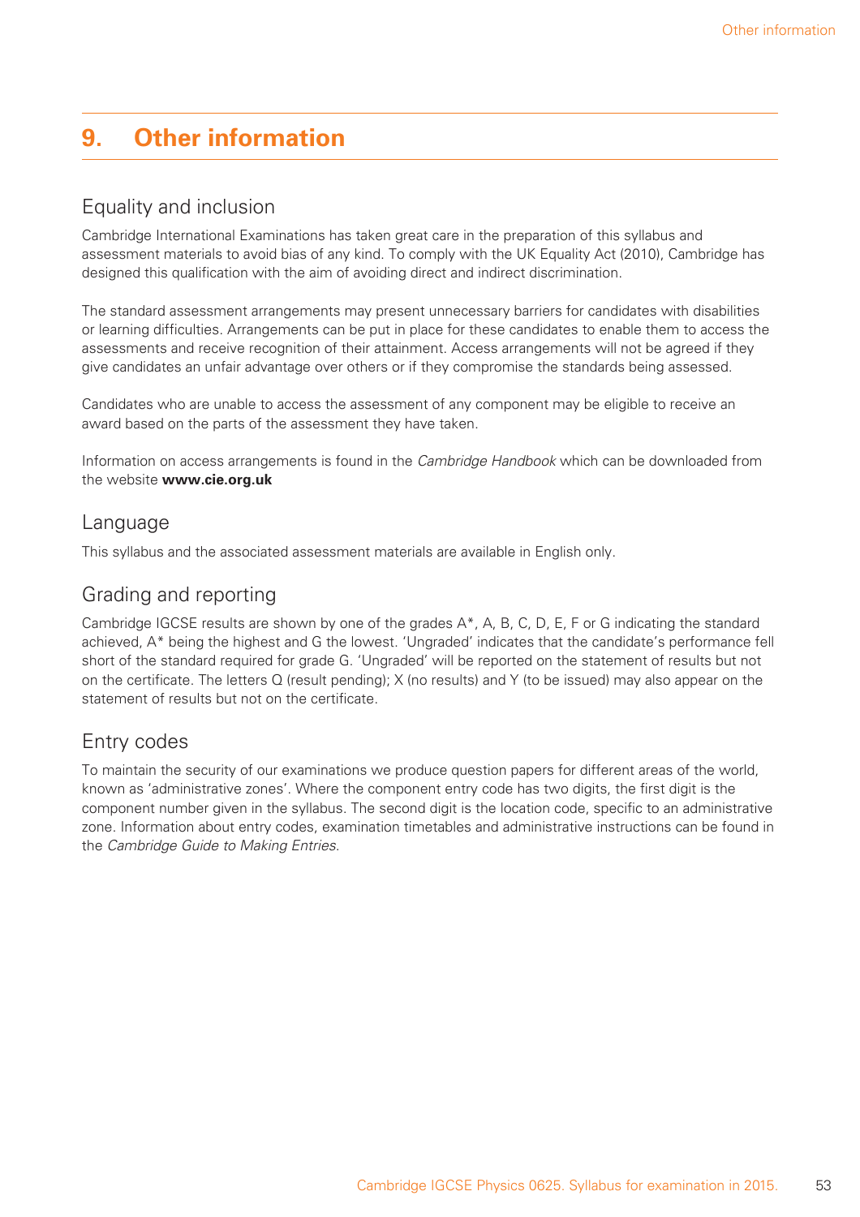# 9. Other information

## Equality and inclusion

Cambridge International Examinations has taken great care in the preparation of this syllabus and assessment materials to avoid bias of any kind. To comply with the UK Equality Act (2010), Cambridge has designed this qualification with the aim of avoiding direct and indirect discrimination.

The standard assessment arrangements may present unnecessary barriers for candidates with disabilities or learning difficulties. Arrangements can be put in place for these candidates to enable them to access the assessments and receive recognition of their attainment. Access arrangements will not be agreed if they give candidates an unfair advantage over others or if they compromise the standards being assessed.

Candidates who are unable to access the assessment of any component may be eligible to receive an award based on the parts of the assessment they have taken.

Information on access arrangements is found in the *Cambridge Handbook* which can be downloaded from the website **www.cie.org.uk**

## Language

This syllabus and the associated assessment materials are available in English only.

## Grading and reporting

Cambridge IGCSE results are shown by one of the grades A*, A, B, C, D, E, F or G indicating the standard achieved, A* being the highest and G the lowest. 'Ungraded' indicates that the candidate's performance fell short of the standard required for grade G. 'Ungraded' will be reported on the statement of results but not on the certificate. The letters Q (result pending); X (no results) and Y (to be issued) may also appear on the statement of results but not on the certificate.

## Entry codes

To maintain the security of our examinations we produce question papers for different areas of the world, known as 'administrative zones'. Where the component entry code has two digits, the first digit is the component number given in the syllabus. The second digit is the location code, specific to an administrative zone. Information about entry codes, examination timetables and administrative instructions can be found in the *Cambridge Guide to Making Entries.*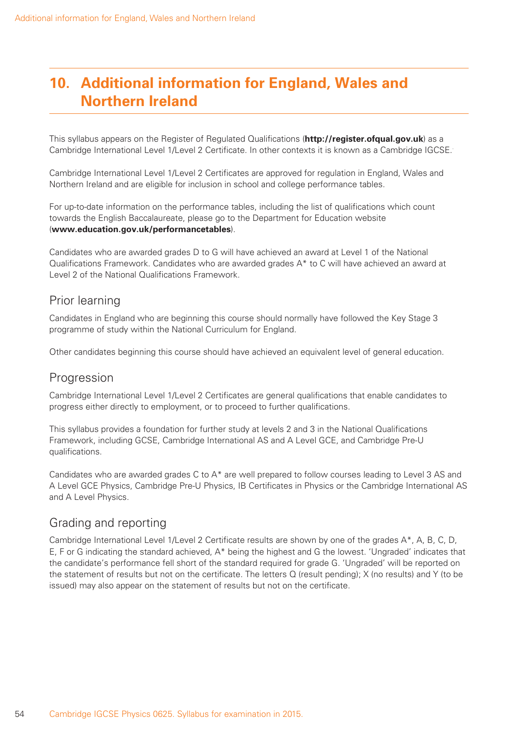# 10. Additional information for England, Wales and Northern Ireland

This syllabus appears on the Register of Regulated Qualifications (**http://register.ofqual.gov.uk**) as a Cambridge International Level 1/Level 2 Certificate. In other contexts it is known as a Cambridge IGCSE.

Cambridge International Level 1/Level 2 Certificates are approved for regulation in England, Wales and Northern Ireland and are eligible for inclusion in school and college performance tables.

For up-to-date information on the performance tables, including the list of qualifications which count towards the English Baccalaureate, please go to the Department for Education website (**www.education.gov.uk/performancetables**).

Candidates who are awarded grades D to G will have achieved an award at Level 1 of the National Qualifications Framework. Candidates who are awarded grades A* to C will have achieved an award at Level 2 of the National Qualifications Framework.

## Prior learning

Candidates in England who are beginning this course should normally have followed the Key Stage 3 programme of study within the National Curriculum for England.

Other candidates beginning this course should have achieved an equivalent level of general education.

## Progression

Cambridge International Level 1/Level 2 Certificates are general qualifications that enable candidates to progress either directly to employment, or to proceed to further qualifications.

This syllabus provides a foundation for further study at levels 2 and 3 in the National Qualifications Framework, including GCSE, Cambridge International AS and A Level GCE, and Cambridge Pre-U qualifications.

Candidates who are awarded grades C to A* are well prepared to follow courses leading to Level 3 AS and A Level GCE Physics, Cambridge Pre-U Physics, IB Certificates in Physics or the Cambridge International AS and A Level Physics.

## Grading and reporting

Cambridge International Level 1/Level 2 Certificate results are shown by one of the grades A*, A, B, C, D, E, F or G indicating the standard achieved, A* being the highest and G the lowest. 'Ungraded' indicates that the candidate's performance fell short of the standard required for grade G. 'Ungraded' will be reported on the statement of results but not on the certificate. The letters Q (result pending); X (no results) and Y (to be issued) may also appear on the statement of results but not on the certificate.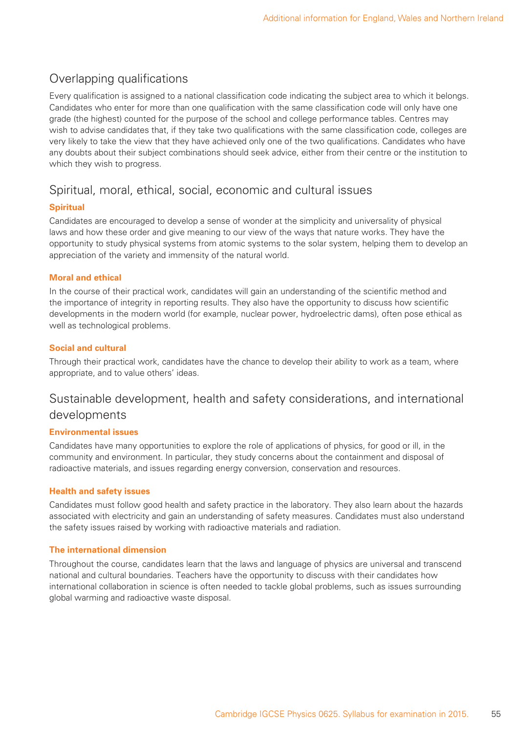## Overlapping qualifications

Every qualification is assigned to a national classification code indicating the subject area to which it belongs. Candidates who enter for more than one qualification with the same classification code will only have one grade (the highest) counted for the purpose of the school and college performance tables. Centres may wish to advise candidates that, if they take two qualifications with the same classification code, colleges are very likely to take the view that they have achieved only one of the two qualifications. Candidates who have any doubts about their subject combinations should seek advice, either from their centre or the institution to which they wish to progress.

## Spiritual, moral, ethical, social, economic and cultural issues

### Spiritual

Candidates are encouraged to develop a sense of wonder at the simplicity and universality of physical laws and how these order and give meaning to our view of the ways that nature works. They have the opportunity to study physical systems from atomic systems to the solar system, helping them to develop an appreciation of the variety and immensity of the natural world.

### Moral and ethical

In the course of their practical work, candidates will gain an understanding of the scientific method and the importance of integrity in reporting results. They also have the opportunity to discuss how scientific developments in the modern world (for example, nuclear power, hydroelectric dams), often pose ethical as well as technological problems.

### Social and cultural

Through their practical work, candidates have the chance to develop their ability to work as a team, where appropriate, and to value others' ideas.

## Sustainable development, health and safety considerations, and international developments

### Environmental issues

Candidates have many opportunities to explore the role of applications of physics, for good or ill, in the community and environment. In particular, they study concerns about the containment and disposal of radioactive materials, and issues regarding energy conversion, conservation and resources.

### Health and safety issues

Candidates must follow good health and safety practice in the laboratory. They also learn about the hazards associated with electricity and gain an understanding of safety measures. Candidates must also understand the safety issues raised by working with radioactive materials and radiation.

### The international dimension

Throughout the course, candidates learn that the laws and language of physics are universal and transcend national and cultural boundaries. Teachers have the opportunity to discuss with their candidates how international collaboration in science is often needed to tackle global problems, such as issues surrounding global warming and radioactive waste disposal.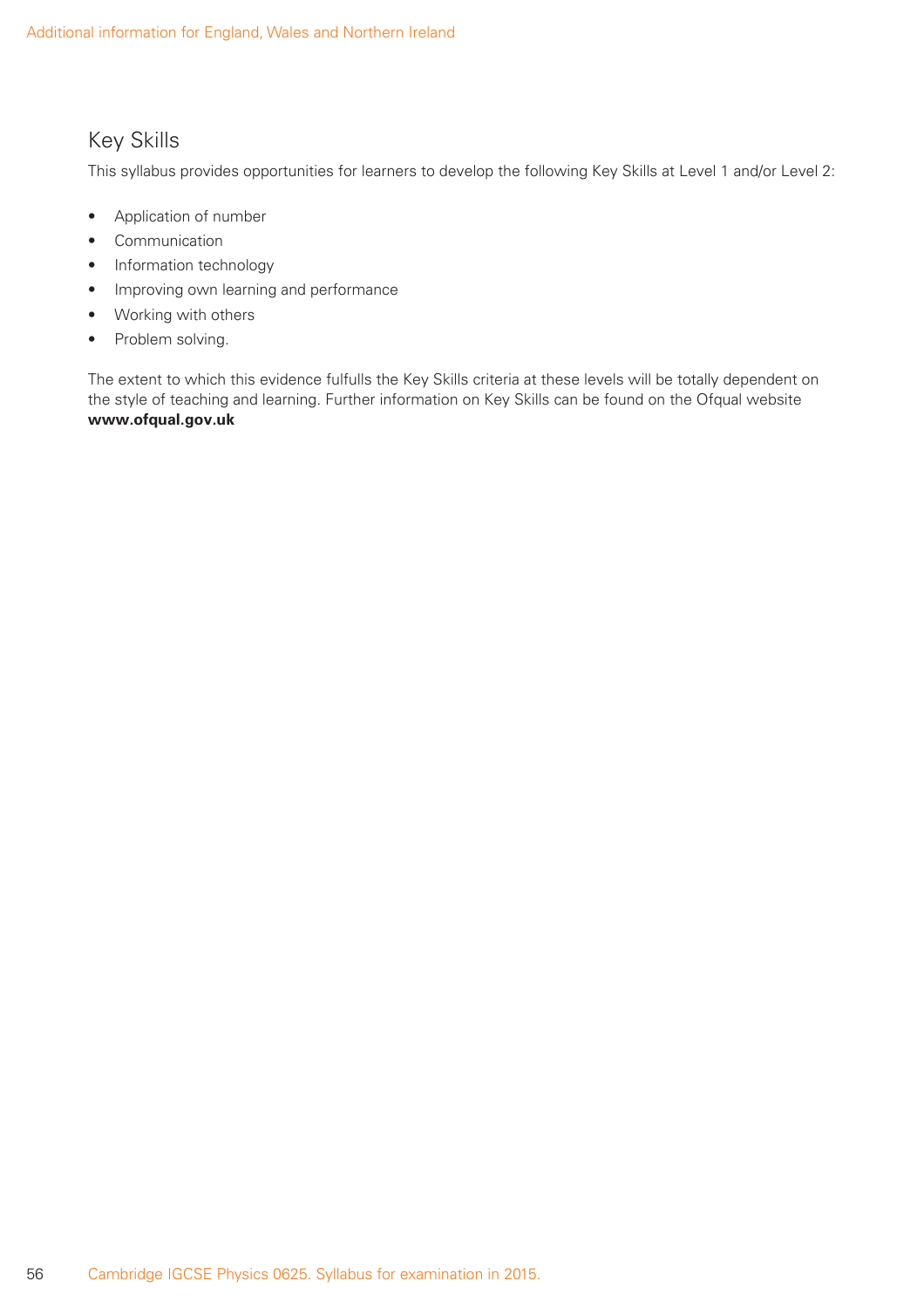## Key Skills

This syllabus provides opportunities for learners to develop the following Key Skills at Level 1 and/or Level 2:

- Application of number
- Communication
- Information technology
- Improving own learning and performance
- Working with others
- Problem solving.

The extent to which this evidence fulfulls the Key Skills criteria at these levels will be totally dependent on the style of teaching and learning. Further information on Key Skills can be found on the Ofqual website **www.ofqual.gov.uk**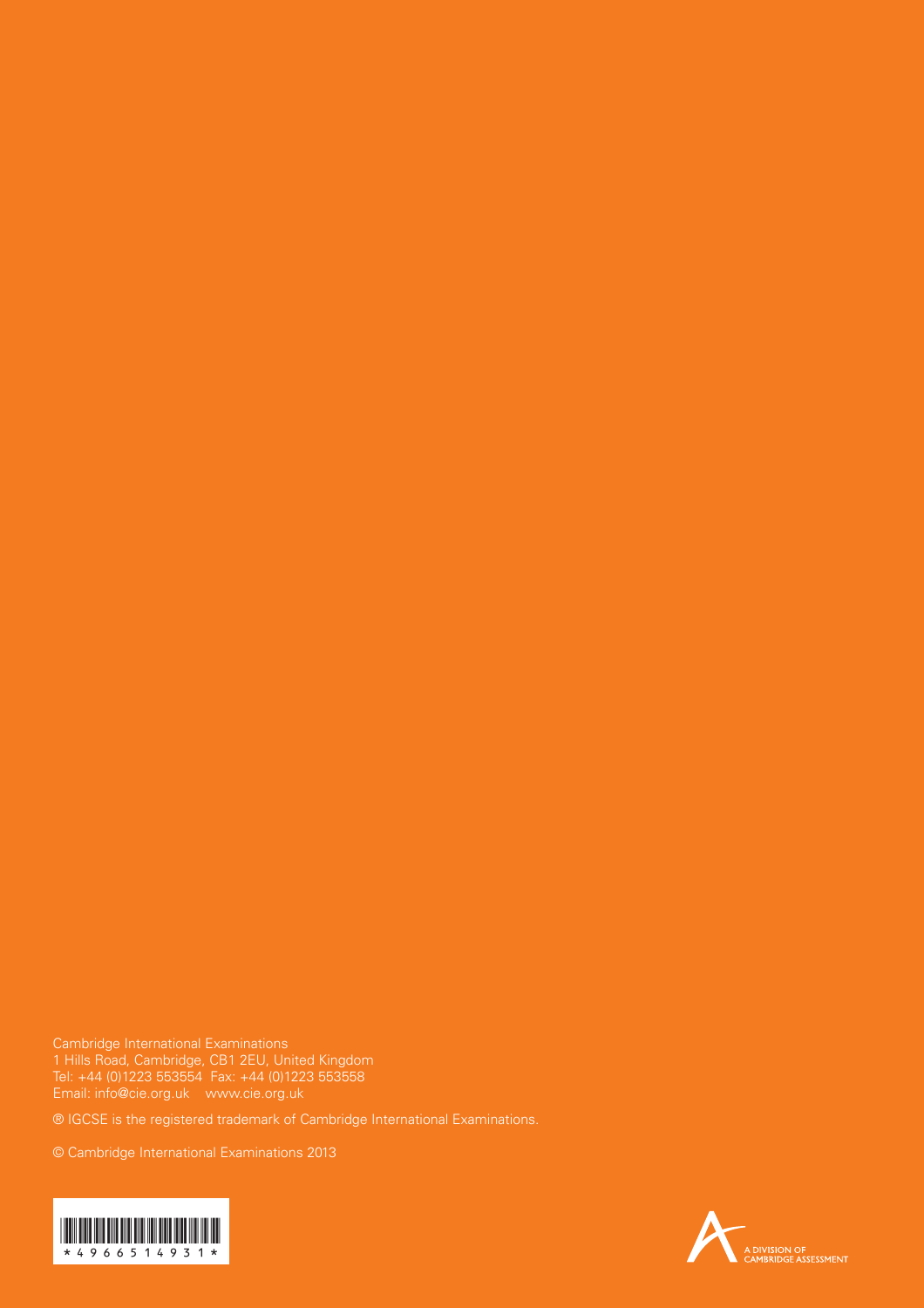Cambridge International Examinations
1 Hills Road, Cambridge, CB1 2EU, United Kingdom
Tel: +44 (0)1223 553554 Fax: +44 (0)1223 553558
Email: info@cie.org.uk www.cie.org.uk

® IGCSE is the registered trademark of Cambridge International Examinations.

© Cambridge International Examinations 2013

*4966514931*

A DIVISION OF
CAMBRIDGE ASSESSMENT